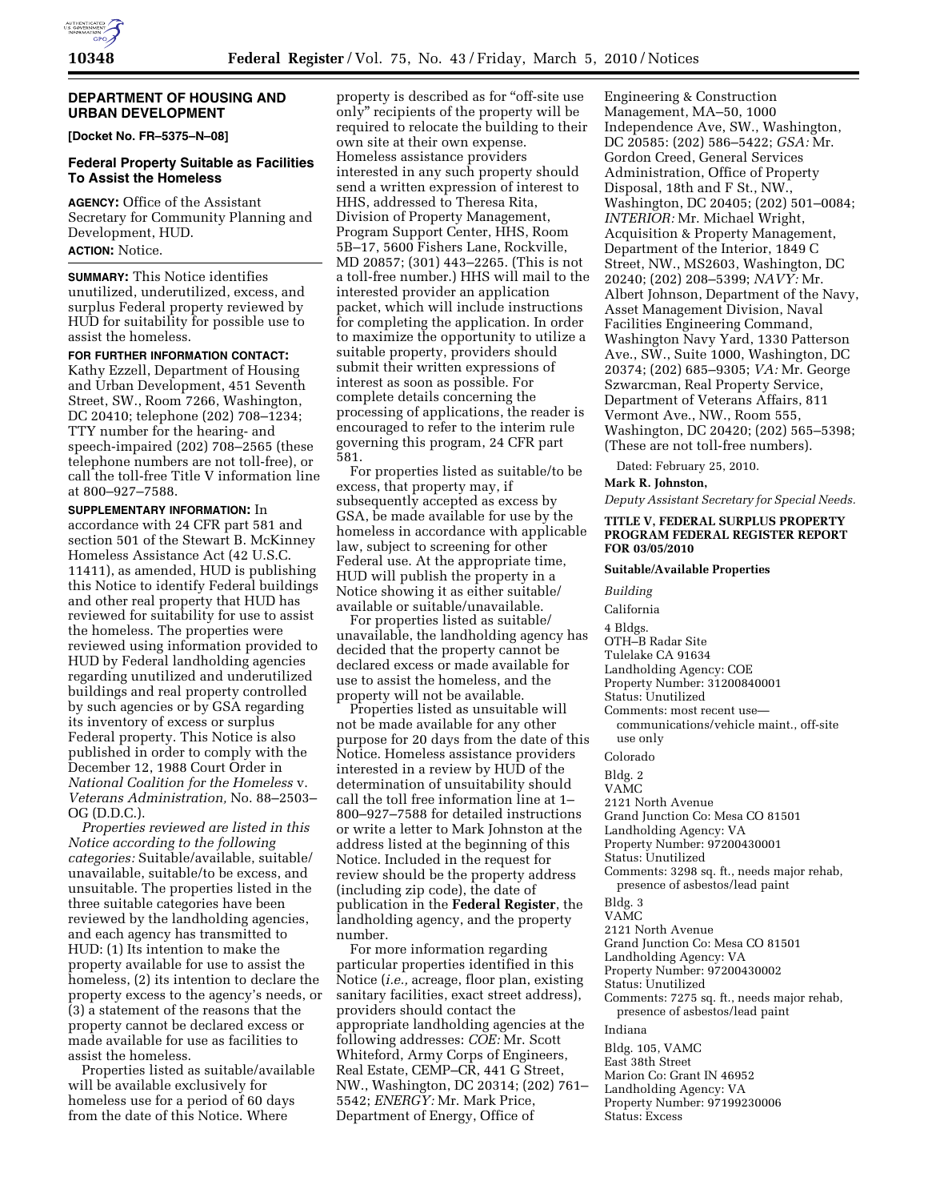## DEPARTMENT OF HOUSING AND URBAN DEVELOPMENT

**[Docket No. FR–5375–N–08]**

### Federal Property Suitable as Facilities To Assist the Homeless

**AGENCY:** Office of the Assistant Secretary for Community Planning and Development, HUD.

**ACTION:** Notice.

**SUMMARY:** This Notice identifies unutilized, underutilized, excess, and surplus Federal property reviewed by HUD for suitability for possible use to assist the homeless.

**FOR FURTHER INFORMATION CONTACT:** Kathy Ezzell, Department of Housing and Urban Development, 451 Seventh Street, SW., Room 7266, Washington, DC 20410; telephone (202) 708–1234; TTY number for the hearing- and speech-impaired (202) 708–2565 (these telephone numbers are not toll-free), or call the toll-free Title V information line at 800–927–7588.

**SUPPLEMENTARY INFORMATION:** In accordance with 24 CFR part 581 and section 501 of the Stewart B. McKinney Homeless Assistance Act (42 U.S.C. 11411), as amended, HUD is publishing this Notice to identify Federal buildings and other real property that HUD has reviewed for suitability for use to assist the homeless. The properties were reviewed using information provided to HUD by Federal landholding agencies regarding unutilized and underutilized buildings and real property controlled by such agencies or by GSA regarding its inventory of excess or surplus Federal property. This Notice is also published in order to comply with the December 12, 1988 Court Order in *National Coalition for the Homeless* v. *Veterans Administration,* No. 88–2503–OG (D.D.C.).

*Properties reviewed are listed in this Notice according to the following categories:* Suitable/available, suitable/unavailable, suitable/to be excess, and unsuitable. The properties listed in the three suitable categories have been reviewed by the landholding agencies, and each agency has transmitted to HUD: (1) Its intention to make the property available for use to assist the homeless, (2) its intention to declare the property excess to the agency's needs, or (3) a statement of the reasons that the property cannot be declared excess or made available for use as facilities to assist the homeless.

Properties listed as suitable/available will be available exclusively for homeless use for a period of 60 days from the date of this Notice. Where property is described as for "off-site use only" recipients of the property will be required to relocate the building to their own site at their own expense. Homeless assistance providers interested in any such property should send a written expression of interest to HHS, addressed to Theresa Rita, Division of Property Management, Program Support Center, HHS, Room 5B–17, 5600 Fishers Lane, Rockville, MD 20857; (301) 443–2265. (This is not a toll-free number.) HHS will mail to the interested provider an application packet, which will include instructions for completing the application. In order to maximize the opportunity to utilize a suitable property, providers should submit their written expressions of interest as soon as possible. For complete details concerning the processing of applications, the reader is encouraged to refer to the interim rule governing this program, 24 CFR part 581.

For properties listed as suitable/to be excess, that property may, if subsequently accepted as excess by GSA, be made available for use by the homeless in accordance with applicable law, subject to screening for other Federal use. At the appropriate time, HUD will publish the property in a Notice showing it as either suitable/available or suitable/unavailable.

For properties listed as suitable/unavailable, the landholding agency has decided that the property cannot be declared excess or made available for use to assist the homeless, and the property will not be available.

Properties listed as unsuitable will not be made available for any other purpose for 20 days from the date of this Notice. Homeless assistance providers interested in a review by HUD of the determination of unsuitability should call the toll free information line at 1–800–927–7588 for detailed instructions or write a letter to Mark Johnston at the address listed at the beginning of this Notice. Included in the request for review should be the property address (including zip code), the date of publication in the **Federal Register**, the landholding agency, and the property number.

For more information regarding particular properties identified in this Notice (*i.e.,* acreage, floor plan, existing sanitary facilities, exact street address), providers should contact the appropriate landholding agencies at the following addresses: *COE:* Mr. Scott Whiteford, Army Corps of Engineers, Real Estate, CEMP–CR, 441 G Street, NW., Washington, DC 20314; (202) 761–5542; *ENERGY:* Mr. Mark Price, Department of Energy, Office of Engineering & Construction Management, MA–50, 1000 Independence Ave, SW., Washington, DC 20585: (202) 586–5422; *GSA:* Mr. Gordon Creed, General Services Administration, Office of Property Disposal, 18th and F St., NW., Washington, DC 20405; (202) 501–0084; *INTERIOR:* Mr. Michael Wright, Acquisition & Property Management, Department of the Interior, 1849 C Street, NW., MS2603, Washington, DC 20240; (202) 208–5399; *NAVY:* Mr. Albert Johnson, Department of the Navy, Asset Management Division, Naval Facilities Engineering Command, Washington Navy Yard, 1330 Patterson Ave., SW., Suite 1000, Washington, DC 20374; (202) 685–9305; *VA:* Mr. George Szwarcman, Real Property Service, Department of Veterans Affairs, 811 Vermont Ave., NW., Room 555, Washington, DC 20420; (202) 565–5398; (These are not toll-free numbers).

Dated: February 25, 2010.

**Mark R. Johnston,**

*Deputy Assistant Secretary for Special Needs.*

**TITLE V, FEDERAL SURPLUS PROPERTY PROGRAM FEDERAL REGISTER REPORT FOR 03/05/2010**

**Suitable/Available Properties**

*Building*

California

4 Bldgs.
OTH–B Radar Site
Tulelake CA 91634
Landholding Agency: COE
Property Number: 31200840001
Status: Unutilized
Comments: most recent use—communications/vehicle maint., off-site use only

Colorado

Bldg. 2
VAMC
2121 North Avenue
Grand Junction Co: Mesa CO 81501
Landholding Agency: VA
Property Number: 97200430001
Status: Unutilized
Comments: 3298 sq. ft., needs major rehab, presence of asbestos/lead paint

Bldg. 3
VAMC
2121 North Avenue
Grand Junction Co: Mesa CO 81501
Landholding Agency: VA
Property Number: 97200430002
Status: Unutilized
Comments: 7275 sq. ft., needs major rehab, presence of asbestos/lead paint

Indiana

Bldg. 105, VAMC
East 38th Street
Marion Co: Grant IN 46952
Landholding Agency: VA
Property Number: 97199230006
Status: Excess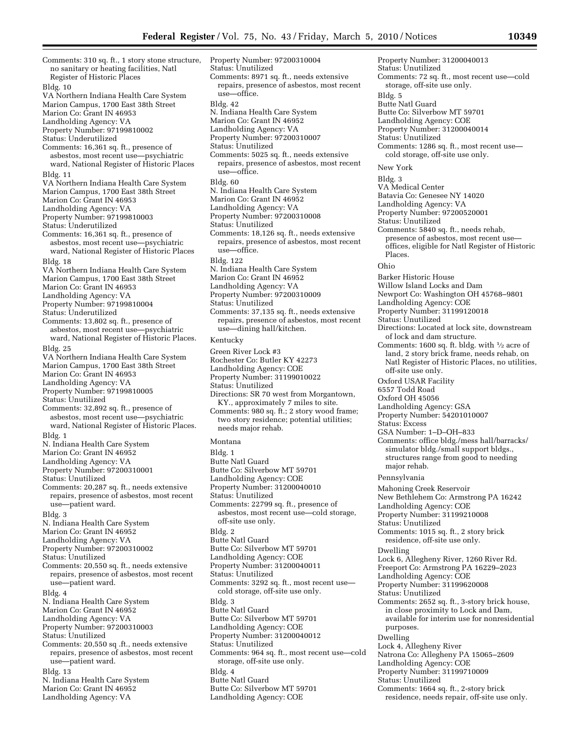Comments: 310 sq. ft., 1 story stone structure, no sanitary or heating facilities, Natl Register of Historic Places

Bldg. 10
VA Northern Indiana Health Care System
Marion Campus, 1700 East 38th Street
Marion Co: Grant IN 46953
Landholding Agency: VA
Property Number: 97199810002
Status: Underutilized
Comments: 16,361 sq. ft., presence of asbestos, most recent use—psychiatric ward, National Register of Historic Places

Bldg. 11
VA Northern Indiana Health Care System
Marion Campus, 1700 East 38th Street
Marion Co: Grant IN 46953
Landholding Agency: VA
Property Number: 97199810003
Status: Underutilized
Comments: 16,361 sq. ft., presence of asbestos, most recent use—psychiatric ward, National Register of Historic Places

Bldg. 18
VA Northern Indiana Health Care System
Marion Campus, 1700 East 38th Street
Marion Co: Grant IN 46953
Landholding Agency: VA
Property Number: 97199810004
Status: Underutilized
Comments: 13,802 sq. ft., presence of asbestos, most recent use—psychiatric ward, National Register of Historic Places.

Bldg. 25
VA Northern Indiana Health Care System
Marion Campus, 1700 East 38th Street
Marion Co: Grant IN 46953
Landholding Agency: VA
Property Number: 97199810005
Status: Unutilized
Comments: 32,892 sq. ft., presence of asbestos, most recent use—psychiatric ward, National Register of Historic Places.

Bldg. 1
N. Indiana Health Care System
Marion Co: Grant IN 46952
Landholding Agency: VA
Property Number: 97200310001
Status: Unutilized
Comments: 20,287 sq. ft., needs extensive repairs, presence of asbestos, most recent use—patient ward.

Bldg. 3
N. Indiana Health Care System
Marion Co: Grant IN 46952
Landholding Agency: VA
Property Number: 97200310002
Status: Unutilized
Comments: 20,550 sq. ft., needs extensive repairs, presence of asbestos, most recent use—patient ward.

Bldg. 4
N. Indiana Health Care System
Marion Co: Grant IN 46952
Landholding Agency: VA
Property Number: 97200310003
Status: Unutilized
Comments: 20,550 sq .ft., needs extensive repairs, presence of asbestos, most recent use—patient ward.

Bldg. 13
N. Indiana Health Care System
Marion Co: Grant IN 46952
Landholding Agency: VA
Property Number: 97200310004
Status: Unutilized
Comments: 8971 sq. ft., needs extensive repairs, presence of asbestos, most recent use—office.

Bldg. 42
N. Indiana Health Care System
Marion Co: Grant IN 46952
Landholding Agency: VA
Property Number: 97200310007
Status: Unutilized
Comments: 5025 sq. ft., needs extensive repairs, presence of asbestos, most recent use—office.

Bldg. 60
N. Indiana Health Care System
Marion Co: Grant IN 46952
Landholding Agency: VA
Property Number: 97200310008
Status: Unutilized
Comments: 18,126 sq. ft., needs extensive repairs, presence of asbestos, most recent use—office.

Bldg. 122
N. Indiana Health Care System
Marion Co: Grant IN 46952
Landholding Agency: VA
Property Number: 97200310009
Status: Unutilized
Comments: 37,135 sq. ft., needs extensive repairs, presence of asbestos, most recent use—dining hall/kitchen.

## Kentucky

Green River Lock #3
Rochester Co: Butler KY 42273
Landholding Agency: COE
Property Number: 31199010022
Status: Unutilized
Directions: SR 70 west from Morgantown, KY., approximately 7 miles to site.
Comments: 980 sq. ft.; 2 story wood frame; two story residence; potential utilities; needs major rehab.

## Montana

Bldg. 1
Butte Natl Guard
Butte Co: Silverbow MT 59701
Landholding Agency: COE
Property Number: 31200040010
Status: Unutilized
Comments: 22799 sq. ft., presence of asbestos, most recent use—cold storage, off-site use only.

Bldg. 2
Butte Natl Guard
Butte Co: Silverbow MT 59701
Landholding Agency: COE
Property Number: 31200040011
Status: Unutilized
Comments: 3292 sq. ft., most recent use—cold storage, off-site use only.

Bldg. 3
Butte Natl Guard
Butte Co: Silverbow MT 59701
Landholding Agency: COE
Property Number: 31200040012
Status: Unutilized
Comments: 964 sq. ft., most recent use—cold storage, off-site use only.

Bldg. 4
Butte Natl Guard
Butte Co: Silverbow MT 59701
Landholding Agency: COE
Property Number: 31200040013
Status: Unutilized
Comments: 72 sq. ft., most recent use—cold storage, off-site use only.

Bldg. 5
Butte Natl Guard
Butte Co: Silverbow MT 59701
Landholding Agency: COE
Property Number: 31200040014
Status: Unutilized
Comments: 1286 sq. ft., most recent use—cold storage, off-site use only.

## New York

Bldg. 3
VA Medical Center
Batavia Co: Genesee NY 14020
Landholding Agency: VA
Property Number: 97200520001
Status: Unutilized
Comments: 5840 sq. ft., needs rehab, presence of asbestos, most recent use—offices, eligible for Natl Register of Historic Places.

## Ohio

Barker Historic House
Willow Island Locks and Dam
Newport Co: Washington OH 45768–9801
Landholding Agency: COE
Property Number: 31199120018
Status: Unutilized
Directions: Located at lock site, downstream of lock and dam structure.
Comments: 1600 sq. ft. bldg. with ½ acre of land, 2 story brick frame, needs rehab, on Natl Register of Historic Places, no utilities, off-site use only.

Oxford USAR Facility
6557 Todd Road
Oxford OH 45056
Landholding Agency: GSA
Property Number: 54201010007
Status: Excess
GSA Number: 1–D–OH–833
Comments: office bldg./mess hall/barracks/simulator bldg./small support bldgs., structures range from good to needing major rehab.

## Pennsylvania

Mahoning Creek Reservoir
New Bethlehem Co: Armstrong PA 16242
Landholding Agency: COE
Property Number: 31199210008
Status: Unutilized
Comments: 1015 sq. ft., 2 story brick residence, off-site use only.

Dwelling
Lock 6, Allegheny River, 1260 River Rd.
Freeport Co: Armstrong PA 16229–2023
Landholding Agency: COE
Property Number: 31199620008
Status: Unutilized
Comments: 2652 sq. ft., 3-story brick house, in close proximity to Lock and Dam, available for interim use for nonresidential purposes.

Dwelling
Lock 4, Allegheny River
Natrona Co: Allegheny PA 15065–2609
Landholding Agency: COE
Property Number: 31199710009
Status: Unutilized
Comments: 1664 sq. ft., 2-story brick residence, needs repair, off-site use only.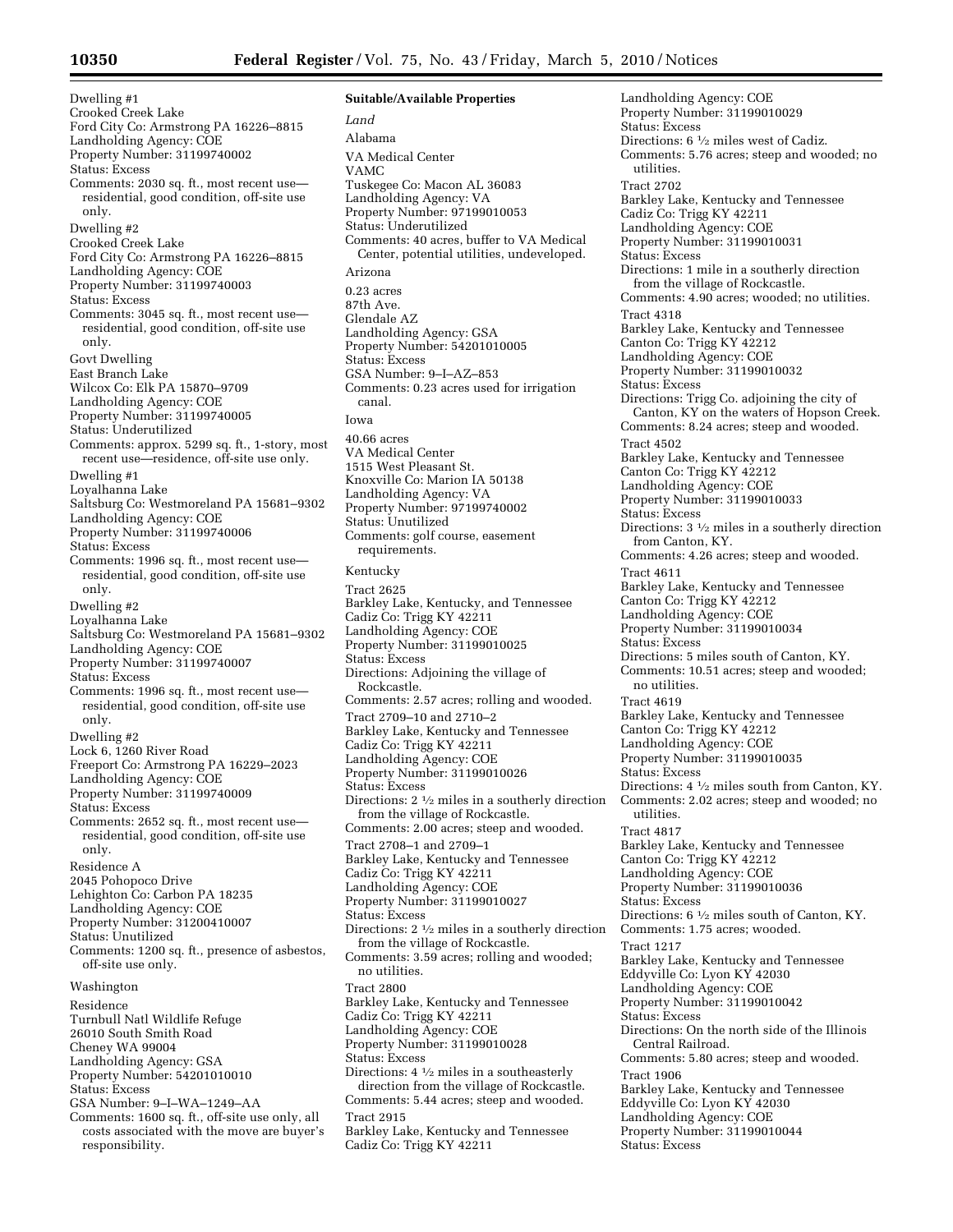Dwelling #1
Crooked Creek Lake
Ford City Co: Armstrong PA 16226–8815
Landholding Agency: COE
Property Number: 31199740002
Status: Excess
Comments: 2030 sq. ft., most recent use—residential, good condition, off-site use only.

Dwelling #2
Crooked Creek Lake
Ford City Co: Armstrong PA 16226–8815
Landholding Agency: COE
Property Number: 31199740003
Status: Excess
Comments: 3045 sq. ft., most recent use—residential, good condition, off-site use only.

Govt Dwelling
East Branch Lake
Wilcox Co: Elk PA 15870–9709
Landholding Agency: COE
Property Number: 31199740005
Status: Underutilized
Comments: approx. 5299 sq. ft., 1-story, most recent use—residence, off-site use only.

Dwelling #1
Loyalhanna Lake
Saltsburg Co: Westmoreland PA 15681–9302
Landholding Agency: COE
Property Number: 31199740006
Status: Excess
Comments: 1996 sq. ft., most recent use—residential, good condition, off-site use only.

Dwelling #2
Loyalhanna Lake
Saltsburg Co: Westmoreland PA 15681–9302
Landholding Agency: COE
Property Number: 31199740007
Status: Excess
Comments: 1996 sq. ft., most recent use—residential, good condition, off-site use only.

Dwelling #2
Lock 6, 1260 River Road
Freeport Co: Armstrong PA 16229–2023
Landholding Agency: COE
Property Number: 31199740009
Status: Excess
Comments: 2652 sq. ft., most recent use—residential, good condition, off-site use only.

Residence A
2045 Pohopoco Drive
Lehighton Co: Carbon PA 18235
Landholding Agency: COE
Property Number: 31200410007
Status: Unutilized
Comments: 1200 sq. ft., presence of asbestos, off-site use only.

Washington

Residence
Turnbull Natl Wildlife Refuge
26010 South Smith Road
Cheney WA 99004
Landholding Agency: GSA
Property Number: 54201010010
Status: Excess
GSA Number: 9–I–WA–1249–AA
Comments: 1600 sq. ft., off-site use only, all costs associated with the move are buyer's responsibility.

**Suitable/Available Properties**

*Land*

Alabama

VA Medical Center
VAMC
Tuskegee Co: Macon AL 36083
Landholding Agency: VA
Property Number: 97199010053
Status: Underutilized
Comments: 40 acres, buffer to VA Medical Center, potential utilities, undeveloped.

Arizona

0.23 acres
87th Ave.
Glendale AZ
Landholding Agency: GSA
Property Number: 54201010005
Status: Excess
GSA Number: 9–I–AZ–853
Comments: 0.23 acres used for irrigation canal.

Iowa

40.66 acres
VA Medical Center
1515 West Pleasant St.
Knoxville Co: Marion IA 50138
Landholding Agency: VA
Property Number: 97199740002
Status: Unutilized
Comments: golf course, easement requirements.

Kentucky

Tract 2625
Barkley Lake, Kentucky, and Tennessee
Cadiz Co: Trigg KY 42211
Landholding Agency: COE
Property Number: 31199010025
Status: Excess
Directions: Adjoining the village of Rockcastle.
Comments: 2.57 acres; rolling and wooded.

Tract 2709–10 and 2710–2
Barkley Lake, Kentucky and Tennessee
Cadiz Co: Trigg KY 42211
Landholding Agency: COE
Property Number: 31199010026
Status: Excess
Directions: 2 ½ miles in a southerly direction from the village of Rockcastle.
Comments: 2.00 acres; steep and wooded.

Tract 2708–1 and 2709–1
Barkley Lake, Kentucky and Tennessee
Cadiz Co: Trigg KY 42211
Landholding Agency: COE
Property Number: 31199010027
Status: Excess
Directions: 2 ½ miles in a southerly direction from the village of Rockcastle.
Comments: 3.59 acres; rolling and wooded; no utilities.

Tract 2800
Barkley Lake, Kentucky and Tennessee
Cadiz Co: Trigg KY 42211
Landholding Agency: COE
Property Number: 31199010028
Status: Excess
Directions: 4 ½ miles in a southeasterly direction from the village of Rockcastle.
Comments: 5.44 acres; steep and wooded.

Tract 2915
Barkley Lake, Kentucky and Tennessee
Cadiz Co: Trigg KY 42211
Landholding Agency: COE
Property Number: 31199010029
Status: Excess
Directions: 6 ½ miles west of Cadiz.
Comments: 5.76 acres; steep and wooded; no utilities.

Tract 2702
Barkley Lake, Kentucky and Tennessee
Cadiz Co: Trigg KY 42211
Landholding Agency: COE
Property Number: 31199010031
Status: Excess
Directions: 1 mile in a southerly direction from the village of Rockcastle.
Comments: 4.90 acres; wooded; no utilities.

Tract 4318
Barkley Lake, Kentucky and Tennessee
Canton Co: Trigg KY 42212
Landholding Agency: COE
Property Number: 31199010032
Status: Excess
Directions: Trigg Co. adjoining the city of Canton, KY on the waters of Hopson Creek.
Comments: 8.24 acres; steep and wooded.

Tract 4502
Barkley Lake, Kentucky and Tennessee
Canton Co: Trigg KY 42212
Landholding Agency: COE
Property Number: 31199010033
Status: Excess
Directions: 3 ½ miles in a southerly direction from Canton, KY.
Comments: 4.26 acres; steep and wooded.

Tract 4611
Barkley Lake, Kentucky and Tennessee
Canton Co: Trigg KY 42212
Landholding Agency: COE
Property Number: 31199010034
Status: Excess
Directions: 5 miles south of Canton, KY.
Comments: 10.51 acres; steep and wooded; no utilities.

Tract 4619
Barkley Lake, Kentucky and Tennessee
Canton Co: Trigg KY 42212
Landholding Agency: COE
Property Number: 31199010035
Status: Excess
Directions: 4 ½ miles south from Canton, KY.
Comments: 2.02 acres; steep and wooded; no utilities.

Tract 4817
Barkley Lake, Kentucky and Tennessee
Canton Co: Trigg KY 42212
Landholding Agency: COE
Property Number: 31199010036
Status: Excess
Directions: 6 ½ miles south of Canton, KY.
Comments: 1.75 acres; wooded.

Tract 1217
Barkley Lake, Kentucky and Tennessee
Eddyville Co: Lyon KY 42030
Landholding Agency: COE
Property Number: 31199010042
Status: Excess
Directions: On the north side of the Illinois Central Railroad.
Comments: 5.80 acres; steep and wooded.

Tract 1906
Barkley Lake, Kentucky and Tennessee
Eddyville Co: Lyon KY 42030
Landholding Agency: COE
Property Number: 31199010044
Status: Excess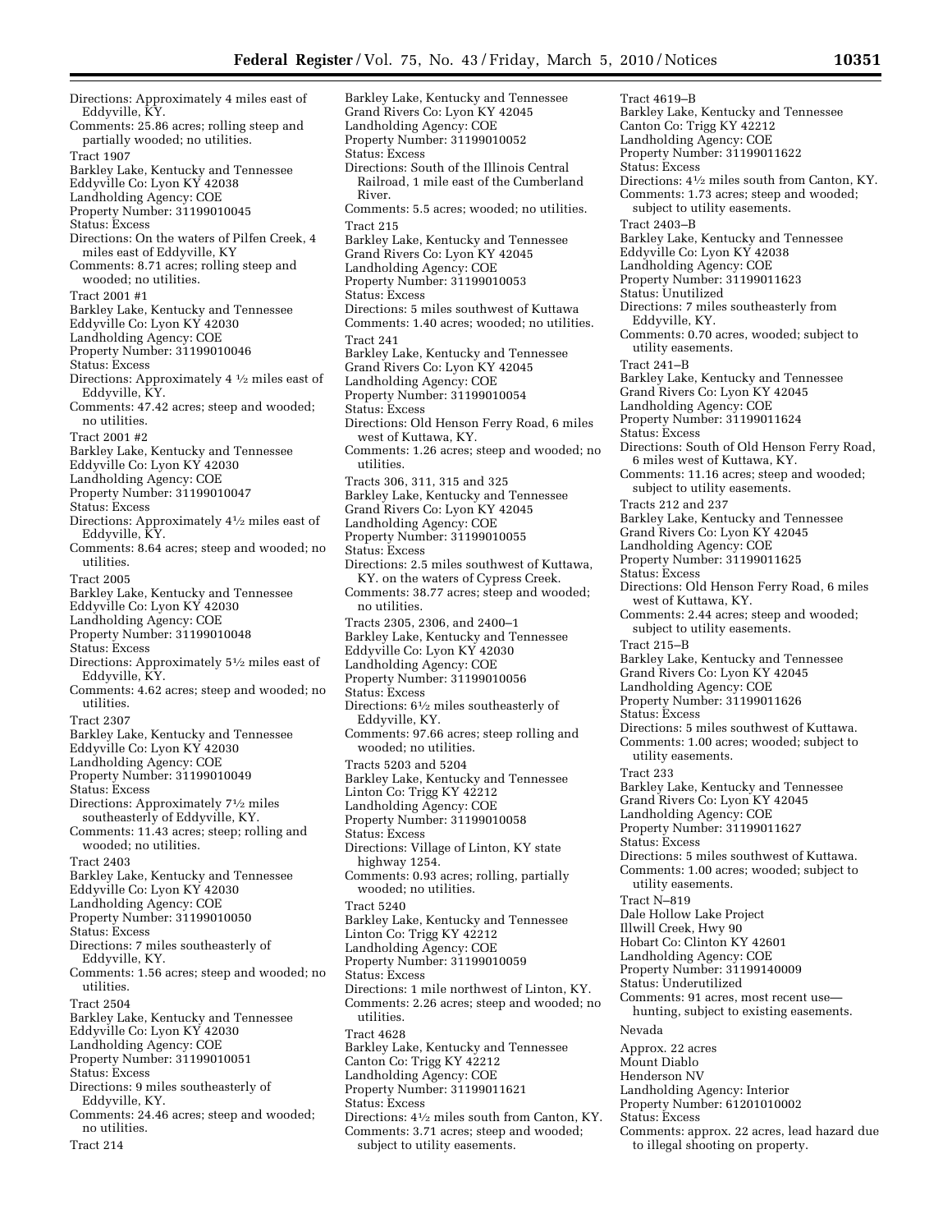Directions: Approximately 4 miles east of Eddyville, KY.
Comments: 25.86 acres; rolling steep and partially wooded; no utilities.

Tract 1907
Barkley Lake, Kentucky and Tennessee
Eddyville Co: Lyon KY 42038
Landholding Agency: COE
Property Number: 31199010045
Status: Excess
Directions: On the waters of Pilfen Creek, 4 miles east of Eddyville, KY
Comments: 8.71 acres; rolling steep and wooded; no utilities.

Tract 2001 #1
Barkley Lake, Kentucky and Tennessee
Eddyville Co: Lyon KY 42030
Landholding Agency: COE
Property Number: 31199010046
Status: Excess
Directions: Approximately 4 ½ miles east of Eddyville, KY.
Comments: 47.42 acres; steep and wooded; no utilities.

Tract 2001 #2
Barkley Lake, Kentucky and Tennessee
Eddyville Co: Lyon KY 42030
Landholding Agency: COE
Property Number: 31199010047
Status: Excess
Directions: Approximately 4½ miles east of Eddyville, KY.
Comments: 8.64 acres; steep and wooded; no utilities.

Tract 2005
Barkley Lake, Kentucky and Tennessee
Eddyville Co: Lyon KY 42030
Landholding Agency: COE
Property Number: 31199010048
Status: Excess
Directions: Approximately 5½ miles east of Eddyville, KY.
Comments: 4.62 acres; steep and wooded; no utilities.

Tract 2307
Barkley Lake, Kentucky and Tennessee
Eddyville Co: Lyon KY 42030
Landholding Agency: COE
Property Number: 31199010049
Status: Excess
Directions: Approximately 7½ miles southeasterly of Eddyville, KY.
Comments: 11.43 acres; steep; rolling and wooded; no utilities.

Tract 2403
Barkley Lake, Kentucky and Tennessee
Eddyville Co: Lyon KY 42030
Landholding Agency: COE
Property Number: 31199010050
Status: Excess
Directions: 7 miles southeasterly of Eddyville, KY.
Comments: 1.56 acres; steep and wooded; no utilities.

Tract 2504
Barkley Lake, Kentucky and Tennessee
Eddyville Co: Lyon KY 42030
Landholding Agency: COE
Property Number: 31199010051
Status: Excess
Directions: 9 miles southeasterly of Eddyville, KY.
Comments: 24.46 acres; steep and wooded; no utilities.

Tract 214
Barkley Lake, Kentucky and Tennessee
Grand Rivers Co: Lyon KY 42045
Landholding Agency: COE
Property Number: 31199010052
Status: Excess
Directions: South of the Illinois Central Railroad, 1 mile east of the Cumberland River.
Comments: 5.5 acres; wooded; no utilities.

Tract 215
Barkley Lake, Kentucky and Tennessee
Grand Rivers Co: Lyon KY 42045
Landholding Agency: COE
Property Number: 31199010053
Status: Excess
Directions: 5 miles southwest of Kuttawa
Comments: 1.40 acres; wooded; no utilities.

Tract 241
Barkley Lake, Kentucky and Tennessee
Grand Rivers Co: Lyon KY 42045
Landholding Agency: COE
Property Number: 31199010054
Status: Excess
Directions: Old Henson Ferry Road, 6 miles west of Kuttawa, KY.
Comments: 1.26 acres; steep and wooded; no utilities.

Tracts 306, 311, 315 and 325
Barkley Lake, Kentucky and Tennessee
Grand Rivers Co: Lyon KY 42045
Landholding Agency: COE
Property Number: 31199010055
Status: Excess
Directions: 2.5 miles southwest of Kuttawa, KY. on the waters of Cypress Creek.
Comments: 38.77 acres; steep and wooded; no utilities.

Tracts 2305, 2306, and 2400–1
Barkley Lake, Kentucky and Tennessee
Eddyville Co: Lyon KY 42030
Landholding Agency: COE
Property Number: 31199010056
Status: Excess
Directions: 6½ miles southeasterly of Eddyville, KY.
Comments: 97.66 acres; steep rolling and wooded; no utilities.

Tracts 5203 and 5204
Barkley Lake, Kentucky and Tennessee
Linton Co: Trigg KY 42212
Landholding Agency: COE
Property Number: 31199010058
Status: Excess
Directions: Village of Linton, KY state highway 1254.
Comments: 0.93 acres; rolling, partially wooded; no utilities.

Tract 5240
Barkley Lake, Kentucky and Tennessee
Linton Co: Trigg KY 42212
Landholding Agency: COE
Property Number: 31199010059
Status: Excess
Directions: 1 mile northwest of Linton, KY.
Comments: 2.26 acres; steep and wooded; no utilities.

Tract 4628
Barkley Lake, Kentucky and Tennessee
Canton Co: Trigg KY 42212
Landholding Agency: COE
Property Number: 31199011621
Status: Excess
Directions: 4½ miles south from Canton, KY.
Comments: 3.71 acres; steep and wooded; subject to utility easements.

Tract 4619–B
Barkley Lake, Kentucky and Tennessee
Canton Co: Trigg KY 42212
Landholding Agency: COE
Property Number: 31199011622
Status: Excess
Directions: 4½ miles south from Canton, KY.
Comments: 1.73 acres; steep and wooded; subject to utility easements.

Tract 2403–B
Barkley Lake, Kentucky and Tennessee
Eddyville Co: Lyon KY 42038
Landholding Agency: COE
Property Number: 31199011623
Status: Unutilized
Directions: 7 miles southeasterly from Eddyville, KY.
Comments: 0.70 acres, wooded; subject to utility easements.

Tract 241–B
Barkley Lake, Kentucky and Tennessee
Grand Rivers Co: Lyon KY 42045
Landholding Agency: COE
Property Number: 31199011624
Status: Excess
Directions: South of Old Henson Ferry Road, 6 miles west of Kuttawa, KY.
Comments: 11.16 acres; steep and wooded; subject to utility easements.

Tracts 212 and 237
Barkley Lake, Kentucky and Tennessee
Grand Rivers Co: Lyon KY 42045
Landholding Agency: COE
Property Number: 31199011625
Status: Excess
Directions: Old Henson Ferry Road, 6 miles west of Kuttawa, KY.
Comments: 2.44 acres; steep and wooded; subject to utility easements.

Tract 215–B
Barkley Lake, Kentucky and Tennessee
Grand Rivers Co: Lyon KY 42045
Landholding Agency: COE
Property Number: 31199011626
Status: Excess
Directions: 5 miles southwest of Kuttawa.
Comments: 1.00 acres; wooded; subject to utility easements.

Tract 233
Barkley Lake, Kentucky and Tennessee
Grand Rivers Co: Lyon KY 42045
Landholding Agency: COE
Property Number: 31199011627
Status: Excess
Directions: 5 miles southwest of Kuttawa.
Comments: 1.00 acres; wooded; subject to utility easements.

Tract N–819
Dale Hollow Lake Project
Illwill Creek, Hwy 90
Hobart Co: Clinton KY 42601
Landholding Agency: COE
Property Number: 31199140009
Status: Underutilized
Comments: 91 acres, most recent use—hunting, subject to existing easements.

Nevada

Approx. 22 acres
Mount Diablo
Henderson NV
Landholding Agency: Interior
Property Number: 61201010002
Status: Excess
Comments: approx. 22 acres, lead hazard due to illegal shooting on property.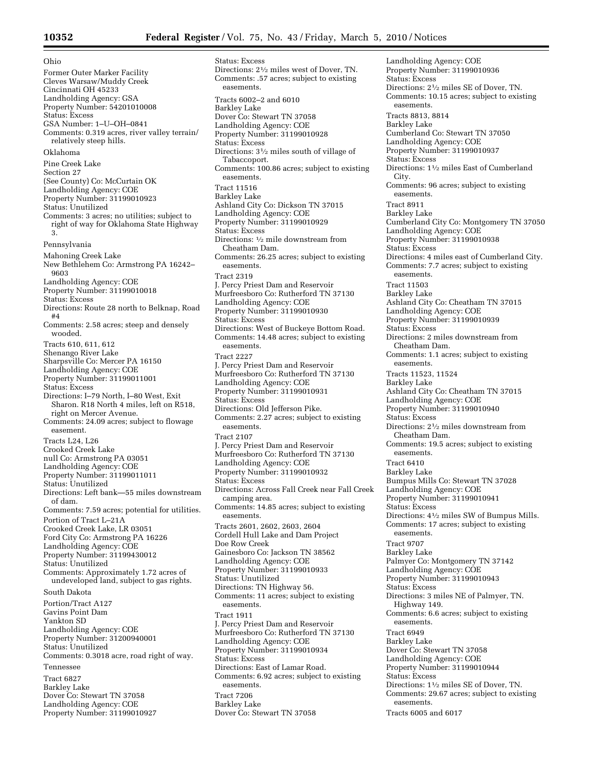Ohio

Former Outer Marker Facility
Cleves Warsaw/Muddy Creek
Cincinnati OH 45233
Landholding Agency: GSA
Property Number: 54201010008
Status: Excess
GSA Number: 1–U–OH–0841
Comments: 0.319 acres, river valley terrain/relatively steep hills.

Oklahoma

Pine Creek Lake
Section 27
(See County) Co: McCurtain OK
Landholding Agency: COE
Property Number: 31199010923
Status: Unutilized
Comments: 3 acres; no utilities; subject to right of way for Oklahoma State Highway 3.

Pennsylvania

Mahoning Creek Lake
New Bethlehem Co: Armstrong PA 16242–9603
Landholding Agency: COE
Property Number: 31199010018
Status: Excess
Directions: Route 28 north to Belknap, Road #4
Comments: 2.58 acres; steep and densely wooded.

Tracts 610, 611, 612
Shenango River Lake
Sharpsville Co: Mercer PA 16150
Landholding Agency: COE
Property Number: 31199011001
Status: Excess
Directions: I–79 North, I–80 West, Exit Sharon. R18 North 4 miles, left on R518, right on Mercer Avenue.
Comments: 24.09 acres; subject to flowage easement.

Tracts L24, L26
Crooked Creek Lake
null Co: Armstrong PA 03051
Landholding Agency: COE
Property Number: 31199011011
Status: Unutilized
Directions: Left bank—55 miles downstream of dam.
Comments: 7.59 acres; potential for utilities.

Portion of Tract L–21A
Crooked Creek Lake, LR 03051
Ford City Co: Armstrong PA 16226
Landholding Agency: COE
Property Number: 31199430012
Status: Unutilized
Comments: Approximately 1.72 acres of undeveloped land, subject to gas rights.

South Dakota

Portion/Tract A127
Gavins Point Dam
Yankton SD
Landholding Agency: COE
Property Number: 31200940001
Status: Unutilized
Comments: 0.3018 acre, road right of way.

Tennessee

Tract 6827
Barkley Lake
Dover Co: Stewart TN 37058
Landholding Agency: COE
Property Number: 31199010927
Status: Excess
Directions: 2½ miles west of Dover, TN.
Comments: .57 acres; subject to existing easements.

Tracts 6002–2 and 6010
Barkley Lake
Dover Co: Stewart TN 37058
Landholding Agency: COE
Property Number: 31199010928
Status: Excess
Directions: 3½ miles south of village of Tabaccoport.
Comments: 100.86 acres; subject to existing easements.

Tract 11516
Barkley Lake
Ashland City Co: Dickson TN 37015
Landholding Agency: COE
Property Number: 31199010929
Status: Excess
Directions: ½ mile downstream from Cheatham Dam.
Comments: 26.25 acres; subject to existing easements.

Tract 2319
J. Percy Priest Dam and Reservoir
Murfreesboro Co: Rutherford TN 37130
Landholding Agency: COE
Property Number: 31199010930
Status: Excess
Directions: West of Buckeye Bottom Road.
Comments: 14.48 acres; subject to existing easements.

Tract 2227
J. Percy Priest Dam and Reservoir
Murfreesboro Co: Rutherford TN 37130
Landholding Agency: COE
Property Number: 31199010931
Status: Excess
Directions: Old Jefferson Pike.
Comments: 2.27 acres; subject to existing easements.

Tract 2107
J. Percy Priest Dam and Reservoir
Murfreesboro Co: Rutherford TN 37130
Landholding Agency: COE
Property Number: 31199010932
Status: Excess
Directions: Across Fall Creek near Fall Creek camping area.
Comments: 14.85 acres; subject to existing easements.

Tracts 2601, 2602, 2603, 2604
Cordell Hull Lake and Dam Project
Doe Row Creek
Gainesboro Co: Jackson TN 38562
Landholding Agency: COE
Property Number: 31199010933
Status: Unutilized
Directions: TN Highway 56.
Comments: 11 acres; subject to existing easements.

Tract 1911
J. Percy Priest Dam and Reservoir
Murfreesboro Co: Rutherford TN 37130
Landholding Agency: COE
Property Number: 31199010934
Status: Excess
Directions: East of Lamar Road.
Comments: 6.92 acres; subject to existing easements.

Tract 7206
Barkley Lake
Dover Co: Stewart TN 37058
Landholding Agency: COE
Property Number: 31199010936
Status: Excess
Directions: 2½ miles SE of Dover, TN.
Comments: 10.15 acres; subject to existing easements.

Tracts 8813, 8814
Barkley Lake
Cumberland Co: Stewart TN 37050
Landholding Agency: COE
Property Number: 31199010937
Status: Excess
Directions: 1½ miles East of Cumberland City.
Comments: 96 acres; subject to existing easements.

Tract 8911
Barkley Lake
Cumberland City Co: Montgomery TN 37050
Landholding Agency: COE
Property Number: 31199010938
Status: Excess
Directions: 4 miles east of Cumberland City.
Comments: 7.7 acres; subject to existing easements.

Tract 11503
Barkley Lake
Ashland City Co: Cheatham TN 37015
Landholding Agency: COE
Property Number: 31199010939
Status: Excess
Directions: 2 miles downstream from Cheatham Dam.
Comments: 1.1 acres; subject to existing easements.

Tracts 11523, 11524
Barkley Lake
Ashland City Co: Cheatham TN 37015
Landholding Agency: COE
Property Number: 31199010940
Status: Excess
Directions: 2½ miles downstream from Cheatham Dam.
Comments: 19.5 acres; subject to existing easements.

Tract 6410
Barkley Lake
Bumpus Mills Co: Stewart TN 37028
Landholding Agency: COE
Property Number: 31199010941
Status: Excess
Directions: 4½ miles SW of Bumpus Mills.
Comments: 17 acres; subject to existing easements.

Tract 9707
Barkley Lake
Palmyer Co: Montgomery TN 37142
Landholding Agency: COE
Property Number: 31199010943
Status: Excess
Directions: 3 miles NE of Palmyer, TN. Highway 149.
Comments: 6.6 acres; subject to existing easements.

Tract 6949
Barkley Lake
Dover Co: Stewart TN 37058
Landholding Agency: COE
Property Number: 31199010944
Status: Excess
Directions: 1½ miles SE of Dover, TN.
Comments: 29.67 acres; subject to existing easements.

Tracts 6005 and 6017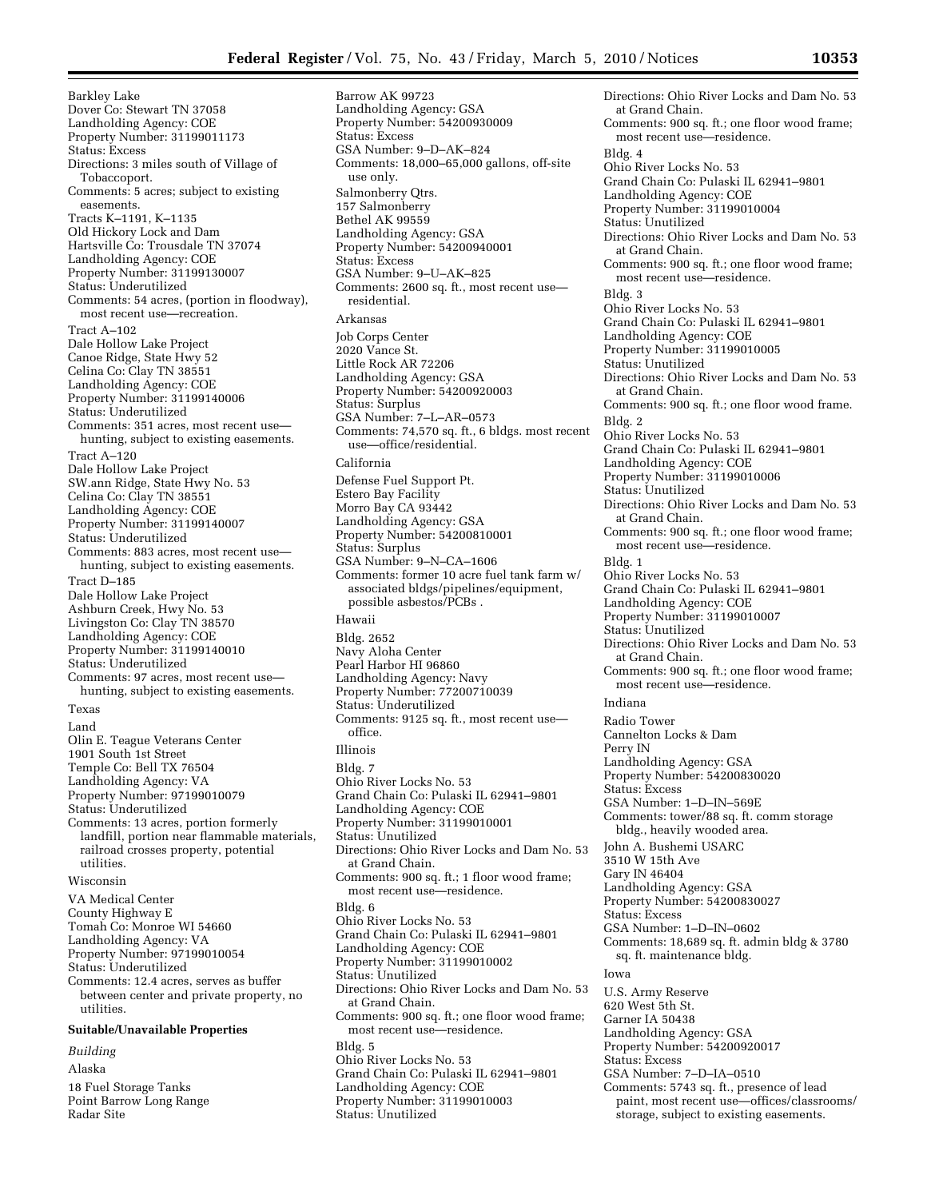Barkley Lake
Dover Co: Stewart TN 37058
Landholding Agency: COE
Property Number: 31199011173
Status: Excess
Directions: 3 miles south of Village of Tobaccoport.
Comments: 5 acres; subject to existing easements.

Tracts K–1191, K–1135
Old Hickory Lock and Dam
Hartsville Co: Trousdale TN 37074
Landholding Agency: COE
Property Number: 31199130007
Status: Underutilized
Comments: 54 acres, (portion in floodway), most recent use—recreation.

Tract A–102
Dale Hollow Lake Project
Canoe Ridge, State Hwy 52
Celina Co: Clay TN 38551
Landholding Agency: COE
Property Number: 31199140006
Status: Underutilized
Comments: 351 acres, most recent use—hunting, subject to existing easements.

Tract A–120
Dale Hollow Lake Project
SW.ann Ridge, State Hwy No. 53
Celina Co: Clay TN 38551
Landholding Agency: COE
Property Number: 31199140007
Status: Underutilized
Comments: 883 acres, most recent use—hunting, subject to existing easements.

Tract D–185
Dale Hollow Lake Project
Ashburn Creek, Hwy No. 53
Livingston Co: Clay TN 38570
Landholding Agency: COE
Property Number: 31199140010
Status: Underutilized
Comments: 97 acres, most recent use—hunting, subject to existing easements.

Texas

Land
Olin E. Teague Veterans Center
1901 South 1st Street
Temple Co: Bell TX 76504
Landholding Agency: VA
Property Number: 97199010079
Status: Underutilized
Comments: 13 acres, portion formerly landfill, portion near flammable materials, railroad crosses property, potential utilities.

Wisconsin

VA Medical Center
County Highway E
Tomah Co: Monroe WI 54660
Landholding Agency: VA
Property Number: 97199010054
Status: Underutilized
Comments: 12.4 acres, serves as buffer between center and private property, no utilities.

**Suitable/Unavailable Properties**

*Building*

Alaska

18 Fuel Storage Tanks
Point Barrow Long Range
Radar Site
Barrow AK 99723
Landholding Agency: GSA
Property Number: 54200930009
Status: Excess
GSA Number: 9–D–AK–824
Comments: 18,000–65,000 gallons, off-site use only.

Salmonberry Qtrs.
157 Salmonberry
Bethel AK 99559
Landholding Agency: GSA
Property Number: 54200940001
Status: Excess
GSA Number: 9–U–AK–825
Comments: 2600 sq. ft., most recent use—residential.

Arkansas

Job Corps Center
2020 Vance St.
Little Rock AR 72206
Landholding Agency: GSA
Property Number: 54200920003
Status: Surplus
GSA Number: 7–L–AR–0573
Comments: 74,570 sq. ft., 6 bldgs. most recent use—office/residential.

California

Defense Fuel Support Pt.
Estero Bay Facility
Morro Bay CA 93442
Landholding Agency: GSA
Property Number: 54200810001
Status: Surplus
GSA Number: 9–N–CA–1606
Comments: former 10 acre fuel tank farm w/ associated bldgs/pipelines/equipment, possible asbestos/PCBs .

Hawaii

Bldg. 2652
Navy Aloha Center
Pearl Harbor HI 96860
Landholding Agency: Navy
Property Number: 77200710039
Status: Underutilized
Comments: 9125 sq. ft., most recent use—office.

Illinois

Bldg. 7
Ohio River Locks No. 53
Grand Chain Co: Pulaski IL 62941–9801
Landholding Agency: COE
Property Number: 31199010001
Status: Unutilized
Directions: Ohio River Locks and Dam No. 53 at Grand Chain.
Comments: 900 sq. ft.; 1 floor wood frame; most recent use—residence.

Bldg. 6
Ohio River Locks No. 53
Grand Chain Co: Pulaski IL 62941–9801
Landholding Agency: COE
Property Number: 31199010002
Status: Unutilized
Directions: Ohio River Locks and Dam No. 53 at Grand Chain.
Comments: 900 sq. ft.; one floor wood frame; most recent use—residence.

Bldg. 5
Ohio River Locks No. 53
Grand Chain Co: Pulaski IL 62941–9801
Landholding Agency: COE
Property Number: 31199010003
Status: Unutilized
Directions: Ohio River Locks and Dam No. 53 at Grand Chain.
Comments: 900 sq. ft.; one floor wood frame; most recent use—residence.

Bldg. 4
Ohio River Locks No. 53
Grand Chain Co: Pulaski IL 62941–9801
Landholding Agency: COE
Property Number: 31199010004
Status: Unutilized
Directions: Ohio River Locks and Dam No. 53 at Grand Chain.
Comments: 900 sq. ft.; one floor wood frame; most recent use—residence.

Bldg. 3
Ohio River Locks No. 53
Grand Chain Co: Pulaski IL 62941–9801
Landholding Agency: COE
Property Number: 31199010005
Status: Unutilized
Directions: Ohio River Locks and Dam No. 53 at Grand Chain.
Comments: 900 sq. ft.; one floor wood frame.

Bldg. 2
Ohio River Locks No. 53
Grand Chain Co: Pulaski IL 62941–9801
Landholding Agency: COE
Property Number: 31199010006
Status: Unutilized
Directions: Ohio River Locks and Dam No. 53 at Grand Chain.
Comments: 900 sq. ft.; one floor wood frame; most recent use—residence.

Bldg. 1
Ohio River Locks No. 53
Grand Chain Co: Pulaski IL 62941–9801
Landholding Agency: COE
Property Number: 31199010007
Status: Unutilized
Directions: Ohio River Locks and Dam No. 53 at Grand Chain.
Comments: 900 sq. ft.; one floor wood frame; most recent use—residence.

Indiana

Radio Tower
Cannelton Locks & Dam
Perry IN
Landholding Agency: GSA
Property Number: 54200830020
Status: Excess
GSA Number: 1–D–IN–569E
Comments: tower/88 sq. ft. comm storage bldg., heavily wooded area.

John A. Bushemi USARC
3510 W 15th Ave
Gary IN 46404
Landholding Agency: GSA
Property Number: 54200830027
Status: Excess
GSA Number: 1–D–IN–0602
Comments: 18,689 sq. ft. admin bldg & 3780 sq. ft. maintenance bldg.

Iowa

U.S. Army Reserve
620 West 5th St.
Garner IA 50438
Landholding Agency: GSA
Property Number: 54200920017
Status: Excess
GSA Number: 7–D–IA–0510
Comments: 5743 sq. ft., presence of lead paint, most recent use—offices/classrooms/storage, subject to existing easements.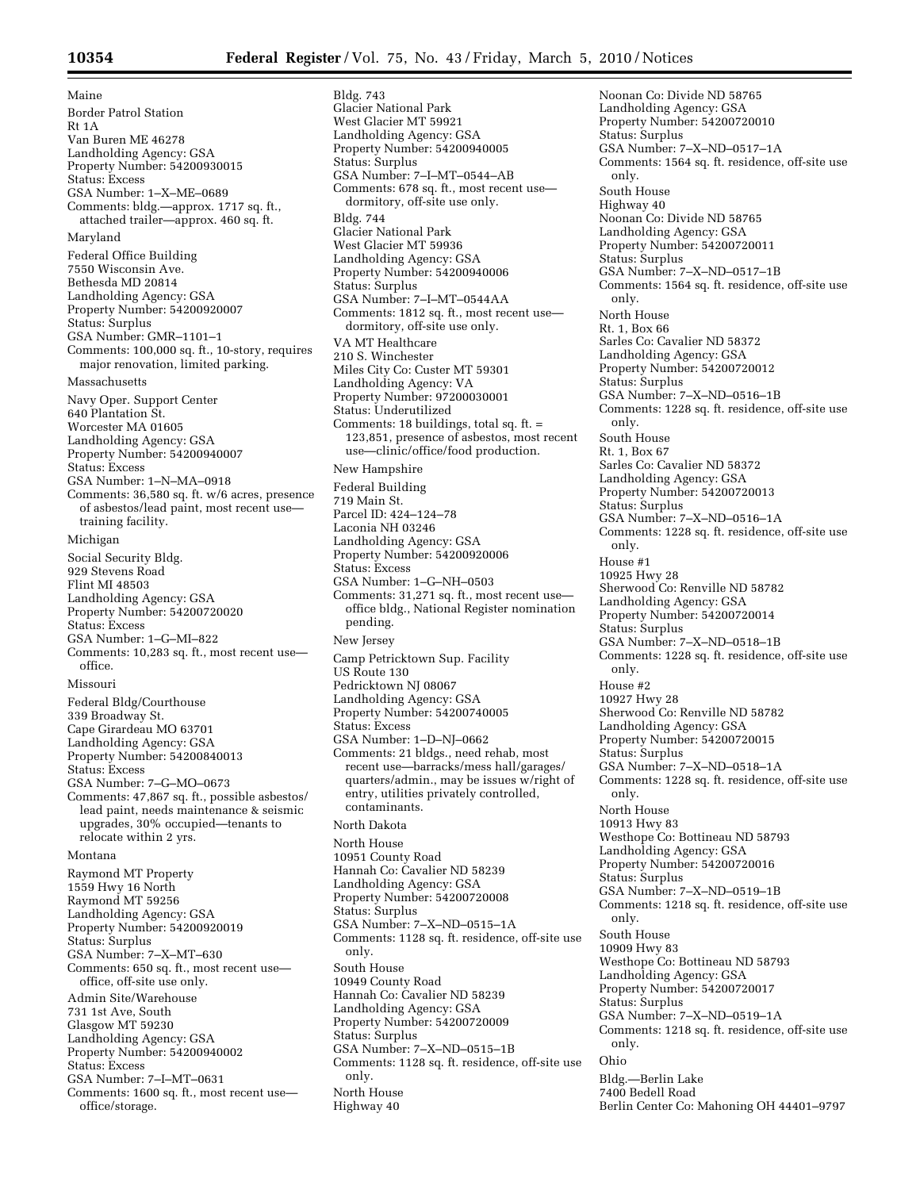Maine

Border Patrol Station
Rt 1A
Van Buren ME 46278
Landholding Agency: GSA
Property Number: 54200930015
Status: Excess
GSA Number: 1–X–ME–0689
Comments: bldg.—approx. 1717 sq. ft., attached trailer—approx. 460 sq. ft.

Maryland

Federal Office Building
7550 Wisconsin Ave.
Bethesda MD 20814
Landholding Agency: GSA
Property Number: 54200920007
Status: Surplus
GSA Number: GMR–1101–1
Comments: 100,000 sq. ft., 10-story, requires major renovation, limited parking.

Massachusetts

Navy Oper. Support Center
640 Plantation St.
Worcester MA 01605
Landholding Agency: GSA
Property Number: 54200940007
Status: Excess
GSA Number: 1–N–MA–0918
Comments: 36,580 sq. ft. w/6 acres, presence of asbestos/lead paint, most recent use—training facility.

Michigan

Social Security Bldg.
929 Stevens Road
Flint MI 48503
Landholding Agency: GSA
Property Number: 54200720020
Status: Excess
GSA Number: 1–G–MI–822
Comments: 10,283 sq. ft., most recent use—office.

Missouri

Federal Bldg/Courthouse
339 Broadway St.
Cape Girardeau MO 63701
Landholding Agency: GSA
Property Number: 54200840013
Status: Excess
GSA Number: 7–G–MO–0673
Comments: 47,867 sq. ft., possible asbestos/lead paint, needs maintenance & seismic upgrades, 30% occupied—tenants to relocate within 2 yrs.

Montana

Raymond MT Property
1559 Hwy 16 North
Raymond MT 59256
Landholding Agency: GSA
Property Number: 54200920019
Status: Surplus
GSA Number: 7–X–MT–630
Comments: 650 sq. ft., most recent use—office, off-site use only.

Admin Site/Warehouse
731 1st Ave, South
Glasgow MT 59230
Landholding Agency: GSA
Property Number: 54200940002
Status: Excess
GSA Number: 7–I–MT–0631
Comments: 1600 sq. ft., most recent use—office/storage.

Bldg. 743
Glacier National Park
West Glacier MT 59921
Landholding Agency: GSA
Property Number: 54200940005
Status: Surplus
GSA Number: 7–I–MT–0544–AB
Comments: 678 sq. ft., most recent use—dormitory, off-site use only.

Bldg. 744
Glacier National Park
West Glacier MT 59936
Landholding Agency: GSA
Property Number: 54200940006
Status: Surplus
GSA Number: 7–I–MT–0544AA
Comments: 1812 sq. ft., most recent use—dormitory, off-site use only.

VA MT Healthcare
210 S. Winchester
Miles City Co: Custer MT 59301
Landholding Agency: VA
Property Number: 97200030001
Status: Underutilized
Comments: 18 buildings, total sq. ft. = 123,851, presence of asbestos, most recent use—clinic/office/food production.

New Hampshire

Federal Building
719 Main St.
Parcel ID: 424–124–78
Laconia NH 03246
Landholding Agency: GSA
Property Number: 54200920006
Status: Excess
GSA Number: 1–G–NH–0503
Comments: 31,271 sq. ft., most recent use—office bldg., National Register nomination pending.

New Jersey

Camp Petricktown Sup. Facility
US Route 130
Pedricktown NJ 08067
Landholding Agency: GSA
Property Number: 54200740005
Status: Excess
GSA Number: 1–D–NJ–0662
Comments: 21 bldgs., need rehab, most recent use—barracks/mess hall/garages/quarters/admin., may be issues w/right of entry, utilities privately controlled, contaminants.

North Dakota

North House
10951 County Road
Hannah Co: Cavalier ND 58239
Landholding Agency: GSA
Property Number: 54200720008
Status: Surplus
GSA Number: 7–X–ND–0515–1A
Comments: 1128 sq. ft. residence, off-site use only.

South House
10949 County Road
Hannah Co: Cavalier ND 58239
Landholding Agency: GSA
Property Number: 54200720009
Status: Surplus
GSA Number: 7–X–ND–0515–1B
Comments: 1128 sq. ft. residence, off-site use only.

North House
Highway 40
Noonan Co: Divide ND 58765
Landholding Agency: GSA
Property Number: 54200720010
Status: Surplus
GSA Number: 7–X–ND–0517–1A
Comments: 1564 sq. ft. residence, off-site use only.

South House
Highway 40
Noonan Co: Divide ND 58765
Landholding Agency: GSA
Property Number: 54200720011
Status: Surplus
GSA Number: 7–X–ND–0517–1B
Comments: 1564 sq. ft. residence, off-site use only.

North House
Rt. 1, Box 66
Sarles Co: Cavalier ND 58372
Landholding Agency: GSA
Property Number: 54200720012
Status: Surplus
GSA Number: 7–X–ND–0516–1B
Comments: 1228 sq. ft. residence, off-site use only.

South House
Rt. 1, Box 67
Sarles Co: Cavalier ND 58372
Landholding Agency: GSA
Property Number: 54200720013
Status: Surplus
GSA Number: 7–X–ND–0516–1A
Comments: 1228 sq. ft. residence, off-site use only.

House #1
10925 Hwy 28
Sherwood Co: Renville ND 58782
Landholding Agency: GSA
Property Number: 54200720014
Status: Surplus
GSA Number: 7–X–ND–0518–1B
Comments: 1228 sq. ft. residence, off-site use only.

House #2
10927 Hwy 28
Sherwood Co: Renville ND 58782
Landholding Agency: GSA
Property Number: 54200720015
Status: Surplus
GSA Number: 7–X–ND–0518–1A
Comments: 1228 sq. ft. residence, off-site use only.

North House
10913 Hwy 83
Westhope Co: Bottineau ND 58793
Landholding Agency: GSA
Property Number: 54200720016
Status: Surplus
GSA Number: 7–X–ND–0519–1B
Comments: 1218 sq. ft. residence, off-site use only.

South House
10909 Hwy 83
Westhope Co: Bottineau ND 58793
Landholding Agency: GSA
Property Number: 54200720017
Status: Surplus
GSA Number: 7–X–ND–0519–1A
Comments: 1218 sq. ft. residence, off-site use only.

Ohio

Bldg.—Berlin Lake
7400 Bedell Road
Berlin Center Co: Mahoning OH 44401–9797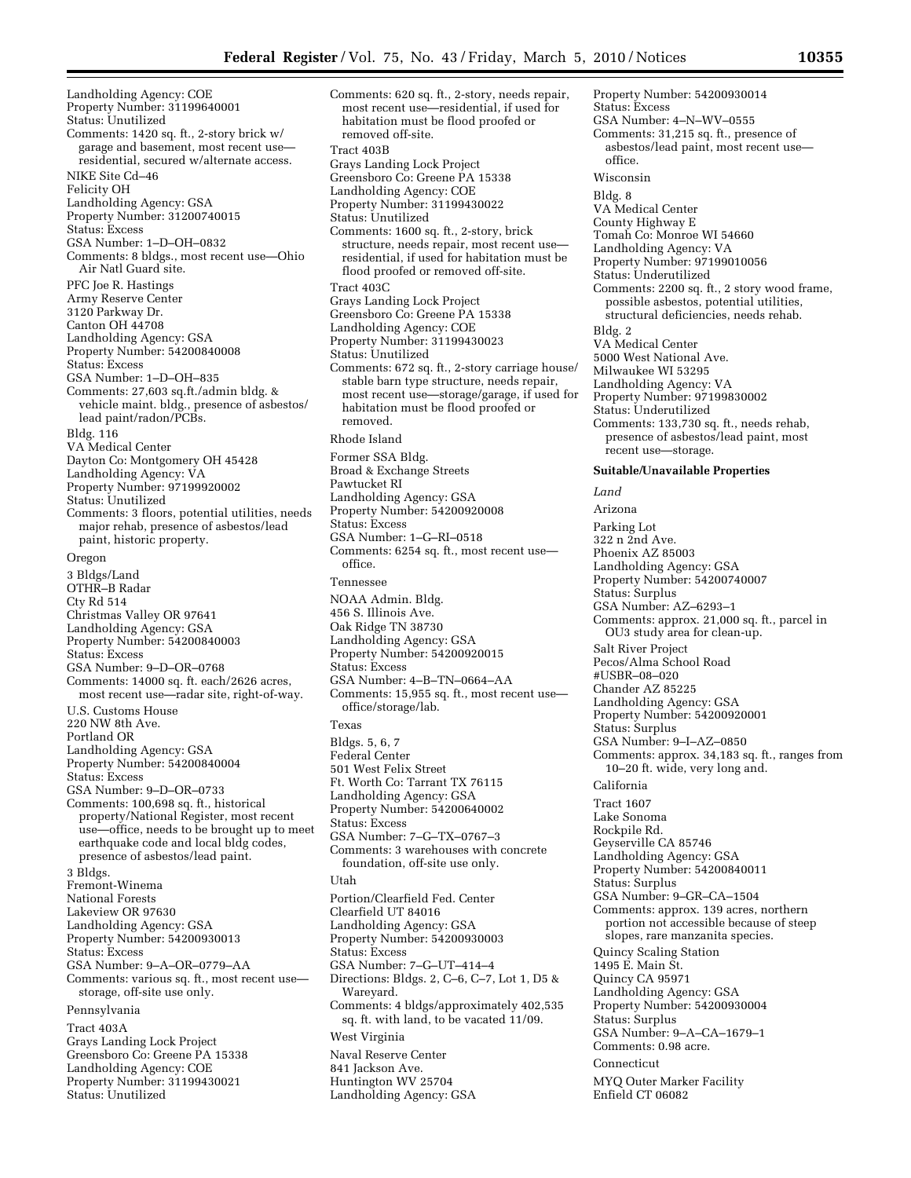Landholding Agency: COE
Property Number: 31199640001
Status: Unutilized
Comments: 1420 sq. ft., 2-story brick w/ garage and basement, most recent use—residential, secured w/alternate access.

NIKE Site Cd–46
Felicity OH
Landholding Agency: GSA
Property Number: 31200740015
Status: Excess
GSA Number: 1–D–OH–0832
Comments: 8 bldgs., most recent use—Ohio Air Natl Guard site.

PFC Joe R. Hastings
Army Reserve Center
3120 Parkway Dr.
Canton OH 44708
Landholding Agency: GSA
Property Number: 54200840008
Status: Excess
GSA Number: 1–D–OH–835
Comments: 27,603 sq.ft./admin bldg. & vehicle maint. bldg., presence of asbestos/lead paint/radon/PCBs.

Bldg. 116
VA Medical Center
Dayton Co: Montgomery OH 45428
Landholding Agency: VA
Property Number: 97199920002
Status: Unutilized
Comments: 3 floors, potential utilities, needs major rehab, presence of asbestos/lead paint, historic property.

Oregon

3 Bldgs/Land
OTHR–B Radar
Cty Rd 514
Christmas Valley OR 97641
Landholding Agency: GSA
Property Number: 54200840003
Status: Excess
GSA Number: 9–D–OR–0768
Comments: 14000 sq. ft. each/2626 acres, most recent use—radar site, right-of-way.

U.S. Customs House
220 NW 8th Ave.
Portland OR
Landholding Agency: GSA
Property Number: 54200840004
Status: Excess
GSA Number: 9–D–OR–0733
Comments: 100,698 sq. ft., historical property/National Register, most recent use—office, needs to be brought up to meet earthquake code and local bldg codes, presence of asbestos/lead paint.

3 Bldgs.
Fremont-Winema
National Forests
Lakeview OR 97630
Landholding Agency: GSA
Property Number: 54200930013
Status: Excess
GSA Number: 9–A–OR–0779–AA
Comments: various sq. ft., most recent use—storage, off-site use only.

Pennsylvania

Tract 403A
Grays Landing Lock Project
Greensboro Co: Greene PA 15338
Landholding Agency: COE
Property Number: 31199430021
Status: Unutilized
Comments: 620 sq. ft., 2-story, needs repair, most recent use—residential, if used for habitation must be flood proofed or removed off-site.

Tract 403B
Grays Landing Lock Project
Greensboro Co: Greene PA 15338
Landholding Agency: COE
Property Number: 31199430022
Status: Unutilized
Comments: 1600 sq. ft., 2-story, brick structure, needs repair, most recent use—residential, if used for habitation must be flood proofed or removed off-site.

Tract 403C
Grays Landing Lock Project
Greensboro Co: Greene PA 15338
Landholding Agency: COE
Property Number: 31199430023
Status: Unutilized
Comments: 672 sq. ft., 2-story carriage house/stable barn type structure, needs repair, most recent use—storage/garage, if used for habitation must be flood proofed or removed.

Rhode Island

Former SSA Bldg.
Broad & Exchange Streets
Pawtucket RI
Landholding Agency: GSA
Property Number: 54200920008
Status: Excess
GSA Number: 1–G–RI–0518
Comments: 6254 sq. ft., most recent use—office.

Tennessee

NOAA Admin. Bldg.
456 S. Illinois Ave.
Oak Ridge TN 38730
Landholding Agency: GSA
Property Number: 54200920015
Status: Excess
GSA Number: 4–B–TN–0664–AA
Comments: 15,955 sq. ft., most recent use—office/storage/lab.

Texas

Bldgs. 5, 6, 7
Federal Center
501 West Felix Street
Ft. Worth Co: Tarrant TX 76115
Landholding Agency: GSA
Property Number: 54200640002
Status: Excess
GSA Number: 7–G–TX–0767–3
Comments: 3 warehouses with concrete foundation, off-site use only.

Utah

Portion/Clearfield Fed. Center
Clearfield UT 84016
Landholding Agency: GSA
Property Number: 54200930003
Status: Excess
GSA Number: 7–G–UT–414–4
Directions: Bldgs. 2, C–6, C–7, Lot 1, D5 & Wareyard.
Comments: 4 bldgs/approximately 402,535 sq. ft. with land, to be vacated 11/09.

West Virginia

Naval Reserve Center
841 Jackson Ave.
Huntington WV 25704
Landholding Agency: GSA
Property Number: 54200930014
Status: Excess
GSA Number: 4–N–WV–0555
Comments: 31,215 sq. ft., presence of asbestos/lead paint, most recent use—office.

Wisconsin

Bldg. 8
VA Medical Center
County Highway E
Tomah Co: Monroe WI 54660
Landholding Agency: VA
Property Number: 97199010056
Status: Underutilized
Comments: 2200 sq. ft., 2 story wood frame, possible asbestos, potential utilities, structural deficiencies, needs rehab.

Bldg. 2
VA Medical Center
5000 West National Ave.
Milwaukee WI 53295
Landholding Agency: VA
Property Number: 97199830002
Status: Underutilized
Comments: 133,730 sq. ft., needs rehab, presence of asbestos/lead paint, most recent use—storage.

**Suitable/Unavailable Properties**

*Land*

Arizona

Parking Lot
322 n 2nd Ave.
Phoenix AZ 85003
Landholding Agency: GSA
Property Number: 54200740007
Status: Surplus
GSA Number: AZ–6293–1
Comments: approx. 21,000 sq. ft., parcel in OU3 study area for clean-up.

Salt River Project
Pecos/Alma School Road
#USBR–08–020
Chander AZ 85225
Landholding Agency: GSA
Property Number: 54200920001
Status: Surplus
GSA Number: 9–I–AZ–0850
Comments: approx. 34,183 sq. ft., ranges from 10–20 ft. wide, very long and.

California

Tract 1607
Lake Sonoma
Rockpile Rd.
Geyserville CA 85746
Landholding Agency: GSA
Property Number: 54200840011
Status: Surplus
GSA Number: 9–GR–CA–1504
Comments: approx. 139 acres, northern portion not accessible because of steep slopes, rare manzanita species.

Quincy Scaling Station
1495 E. Main St.
Quincy CA 95971
Landholding Agency: GSA
Property Number: 54200930004
Status: Surplus
GSA Number: 9–A–CA–1679–1
Comments: 0.98 acre.

Connecticut

MYQ Outer Marker Facility
Enfield CT 06082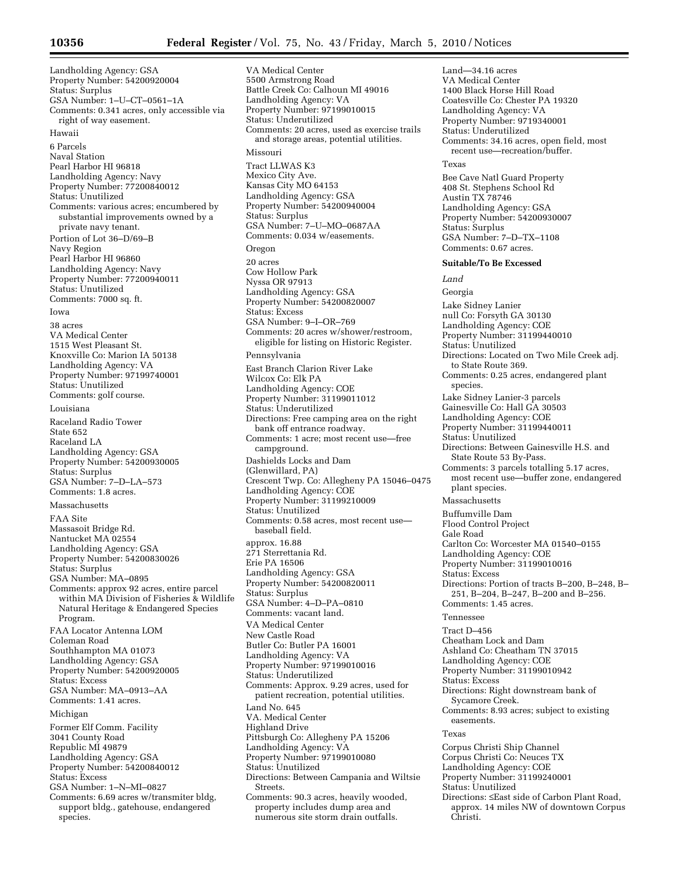Landholding Agency: GSA
Property Number: 54200920004
Status: Surplus
GSA Number: 1–U–CT–0561–1A
Comments: 0.341 acres, only accessible via right of way easement.

Hawaii

6 Parcels
Naval Station
Pearl Harbor HI 96818
Landholding Agency: Navy
Property Number: 77200840012
Status: Unutilized
Comments: various acres; encumbered by substantial improvements owned by a private navy tenant.

Portion of Lot 36–D/69–B
Navy Region
Pearl Harbor HI 96860
Landholding Agency: Navy
Property Number: 77200940011
Status: Unutilized
Comments: 7000 sq. ft.

Iowa

38 acres
VA Medical Center
1515 West Pleasant St.
Knoxville Co: Marion IA 50138
Landholding Agency: VA
Property Number: 97199740001
Status: Unutilized
Comments: golf course.

Louisiana

Raceland Radio Tower
State 652
Raceland LA
Landholding Agency: GSA
Property Number: 54200930005
Status: Surplus
GSA Number: 7–D–LA–573
Comments: 1.8 acres.

Massachusetts

FAA Site
Massasoit Bridge Rd.
Nantucket MA 02554
Landholding Agency: GSA
Property Number: 54200830026
Status: Surplus
GSA Number: MA–0895
Comments: approx 92 acres, entire parcel within MA Division of Fisheries & Wildlife Natural Heritage & Endangered Species Program.

FAA Locator Antenna LOM
Coleman Road
Southhampton MA 01073
Landholding Agency: GSA
Property Number: 54200920005
Status: Excess
GSA Number: MA–0913–AA
Comments: 1.41 acres.

Michigan

Former Elf Comm. Facility
3041 County Road
Republic MI 49879
Landholding Agency: GSA
Property Number: 54200840012
Status: Excess
GSA Number: 1–N–MI–0827
Comments: 6.69 acres w/transmiter bldg, support bldg., gatehouse, endangered species.

VA Medical Center
5500 Armstrong Road
Battle Creek Co: Calhoun MI 49016
Landholding Agency: VA
Property Number: 97199010015
Status: Underutilized
Comments: 20 acres, used as exercise trails and storage areas, potential utilities.

Missouri

Tract LLWAS K3
Mexico City Ave.
Kansas City MO 64153
Landholding Agency: GSA
Property Number: 54200940004
Status: Surplus
GSA Number: 7–U–MO–0687AA
Comments: 0.034 w/easements.

Oregon

20 acres
Cow Hollow Park
Nyssa OR 97913
Landholding Agency: GSA
Property Number: 54200820007
Status: Excess
GSA Number: 9–I–OR–769
Comments: 20 acres w/shower/restroom, eligible for listing on Historic Register.

Pennsylvania

East Branch Clarion River Lake
Wilcox Co: Elk PA
Landholding Agency: COE
Property Number: 31199011012
Status: Underutilized
Directions: Free camping area on the right bank off entrance roadway.
Comments: 1 acre; most recent use—free campground.

Dashields Locks and Dam
(Glenwillard, PA)
Crescent Twp. Co: Allegheny PA 15046–0475
Landholding Agency: COE
Property Number: 31199210009
Status: Unutilized
Comments: 0.58 acres, most recent use—baseball field.

approx. 16.88
271 Sterrettania Rd.
Erie PA 16506
Landholding Agency: GSA
Property Number: 54200820011
Status: Surplus
GSA Number: 4–D–PA–0810
Comments: vacant land.

VA Medical Center
New Castle Road
Butler Co: Butler PA 16001
Landholding Agency: VA
Property Number: 97199010016
Status: Underutilized
Comments: Approx. 9.29 acres, used for patient recreation, potential utilities.

Land No. 645
VA. Medical Center
Highland Drive
Pittsburgh Co: Allegheny PA 15206
Landholding Agency: VA
Property Number: 97199010080
Status: Unutilized
Directions: Between Campania and Wiltsie Streets.
Comments: 90.3 acres, heavily wooded, property includes dump area and numerous site storm drain outfalls.

Land—34.16 acres
VA Medical Center
1400 Black Horse Hill Road
Coatesville Co: Chester PA 19320
Landholding Agency: VA
Property Number: 9719340001
Status: Underutilized
Comments: 34.16 acres, open field, most recent use—recreation/buffer.

Texas

Bee Cave Natl Guard Property
408 St. Stephens School Rd
Austin TX 78746
Landholding Agency: GSA
Property Number: 54200930007
Status: Surplus
GSA Number: 7–D–TX–1108
Comments: 0.67 acres.

**Suitable/To Be Excessed**

*Land*

Georgia

Lake Sidney Lanier
null Co: Forsyth GA 30130
Landholding Agency: COE
Property Number: 31199440010
Status: Unutilized
Directions: Located on Two Mile Creek adj. to State Route 369.
Comments: 0.25 acres, endangered plant species.

Lake Sidney Lanier-3 parcels
Gainesville Co: Hall GA 30503
Landholding Agency: COE
Property Number: 31199440011
Status: Unutilized
Directions: Between Gainesville H.S. and State Route 53 By-Pass.
Comments: 3 parcels totalling 5.17 acres, most recent use—buffer zone, endangered plant species.

Massachusetts

Buffumville Dam
Flood Control Project
Gale Road
Carlton Co: Worcester MA 01540–0155
Landholding Agency: COE
Property Number: 31199010016
Status: Excess
Directions: Portion of tracts B–200, B–248, B–251, B–204, B–247, B–200 and B–256.
Comments: 1.45 acres.

Tennessee

Tract D–456
Cheatham Lock and Dam
Ashland Co: Cheatham TN 37015
Landholding Agency: COE
Property Number: 31199010942
Status: Excess
Directions: Right downstream bank of Sycamore Creek.
Comments: 8.93 acres; subject to existing easements.

Texas

Corpus Christi Ship Channel
Corpus Christi Co: Neuces TX
Landholding Agency: COE
Property Number: 31199240001
Status: Unutilized
Directions: ≤East side of Carbon Plant Road, approx. 14 miles NW of downtown Corpus Christi.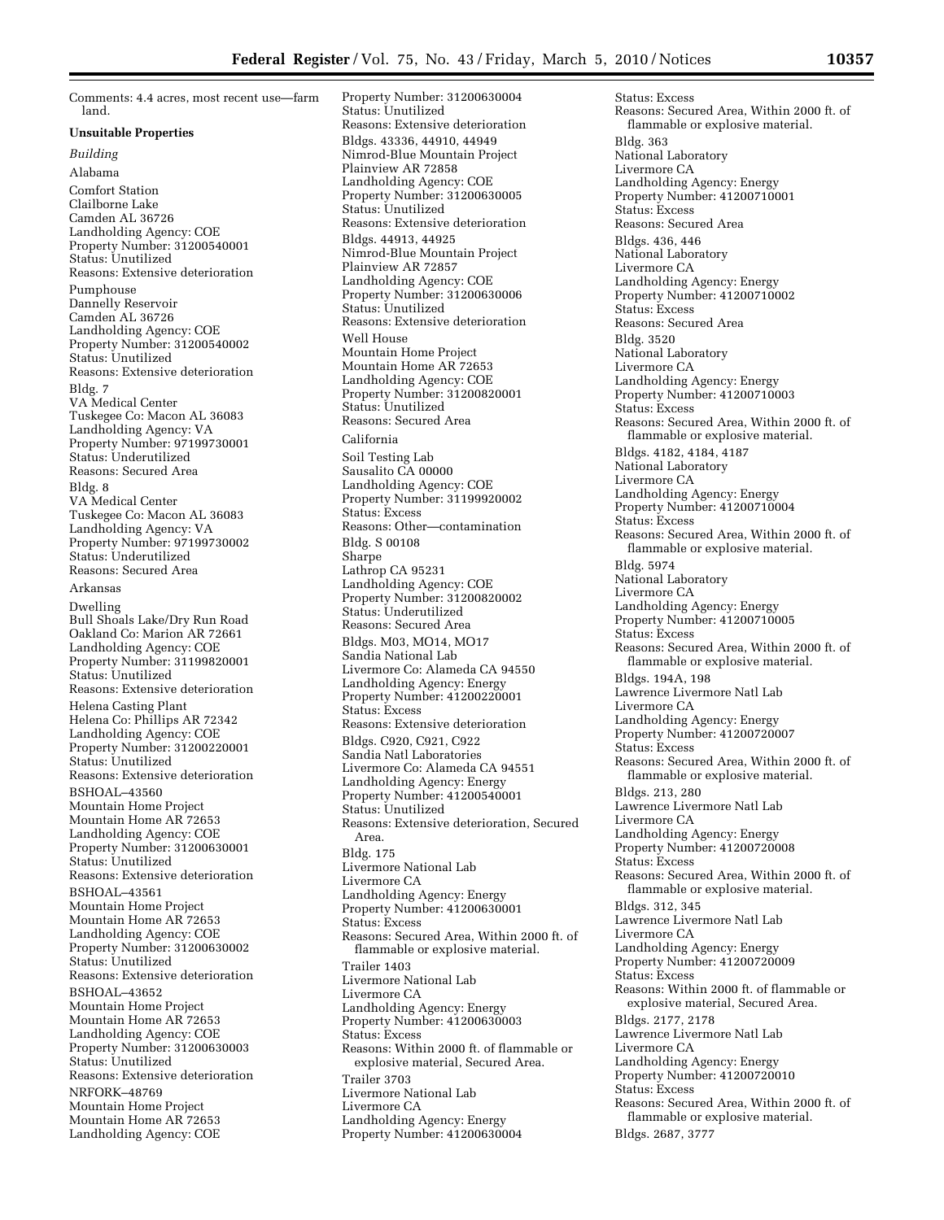Comments: 4.4 acres, most recent use—farm land.

**Unsuitable Properties**

*Building*

Alabama

Comfort Station
Clailborne Lake
Camden AL 36726
Landholding Agency: COE
Property Number: 31200540001
Status: Unutilized
Reasons: Extensive deterioration

Pumphouse
Dannelly Reservoir
Camden AL 36726
Landholding Agency: COE
Property Number: 31200540002
Status: Unutilized
Reasons: Extensive deterioration

Bldg. 7
VA Medical Center
Tuskegee Co: Macon AL 36083
Landholding Agency: VA
Property Number: 97199730001
Status: Underutilized
Reasons: Secured Area

Bldg. 8
VA Medical Center
Tuskegee Co: Macon AL 36083
Landholding Agency: VA
Property Number: 97199730002
Status: Underutilized
Reasons: Secured Area

Arkansas

Dwelling
Bull Shoals Lake/Dry Run Road
Oakland Co: Marion AR 72661
Landholding Agency: COE
Property Number: 31199820001
Status: Unutilized
Reasons: Extensive deterioration

Helena Casting Plant
Helena Co: Phillips AR 72342
Landholding Agency: COE
Property Number: 31200220001
Status: Unutilized
Reasons: Extensive deterioration

BSHOAL–43560
Mountain Home Project
Mountain Home AR 72653
Landholding Agency: COE
Property Number: 31200630001
Status: Unutilized
Reasons: Extensive deterioration

BSHOAL–43561
Mountain Home Project
Mountain Home AR 72653
Landholding Agency: COE
Property Number: 31200630002
Status: Unutilized
Reasons: Extensive deterioration

BSHOAL–43652
Mountain Home Project
Mountain Home AR 72653
Landholding Agency: COE
Property Number: 31200630003
Status: Unutilized
Reasons: Extensive deterioration

NRFORK–48769
Mountain Home Project
Mountain Home AR 72653
Landholding Agency: COE
Property Number: 31200630004
Status: Unutilized
Reasons: Extensive deterioration

Bldgs. 43336, 44910, 44949
Nimrod-Blue Mountain Project
Plainview AR 72858
Landholding Agency: COE
Property Number: 31200630005
Status: Unutilized
Reasons: Extensive deterioration

Bldgs. 44913, 44925
Nimrod-Blue Mountain Project
Plainview AR 72857
Landholding Agency: COE
Property Number: 31200630006
Status: Unutilized
Reasons: Extensive deterioration

Well House
Mountain Home Project
Mountain Home AR 72653
Landholding Agency: COE
Property Number: 31200820001
Status: Unutilized
Reasons: Secured Area

California

Soil Testing Lab
Sausalito CA 00000
Landholding Agency: COE
Property Number: 31199920002
Status: Excess
Reasons: Other—contamination

Bldg. S 00108
Sharpe
Lathrop CA 95231
Landholding Agency: COE
Property Number: 31200820002
Status: Underutilized
Reasons: Secured Area

Bldgs. M03, MO14, MO17
Sandia National Lab
Livermore Co: Alameda CA 94550
Landholding Agency: Energy
Property Number: 41200220001
Status: Excess
Reasons: Extensive deterioration

Bldgs. C920, C921, C922
Sandia Natl Laboratories
Livermore Co: Alameda CA 94551
Landholding Agency: Energy
Property Number: 41200540001
Status: Unutilized
Reasons: Extensive deterioration, Secured Area.

Bldg. 175
Livermore National Lab
Livermore CA
Landholding Agency: Energy
Property Number: 41200630001
Status: Excess
Reasons: Secured Area, Within 2000 ft. of flammable or explosive material.

Trailer 1403
Livermore National Lab
Livermore CA
Landholding Agency: Energy
Property Number: 41200630003
Status: Excess
Reasons: Within 2000 ft. of flammable or explosive material, Secured Area.

Trailer 3703
Livermore National Lab
Livermore CA
Landholding Agency: Energy
Property Number: 41200630004
Status: Excess
Reasons: Secured Area, Within 2000 ft. of flammable or explosive material.

Bldg. 363
National Laboratory
Livermore CA
Landholding Agency: Energy
Property Number: 41200710001
Status: Excess
Reasons: Secured Area

Bldgs. 436, 446
National Laboratory
Livermore CA
Landholding Agency: Energy
Property Number: 41200710002
Status: Excess
Reasons: Secured Area

Bldg. 3520
National Laboratory
Livermore CA
Landholding Agency: Energy
Property Number: 41200710003
Status: Excess
Reasons: Secured Area, Within 2000 ft. of flammable or explosive material.

Bldgs. 4182, 4184, 4187
National Laboratory
Livermore CA
Landholding Agency: Energy
Property Number: 41200710004
Status: Excess
Reasons: Secured Area, Within 2000 ft. of flammable or explosive material.

Bldg. 5974
National Laboratory
Livermore CA
Landholding Agency: Energy
Property Number: 41200710005
Status: Excess
Reasons: Secured Area, Within 2000 ft. of flammable or explosive material.

Bldgs. 194A, 198
Lawrence Livermore Natl Lab
Livermore CA
Landholding Agency: Energy
Property Number: 41200720007
Status: Excess
Reasons: Secured Area, Within 2000 ft. of flammable or explosive material.

Bldgs. 213, 280
Lawrence Livermore Natl Lab
Livermore CA
Landholding Agency: Energy
Property Number: 41200720008
Status: Excess
Reasons: Secured Area, Within 2000 ft. of flammable or explosive material.

Bldgs. 312, 345
Lawrence Livermore Natl Lab
Livermore CA
Landholding Agency: Energy
Property Number: 41200720009
Status: Excess
Reasons: Within 2000 ft. of flammable or explosive material, Secured Area.

Bldgs. 2177, 2178
Lawrence Livermore Natl Lab
Livermore CA
Landholding Agency: Energy
Property Number: 41200720010
Status: Excess
Reasons: Secured Area, Within 2000 ft. of flammable or explosive material.

Bldgs. 2687, 3777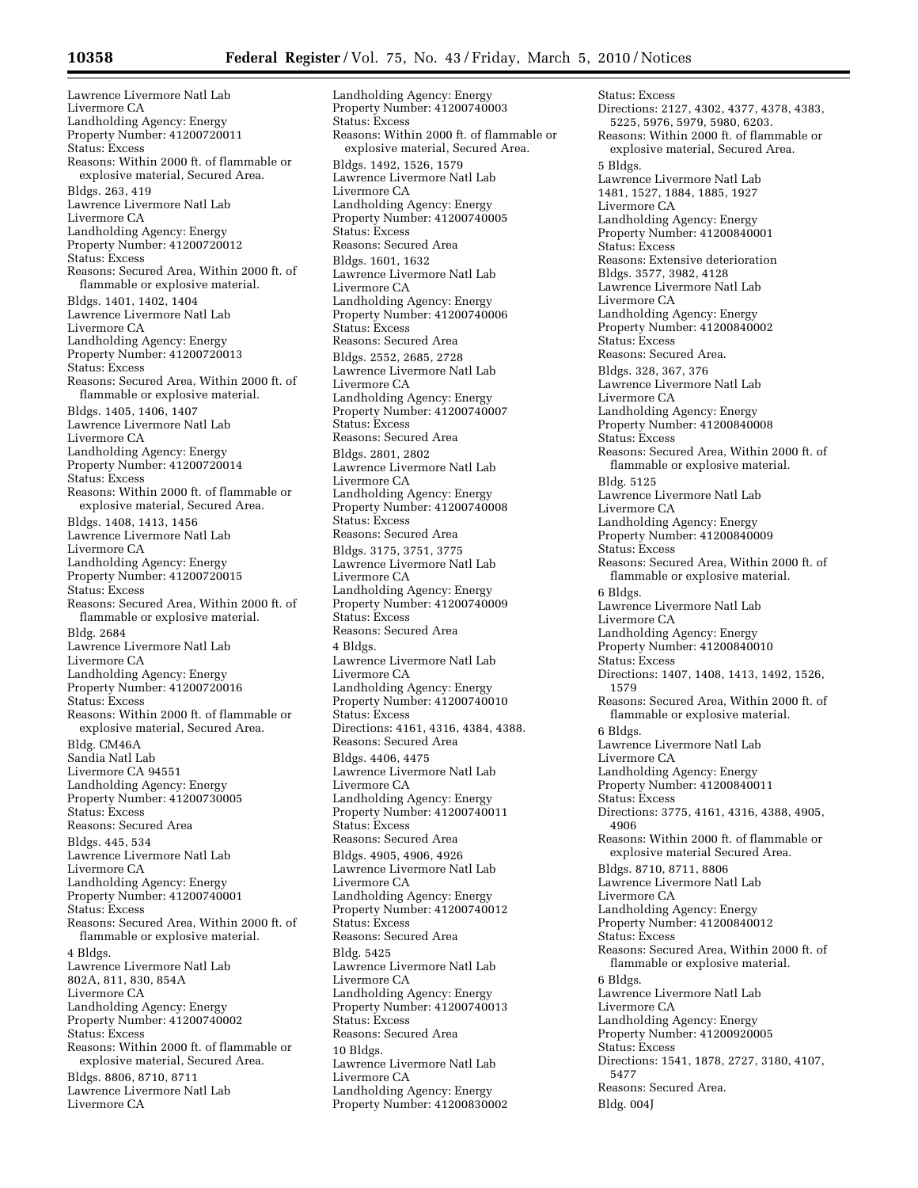Lawrence Livermore Natl Lab
Livermore CA
Landholding Agency: Energy
Property Number: 41200720011
Status: Excess
Reasons: Within 2000 ft. of flammable or explosive material, Secured Area.

Bldgs. 263, 419
Lawrence Livermore Natl Lab
Livermore CA
Landholding Agency: Energy
Property Number: 41200720012
Status: Excess
Reasons: Secured Area, Within 2000 ft. of flammable or explosive material.

Bldgs. 1401, 1402, 1404
Lawrence Livermore Natl Lab
Livermore CA
Landholding Agency: Energy
Property Number: 41200720013
Status: Excess
Reasons: Secured Area, Within 2000 ft. of flammable or explosive material.

Bldgs. 1405, 1406, 1407
Lawrence Livermore Natl Lab
Livermore CA
Landholding Agency: Energy
Property Number: 41200720014
Status: Excess
Reasons: Within 2000 ft. of flammable or explosive material, Secured Area.

Bldgs. 1408, 1413, 1456
Lawrence Livermore Natl Lab
Livermore CA
Landholding Agency: Energy
Property Number: 41200720015
Status: Excess
Reasons: Secured Area, Within 2000 ft. of flammable or explosive material.

Bldg. 2684
Lawrence Livermore Natl Lab
Livermore CA
Landholding Agency: Energy
Property Number: 41200720016
Status: Excess
Reasons: Within 2000 ft. of flammable or explosive material, Secured Area.

Bldg. CM46A
Sandia Natl Lab
Livermore CA 94551
Landholding Agency: Energy
Property Number: 41200730005
Status: Excess
Reasons: Secured Area

Bldgs. 445, 534
Lawrence Livermore Natl Lab
Livermore CA
Landholding Agency: Energy
Property Number: 41200740001
Status: Excess
Reasons: Secured Area, Within 2000 ft. of flammable or explosive material.

4 Bldgs.
Lawrence Livermore Natl Lab
802A, 811, 830, 854A
Livermore CA
Landholding Agency: Energy
Property Number: 41200740002
Status: Excess
Reasons: Within 2000 ft. of flammable or explosive material, Secured Area.

Bldgs. 8806, 8710, 8711
Lawrence Livermore Natl Lab
Livermore CA
Landholding Agency: Energy
Property Number: 41200740003
Status: Excess
Reasons: Within 2000 ft. of flammable or explosive material, Secured Area.

Bldgs. 1492, 1526, 1579
Lawrence Livermore Natl Lab
Livermore CA
Landholding Agency: Energy
Property Number: 41200740005
Status: Excess
Reasons: Secured Area

Bldgs. 1601, 1632
Lawrence Livermore Natl Lab
Livermore CA
Landholding Agency: Energy
Property Number: 41200740006
Status: Excess
Reasons: Secured Area

Bldgs. 2552, 2685, 2728
Lawrence Livermore Natl Lab
Livermore CA
Landholding Agency: Energy
Property Number: 41200740007
Status: Excess
Reasons: Secured Area

Bldgs. 2801, 2802
Lawrence Livermore Natl Lab
Livermore CA
Landholding Agency: Energy
Property Number: 41200740008
Status: Excess
Reasons: Secured Area

Bldgs. 3175, 3751, 3775
Lawrence Livermore Natl Lab
Livermore CA
Landholding Agency: Energy
Property Number: 41200740009
Status: Excess
Reasons: Secured Area

4 Bldgs.
Lawrence Livermore Natl Lab
Livermore CA
Landholding Agency: Energy
Property Number: 41200740010
Status: Excess
Directions: 4161, 4316, 4384, 4388.
Reasons: Secured Area

Bldgs. 4406, 4475
Lawrence Livermore Natl Lab
Livermore CA
Landholding Agency: Energy
Property Number: 41200740011
Status: Excess
Reasons: Secured Area

Bldgs. 4905, 4906, 4926
Lawrence Livermore Natl Lab
Livermore CA
Landholding Agency: Energy
Property Number: 41200740012
Status: Excess
Reasons: Secured Area

Bldg. 5425
Lawrence Livermore Natl Lab
Livermore CA
Landholding Agency: Energy
Property Number: 41200740013
Status: Excess
Reasons: Secured Area

10 Bldgs.
Lawrence Livermore Natl Lab
Livermore CA
Landholding Agency: Energy
Property Number: 41200830002
Status: Excess
Directions: 2127, 4302, 4377, 4378, 4383, 5225, 5976, 5979, 5980, 6203.
Reasons: Within 2000 ft. of flammable or explosive material, Secured Area.

5 Bldgs.
Lawrence Livermore Natl Lab
1481, 1527, 1884, 1885, 1927
Livermore CA
Landholding Agency: Energy
Property Number: 41200840001
Status: Excess
Reasons: Extensive deterioration

Bldgs. 3577, 3982, 4128
Lawrence Livermore Natl Lab
Livermore CA
Landholding Agency: Energy
Property Number: 41200840002
Status: Excess
Reasons: Secured Area.

Bldgs. 328, 367, 376
Lawrence Livermore Natl Lab
Livermore CA
Landholding Agency: Energy
Property Number: 41200840008
Status: Excess
Reasons: Secured Area, Within 2000 ft. of flammable or explosive material.

Bldg. 5125
Lawrence Livermore Natl Lab
Livermore CA
Landholding Agency: Energy
Property Number: 41200840009
Status: Excess
Reasons: Secured Area, Within 2000 ft. of flammable or explosive material.

6 Bldgs.
Lawrence Livermore Natl Lab
Livermore CA
Landholding Agency: Energy
Property Number: 41200840010
Status: Excess
Directions: 1407, 1408, 1413, 1492, 1526, 1579
Reasons: Secured Area, Within 2000 ft. of flammable or explosive material.

6 Bldgs.
Lawrence Livermore Natl Lab
Livermore CA
Landholding Agency: Energy
Property Number: 41200840011
Status: Excess
Directions: 3775, 4161, 4316, 4388, 4905, 4906
Reasons: Within 2000 ft. of flammable or explosive material Secured Area.

Bldgs. 8710, 8711, 8806
Lawrence Livermore Natl Lab
Livermore CA
Landholding Agency: Energy
Property Number: 41200840012
Status: Excess
Reasons: Secured Area, Within 2000 ft. of flammable or explosive material.

6 Bldgs.
Lawrence Livermore Natl Lab
Livermore CA
Landholding Agency: Energy
Property Number: 41200920005
Status: Excess
Directions: 1541, 1878, 2727, 3180, 4107, 5477
Reasons: Secured Area.

Bldg. 004J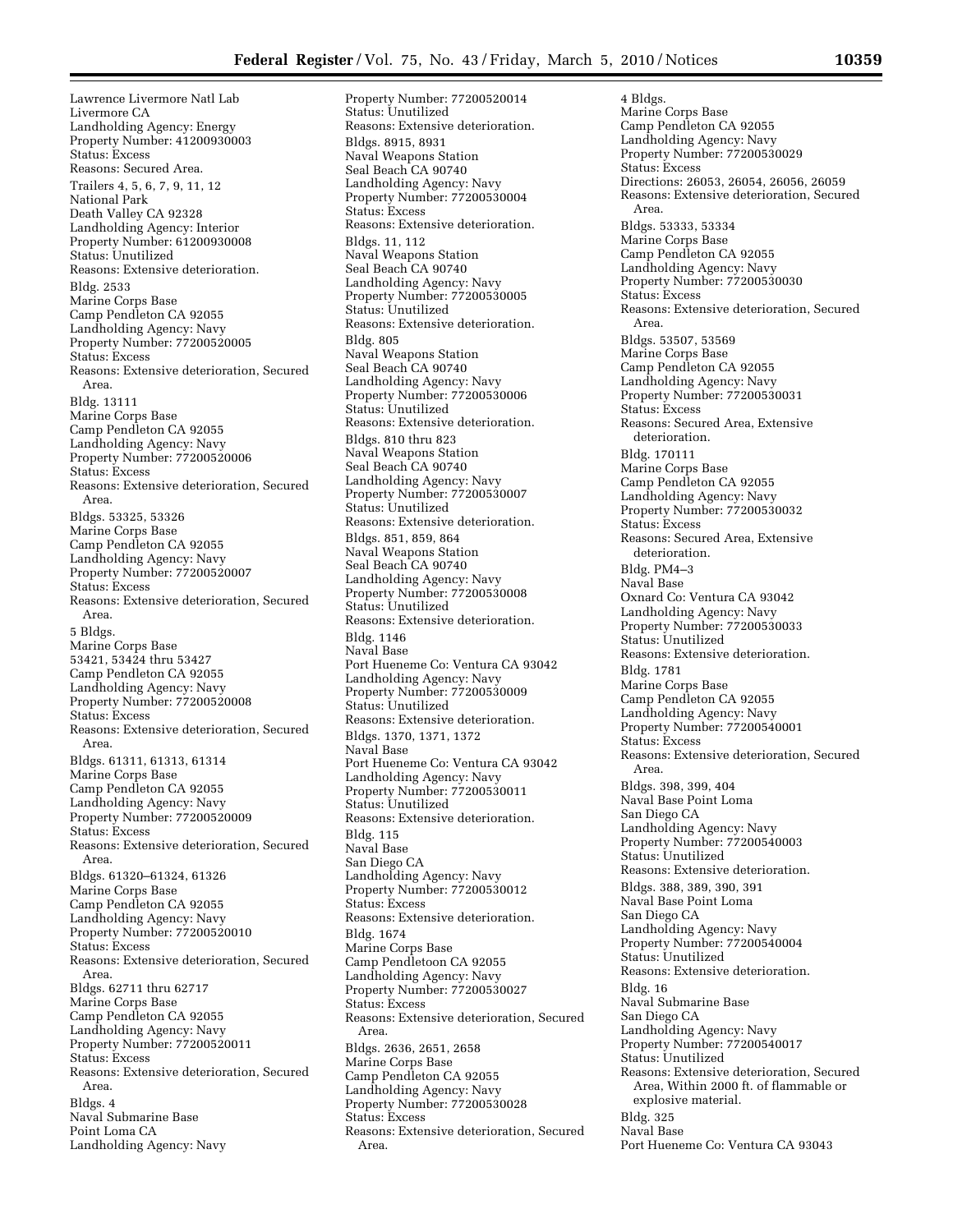Lawrence Livermore Natl Lab
Livermore CA
Landholding Agency: Energy
Property Number: 41200930003
Status: Excess
Reasons: Secured Area.

Trailers 4, 5, 6, 7, 9, 11, 12
National Park
Death Valley CA 92328
Landholding Agency: Interior
Property Number: 61200930008
Status: Unutilized
Reasons: Extensive deterioration.

Bldg. 2533
Marine Corps Base
Camp Pendleton CA 92055
Landholding Agency: Navy
Property Number: 77200520005
Status: Excess
Reasons: Extensive deterioration, Secured Area.

Bldg. 13111
Marine Corps Base
Camp Pendleton CA 92055
Landholding Agency: Navy
Property Number: 77200520006
Status: Excess
Reasons: Extensive deterioration, Secured Area.

Bldgs. 53325, 53326
Marine Corps Base
Camp Pendleton CA 92055
Landholding Agency: Navy
Property Number: 77200520007
Status: Excess
Reasons: Extensive deterioration, Secured Area.

5 Bldgs.
Marine Corps Base
53421, 53424 thru 53427
Camp Pendleton CA 92055
Landholding Agency: Navy
Property Number: 77200520008
Status: Excess
Reasons: Extensive deterioration, Secured Area.

Bldgs. 61311, 61313, 61314
Marine Corps Base
Camp Pendleton CA 92055
Landholding Agency: Navy
Property Number: 77200520009
Status: Excess
Reasons: Extensive deterioration, Secured Area.

Bldgs. 61320–61324, 61326
Marine Corps Base
Camp Pendleton CA 92055
Landholding Agency: Navy
Property Number: 77200520010
Status: Excess
Reasons: Extensive deterioration, Secured Area.

Bldgs. 62711 thru 62717
Marine Corps Base
Camp Pendleton CA 92055
Landholding Agency: Navy
Property Number: 77200520011
Status: Excess
Reasons: Extensive deterioration, Secured Area.

Bldgs. 4
Naval Submarine Base
Point Loma CA
Landholding Agency: Navy
Property Number: 77200520014
Status: Unutilized
Reasons: Extensive deterioration.

Bldgs. 8915, 8931
Naval Weapons Station
Seal Beach CA 90740
Landholding Agency: Navy
Property Number: 77200530004
Status: Excess
Reasons: Extensive deterioration.

Bldgs. 11, 112
Naval Weapons Station
Seal Beach CA 90740
Landholding Agency: Navy
Property Number: 77200530005
Status: Unutilized
Reasons: Extensive deterioration.

Bldg. 805
Naval Weapons Station
Seal Beach CA 90740
Landholding Agency: Navy
Property Number: 77200530006
Status: Unutilized
Reasons: Extensive deterioration.

Bldgs. 810 thru 823
Naval Weapons Station
Seal Beach CA 90740
Landholding Agency: Navy
Property Number: 77200530007
Status: Unutilized
Reasons: Extensive deterioration.

Bldgs. 851, 859, 864
Naval Weapons Station
Seal Beach CA 90740
Landholding Agency: Navy
Property Number: 77200530008
Status: Unutilized
Reasons: Extensive deterioration.

Bldg. 1146
Naval Base
Port Hueneme Co: Ventura CA 93042
Landholding Agency: Navy
Property Number: 77200530009
Status: Unutilized
Reasons: Extensive deterioration.

Bldgs. 1370, 1371, 1372
Naval Base
Port Hueneme Co: Ventura CA 93042
Landholding Agency: Navy
Property Number: 77200530011
Status: Unutilized
Reasons: Extensive deterioration.

Bldg. 115
Naval Base
San Diego CA
Landholding Agency: Navy
Property Number: 77200530012
Status: Excess
Reasons: Extensive deterioration.

Bldg. 1674
Marine Corps Base
Camp Pendletoon CA 92055
Landholding Agency: Navy
Property Number: 77200530027
Status: Excess
Reasons: Extensive deterioration, Secured Area.

Bldgs. 2636, 2651, 2658
Marine Corps Base
Camp Pendleton CA 92055
Landholding Agency: Navy
Property Number: 77200530028
Status: Excess
Reasons: Extensive deterioration, Secured Area.

4 Bldgs.
Marine Corps Base
Camp Pendleton CA 92055
Landholding Agency: Navy
Property Number: 77200530029
Status: Excess
Directions: 26053, 26054, 26056, 26059
Reasons: Extensive deterioration, Secured Area.

Bldgs. 53333, 53334
Marine Corps Base
Camp Pendleton CA 92055
Landholding Agency: Navy
Property Number: 77200530030
Status: Excess
Reasons: Extensive deterioration, Secured Area.

Bldgs. 53507, 53569
Marine Corps Base
Camp Pendleton CA 92055
Landholding Agency: Navy
Property Number: 77200530031
Status: Excess
Reasons: Secured Area, Extensive deterioration.

Bldg. 170111
Marine Corps Base
Camp Pendleton CA 92055
Landholding Agency: Navy
Property Number: 77200530032
Status: Excess
Reasons: Secured Area, Extensive deterioration.

Bldg. PM4–3
Naval Base
Oxnard Co: Ventura CA 93042
Landholding Agency: Navy
Property Number: 77200530033
Status: Unutilized
Reasons: Extensive deterioration.

Bldg. 1781
Marine Corps Base
Camp Pendleton CA 92055
Landholding Agency: Navy
Property Number: 77200540001
Status: Excess
Reasons: Extensive deterioration, Secured Area.

Bldgs. 398, 399, 404
Naval Base Point Loma
San Diego CA
Landholding Agency: Navy
Property Number: 77200540003
Status: Unutilized
Reasons: Extensive deterioration.

Bldgs. 388, 389, 390, 391
Naval Base Point Loma
San Diego CA
Landholding Agency: Navy
Property Number: 77200540004
Status: Unutilized
Reasons: Extensive deterioration.

Bldg. 16
Naval Submarine Base
San Diego CA
Landholding Agency: Navy
Property Number: 77200540017
Status: Unutilized
Reasons: Extensive deterioration, Secured Area, Within 2000 ft. of flammable or explosive material.

Bldg. 325
Naval Base
Port Hueneme Co: Ventura CA 93043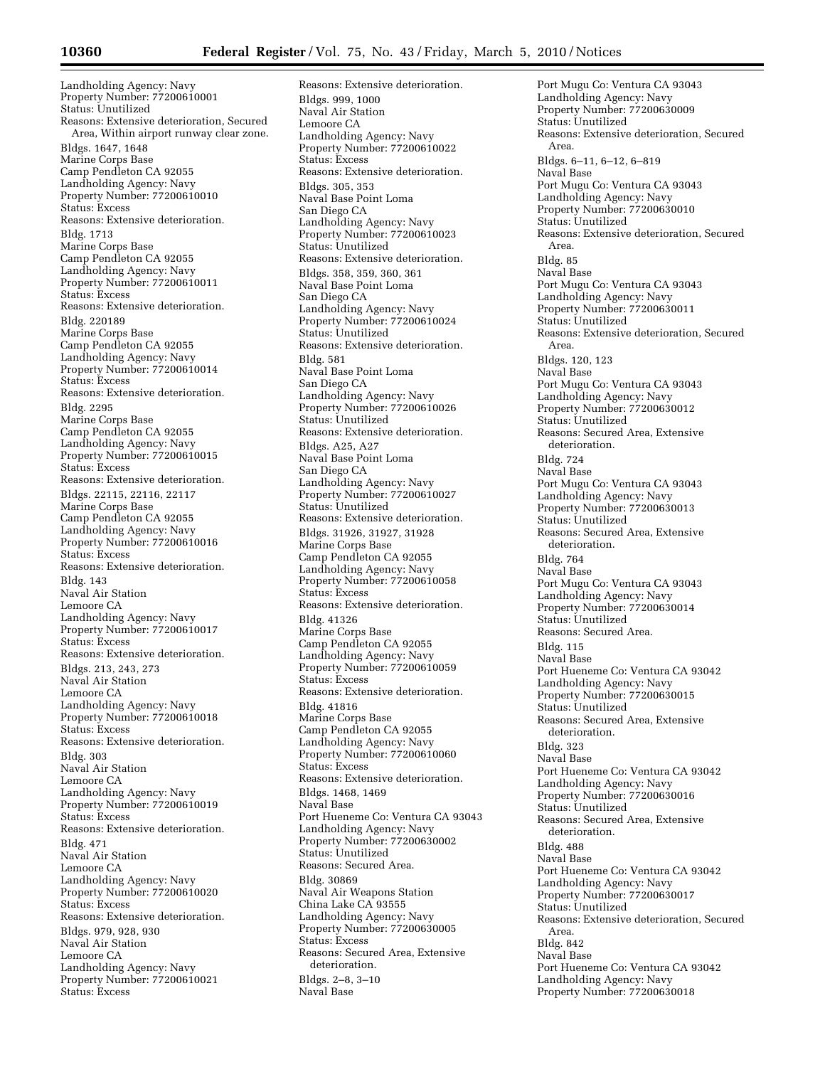Landholding Agency: Navy
Property Number: 77200610001
Status: Unutilized
Reasons: Extensive deterioration, Secured Area, Within airport runway clear zone.

Bldgs. 1647, 1648
Marine Corps Base
Camp Pendleton CA 92055
Landholding Agency: Navy
Property Number: 77200610010
Status: Excess
Reasons: Extensive deterioration.

Bldg. 1713
Marine Corps Base
Camp Pendleton CA 92055
Landholding Agency: Navy
Property Number: 77200610011
Status: Excess
Reasons: Extensive deterioration.

Bldg. 220189
Marine Corps Base
Camp Pendleton CA 92055
Landholding Agency: Navy
Property Number: 77200610014
Status: Excess
Reasons: Extensive deterioration.

Bldg. 2295
Marine Corps Base
Camp Pendleton CA 92055
Landholding Agency: Navy
Property Number: 77200610015
Status: Excess
Reasons: Extensive deterioration.

Bldgs. 22115, 22116, 22117
Marine Corps Base
Camp Pendleton CA 92055
Landholding Agency: Navy
Property Number: 77200610016
Status: Excess
Reasons: Extensive deterioration.

Bldg. 143
Naval Air Station
Lemoore CA
Landholding Agency: Navy
Property Number: 77200610017
Status: Excess
Reasons: Extensive deterioration.

Bldgs. 213, 243, 273
Naval Air Station
Lemoore CA
Landholding Agency: Navy
Property Number: 77200610018
Status: Excess
Reasons: Extensive deterioration.

Bldg. 303
Naval Air Station
Lemoore CA
Landholding Agency: Navy
Property Number: 77200610019
Status: Excess
Reasons: Extensive deterioration.

Bldg. 471
Naval Air Station
Lemoore CA
Landholding Agency: Navy
Property Number: 77200610020
Status: Excess
Reasons: Extensive deterioration.

Bldgs. 979, 928, 930
Naval Air Station
Lemoore CA
Landholding Agency: Navy
Property Number: 77200610021
Status: Excess
Reasons: Extensive deterioration.

Bldgs. 999, 1000
Naval Air Station
Lemoore CA
Landholding Agency: Navy
Property Number: 77200610022
Status: Excess
Reasons: Extensive deterioration.

Bldgs. 305, 353
Naval Base Point Loma
San Diego CA
Landholding Agency: Navy
Property Number: 77200610023
Status: Unutilized
Reasons: Extensive deterioration.

Bldgs. 358, 359, 360, 361
Naval Base Point Loma
San Diego CA
Landholding Agency: Navy
Property Number: 77200610024
Status: Unutilized
Reasons: Extensive deterioration.

Bldg. 581
Naval Base Point Loma
San Diego CA
Landholding Agency: Navy
Property Number: 77200610026
Status: Unutilized
Reasons: Extensive deterioration.

Bldgs. A25, A27
Naval Base Point Loma
San Diego CA
Landholding Agency: Navy
Property Number: 77200610027
Status: Unutilized
Reasons: Extensive deterioration.

Bldgs. 31926, 31927, 31928
Marine Corps Base
Camp Pendleton CA 92055
Landholding Agency: Navy
Property Number: 77200610058
Status: Excess
Reasons: Extensive deterioration.

Bldg. 41326
Marine Corps Base
Camp Pendleton CA 92055
Landholding Agency: Navy
Property Number: 77200610059
Status: Excess
Reasons: Extensive deterioration.

Bldg. 41816
Marine Corps Base
Camp Pendleton CA 92055
Landholding Agency: Navy
Property Number: 77200610060
Status: Excess
Reasons: Extensive deterioration.

Bldgs. 1468, 1469
Naval Base
Port Hueneme Co: Ventura CA 93043
Landholding Agency: Navy
Property Number: 77200630002
Status: Unutilized
Reasons: Secured Area.

Bldg. 30869
Naval Air Weapons Station
China Lake CA 93555
Landholding Agency: Navy
Property Number: 77200630005
Status: Excess
Reasons: Secured Area, Extensive deterioration.

Bldgs. 2–8, 3–10
Naval Base
Port Mugu Co: Ventura CA 93043
Landholding Agency: Navy
Property Number: 77200630009
Status: Unutilized
Reasons: Extensive deterioration, Secured Area.

Bldgs. 6–11, 6–12, 6–819
Naval Base
Port Mugu Co: Ventura CA 93043
Landholding Agency: Navy
Property Number: 77200630010
Status: Unutilized
Reasons: Extensive deterioration, Secured Area.

Bldg. 85
Naval Base
Port Mugu Co: Ventura CA 93043
Landholding Agency: Navy
Property Number: 77200630011
Status: Unutilized
Reasons: Extensive deterioration, Secured Area.

Bldgs. 120, 123
Naval Base
Port Mugu Co: Ventura CA 93043
Landholding Agency: Navy
Property Number: 77200630012
Status: Unutilized
Reasons: Secured Area, Extensive deterioration.

Bldg. 724
Naval Base
Port Mugu Co: Ventura CA 93043
Landholding Agency: Navy
Property Number: 77200630013
Status: Unutilized
Reasons: Secured Area, Extensive deterioration.

Bldg. 764
Naval Base
Port Mugu Co: Ventura CA 93043
Landholding Agency: Navy
Property Number: 77200630014
Status: Unutilized
Reasons: Secured Area.

Bldg. 115
Naval Base
Port Hueneme Co: Ventura CA 93042
Landholding Agency: Navy
Property Number: 77200630015
Status: Unutilized
Reasons: Secured Area, Extensive deterioration.

Bldg. 323
Naval Base
Port Hueneme Co: Ventura CA 93042
Landholding Agency: Navy
Property Number: 77200630016
Status: Unutilized
Reasons: Secured Area, Extensive deterioration.

Bldg. 488
Naval Base
Port Hueneme Co: Ventura CA 93042
Landholding Agency: Navy
Property Number: 77200630017
Status: Unutilized
Reasons: Extensive deterioration, Secured Area.

Bldg. 842
Naval Base
Port Hueneme Co: Ventura CA 93042
Landholding Agency: Navy
Property Number: 77200630018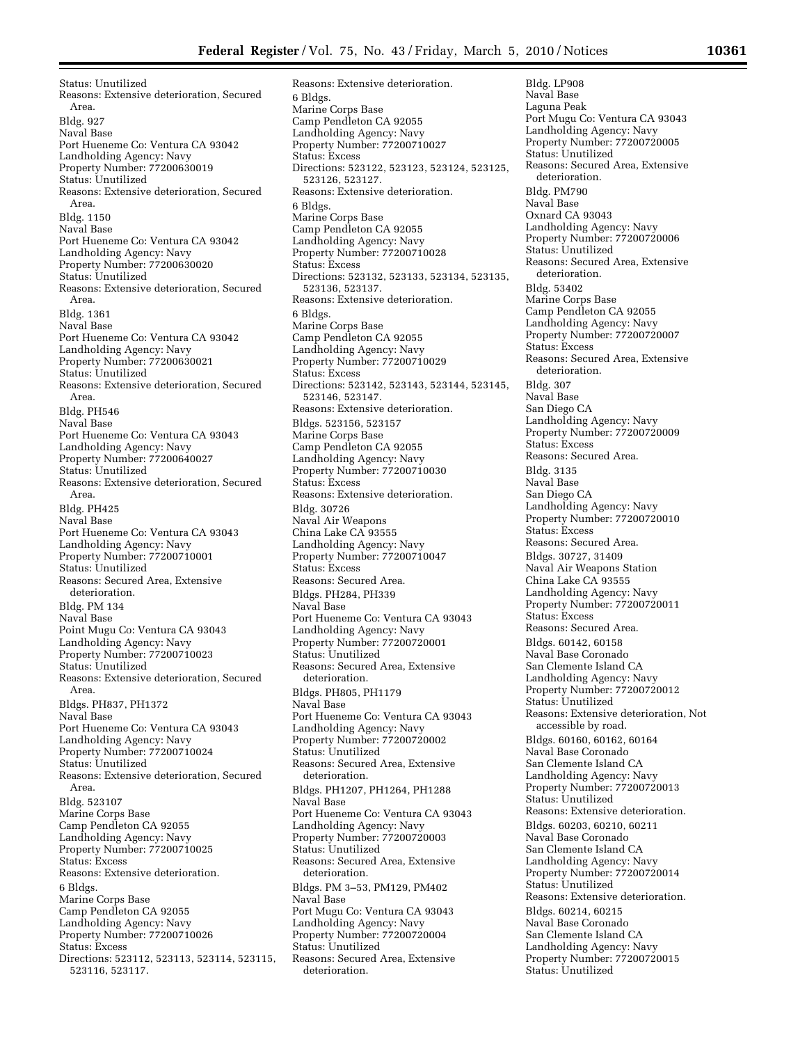Status: Unutilized
Reasons: Extensive deterioration, Secured Area.

Bldg. 927
Naval Base
Port Hueneme Co: Ventura CA 93042
Landholding Agency: Navy
Property Number: 77200630019
Status: Unutilized
Reasons: Extensive deterioration, Secured Area.

Bldg. 1150
Naval Base
Port Hueneme Co: Ventura CA 93042
Landholding Agency: Navy
Property Number: 77200630020
Status: Unutilized
Reasons: Extensive deterioration, Secured Area.

Bldg. 1361
Naval Base
Port Hueneme Co: Ventura CA 93042
Landholding Agency: Navy
Property Number: 77200630021
Status: Unutilized
Reasons: Extensive deterioration, Secured Area.

Bldg. PH546
Naval Base
Port Hueneme Co: Ventura CA 93043
Landholding Agency: Navy
Property Number: 77200640027
Status: Unutilized
Reasons: Extensive deterioration, Secured Area.

Bldg. PH425
Naval Base
Port Hueneme Co: Ventura CA 93043
Landholding Agency: Navy
Property Number: 77200710001
Status: Unutilized
Reasons: Secured Area, Extensive deterioration.

Bldg. PM 134
Naval Base
Point Mugu Co: Ventura CA 93043
Landholding Agency: Navy
Property Number: 77200710023
Status: Unutilized
Reasons: Extensive deterioration, Secured Area.

Bldgs. PH837, PH1372
Naval Base
Port Hueneme Co: Ventura CA 93043
Landholding Agency: Navy
Property Number: 77200710024
Status: Unutilized
Reasons: Extensive deterioration, Secured Area.

Bldg. 523107
Marine Corps Base
Camp Pendleton CA 92055
Landholding Agency: Navy
Property Number: 77200710025
Status: Excess
Reasons: Extensive deterioration.

6 Bldgs.
Marine Corps Base
Camp Pendleton CA 92055
Landholding Agency: Navy
Property Number: 77200710026
Status: Excess
Directions: 523112, 523113, 523114, 523115, 523116, 523117.
Reasons: Extensive deterioration.

6 Bldgs.
Marine Corps Base
Camp Pendleton CA 92055
Landholding Agency: Navy
Property Number: 77200710027
Status: Excess
Directions: 523122, 523123, 523124, 523125, 523126, 523127.
Reasons: Extensive deterioration.

6 Bldgs.
Marine Corps Base
Camp Pendleton CA 92055
Landholding Agency: Navy
Property Number: 77200710028
Status: Excess
Directions: 523132, 523133, 523134, 523135, 523136, 523137.
Reasons: Extensive deterioration.

6 Bldgs.
Marine Corps Base
Camp Pendleton CA 92055
Landholding Agency: Navy
Property Number: 77200710029
Status: Excess
Directions: 523142, 523143, 523144, 523145, 523146, 523147.
Reasons: Extensive deterioration.

Bldgs. 523156, 523157
Marine Corps Base
Camp Pendleton CA 92055
Landholding Agency: Navy
Property Number: 77200710030
Status: Excess
Reasons: Extensive deterioration.

Bldg. 30726
Naval Air Weapons
China Lake CA 93555
Landholding Agency: Navy
Property Number: 77200710047
Status: Excess
Reasons: Secured Area.

Bldgs. PH284, PH339
Naval Base
Port Hueneme Co: Ventura CA 93043
Landholding Agency: Navy
Property Number: 77200720001
Status: Unutilized
Reasons: Secured Area, Extensive deterioration.

Bldgs. PH805, PH1179
Naval Base
Port Hueneme Co: Ventura CA 93043
Landholding Agency: Navy
Property Number: 77200720002
Status: Unutilized
Reasons: Secured Area, Extensive deterioration.

Bldgs. PH1207, PH1264, PH1288
Naval Base
Port Hueneme Co: Ventura CA 93043
Landholding Agency: Navy
Property Number: 77200720003
Status: Unutilized
Reasons: Secured Area, Extensive deterioration.

Bldgs. PM 3–53, PM129, PM402
Naval Base
Port Mugu Co: Ventura CA 93043
Landholding Agency: Navy
Property Number: 77200720004
Status: Unutilized
Reasons: Secured Area, Extensive deterioration.

Bldg. LP908
Naval Base
Laguna Peak
Port Mugu Co: Ventura CA 93043
Landholding Agency: Navy
Property Number: 77200720005
Status: Unutilized
Reasons: Secured Area, Extensive deterioration.

Bldg. PM790
Naval Base
Oxnard CA 93043
Landholding Agency: Navy
Property Number: 77200720006
Status: Unutilized
Reasons: Secured Area, Extensive deterioration.

Bldg. 53402
Marine Corps Base
Camp Pendleton CA 92055
Landholding Agency: Navy
Property Number: 77200720007
Status: Excess
Reasons: Secured Area, Extensive deterioration.

Bldg. 307
Naval Base
San Diego CA
Landholding Agency: Navy
Property Number: 77200720009
Status: Excess
Reasons: Secured Area.

Bldg. 3135
Naval Base
San Diego CA
Landholding Agency: Navy
Property Number: 77200720010
Status: Excess
Reasons: Secured Area.

Bldgs. 30727, 31409
Naval Air Weapons Station
China Lake CA 93555
Landholding Agency: Navy
Property Number: 77200720011
Status: Excess
Reasons: Secured Area.

Bldgs. 60142, 60158
Naval Base Coronado
San Clemente Island CA
Landholding Agency: Navy
Property Number: 77200720012
Status: Unutilized
Reasons: Extensive deterioration, Not accessible by road.

Bldgs. 60160, 60162, 60164
Naval Base Coronado
San Clemente Island CA
Landholding Agency: Navy
Property Number: 77200720013
Status: Unutilized
Reasons: Extensive deterioration.

Bldgs. 60203, 60210, 60211
Naval Base Coronado
San Clemente Island CA
Landholding Agency: Navy
Property Number: 77200720014
Status: Unutilized
Reasons: Extensive deterioration.

Bldgs. 60214, 60215
Naval Base Coronado
San Clemente Island CA
Landholding Agency: Navy
Property Number: 77200720015
Status: Unutilized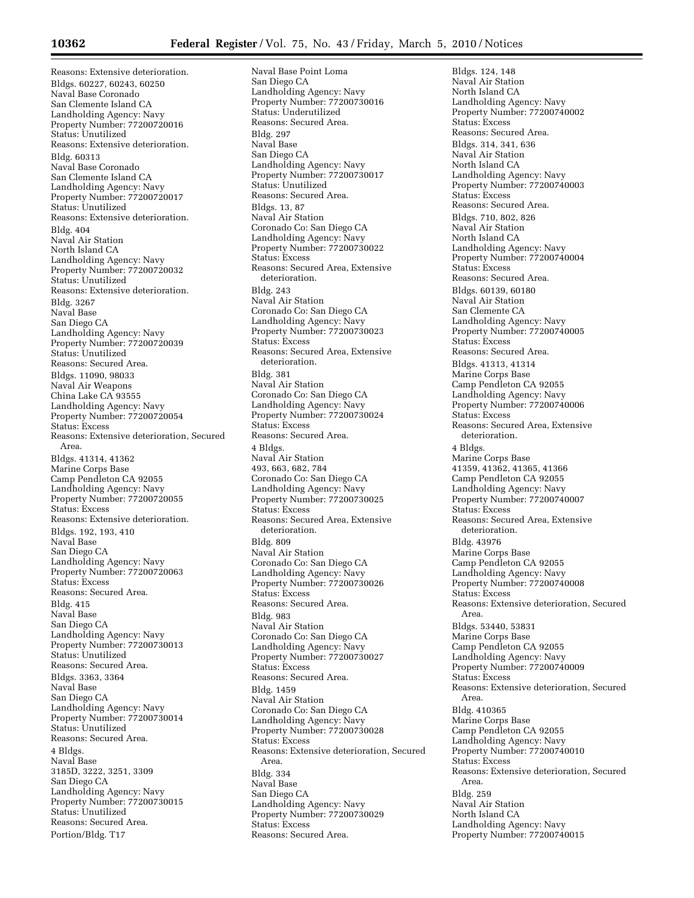Reasons: Extensive deterioration.

Bldgs. 60227, 60243, 60250
Naval Base Coronado
San Clemente Island CA
Landholding Agency: Navy
Property Number: 77200720016
Status: Unutilized
Reasons: Extensive deterioration.

Bldg. 60313
Naval Base Coronado
San Clemente Island CA
Landholding Agency: Navy
Property Number: 77200720017
Status: Unutilized
Reasons: Extensive deterioration.

Bldg. 404
Naval Air Station
North Island CA
Landholding Agency: Navy
Property Number: 77200720032
Status: Unutilized
Reasons: Extensive deterioration.

Bldg. 3267
Naval Base
San Diego CA
Landholding Agency: Navy
Property Number: 77200720039
Status: Unutilized
Reasons: Secured Area.

Bldgs. 11090, 98033
Naval Air Weapons
China Lake CA 93555
Landholding Agency: Navy
Property Number: 77200720054
Status: Excess
Reasons: Extensive deterioration, Secured Area.

Bldgs. 41314, 41362
Marine Corps Base
Camp Pendleton CA 92055
Landholding Agency: Navy
Property Number: 77200720055
Status: Excess
Reasons: Extensive deterioration.

Bldgs. 192, 193, 410
Naval Base
San Diego CA
Landholding Agency: Navy
Property Number: 77200720063
Status: Excess
Reasons: Secured Area.

Bldg. 415
Naval Base
San Diego CA
Landholding Agency: Navy
Property Number: 77200730013
Status: Unutilized
Reasons: Secured Area.

Bldgs. 3363, 3364
Naval Base
San Diego CA
Landholding Agency: Navy
Property Number: 77200730014
Status: Unutilized
Reasons: Secured Area.

4 Bldgs.
Naval Base
3185D, 3222, 3251, 3309
San Diego CA
Landholding Agency: Navy
Property Number: 77200730015
Status: Unutilized
Reasons: Secured Area.

Portion/Bldg. T17
Naval Base Point Loma
San Diego CA
Landholding Agency: Navy
Property Number: 77200730016
Status: Underutilized
Reasons: Secured Area.

Bldg. 297
Naval Base
San Diego CA
Landholding Agency: Navy
Property Number: 77200730017
Status: Unutilized
Reasons: Secured Area.

Bldgs. 13, 87
Naval Air Station
Coronado Co: San Diego CA
Landholding Agency: Navy
Property Number: 77200730022
Status: Excess
Reasons: Secured Area, Extensive deterioration.

Bldg. 243
Naval Air Station
Coronado Co: San Diego CA
Landholding Agency: Navy
Property Number: 77200730023
Status: Excess
Reasons: Secured Area, Extensive deterioration.

Bldg. 381
Naval Air Station
Coronado Co: San Diego CA
Landholding Agency: Navy
Property Number: 77200730024
Status: Excess
Reasons: Secured Area.

4 Bldgs.
Naval Air Station
493, 663, 682, 784
Coronado Co: San Diego CA
Landholding Agency: Navy
Property Number: 77200730025
Status: Excess
Reasons: Secured Area, Extensive deterioration.

Bldg. 809
Naval Air Station
Coronado Co: San Diego CA
Landholding Agency: Navy
Property Number: 77200730026
Status: Excess
Reasons: Secured Area.

Bldg. 983
Naval Air Station
Coronado Co: San Diego CA
Landholding Agency: Navy
Property Number: 77200730027
Status: Excess
Reasons: Secured Area.

Bldg. 1459
Naval Air Station
Coronado Co: San Diego CA
Landholding Agency: Navy
Property Number: 77200730028
Status: Excess
Reasons: Extensive deterioration, Secured Area.

Bldg. 334
Naval Base
San Diego CA
Landholding Agency: Navy
Property Number: 77200730029
Status: Excess
Reasons: Secured Area.

Bldgs. 124, 148
Naval Air Station
North Island CA
Landholding Agency: Navy
Property Number: 77200740002
Status: Excess
Reasons: Secured Area.

Bldgs. 314, 341, 636
Naval Air Station
North Island CA
Landholding Agency: Navy
Property Number: 77200740003
Status: Excess
Reasons: Secured Area.

Bldgs. 710, 802, 826
Naval Air Station
North Island CA
Landholding Agency: Navy
Property Number: 77200740004
Status: Excess
Reasons: Secured Area.

Bldgs. 60139, 60180
Naval Air Station
San Clemente CA
Landholding Agency: Navy
Property Number: 77200740005
Status: Excess
Reasons: Secured Area.

Bldgs. 41313, 41314
Marine Corps Base
Camp Pendleton CA 92055
Landholding Agency: Navy
Property Number: 77200740006
Status: Excess
Reasons: Secured Area, Extensive deterioration.

4 Bldgs.
Marine Corps Base
41359, 41362, 41365, 41366
Camp Pendleton CA 92055
Landholding Agency: Navy
Property Number: 77200740007
Status: Excess
Reasons: Secured Area, Extensive deterioration.

Bldg. 43976
Marine Corps Base
Camp Pendleton CA 92055
Landholding Agency: Navy
Property Number: 77200740008
Status: Excess
Reasons: Extensive deterioration, Secured Area.

Bldgs. 53440, 53831
Marine Corps Base
Camp Pendleton CA 92055
Landholding Agency: Navy
Property Number: 77200740009
Status: Excess
Reasons: Extensive deterioration, Secured Area.

Bldg. 410365
Marine Corps Base
Camp Pendleton CA 92055
Landholding Agency: Navy
Property Number: 77200740010
Status: Excess
Reasons: Extensive deterioration, Secured Area.

Bldg. 259
Naval Air Station
North Island CA
Landholding Agency: Navy
Property Number: 77200740015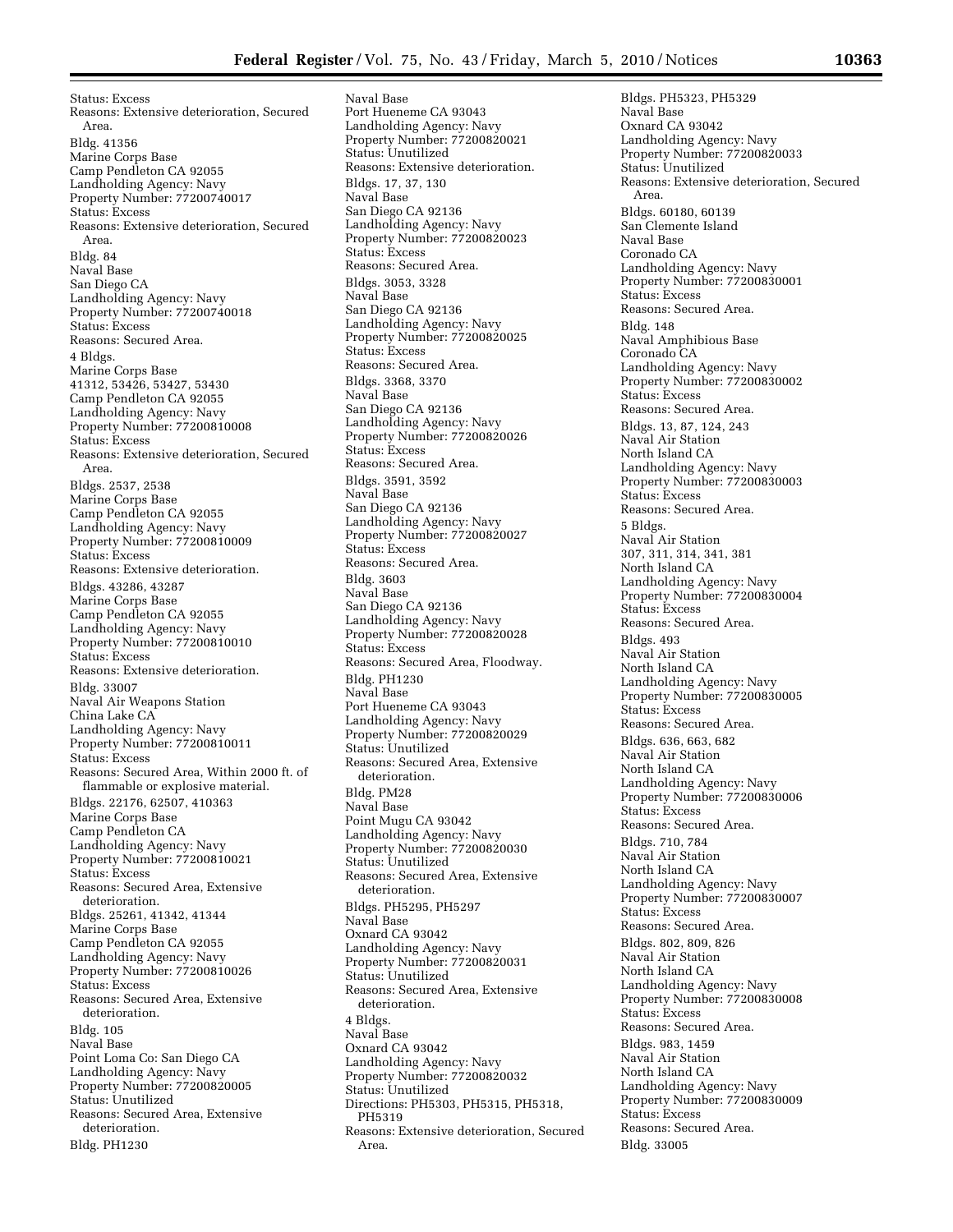Status: Excess
Reasons: Extensive deterioration, Secured Area.

Bldg. 41356
Marine Corps Base
Camp Pendleton CA 92055
Landholding Agency: Navy
Property Number: 77200740017
Status: Excess
Reasons: Extensive deterioration, Secured Area.

Bldg. 84
Naval Base
San Diego CA
Landholding Agency: Navy
Property Number: 77200740018
Status: Excess
Reasons: Secured Area.

4 Bldgs.
Marine Corps Base
41312, 53426, 53427, 53430
Camp Pendleton CA 92055
Landholding Agency: Navy
Property Number: 77200810008
Status: Excess
Reasons: Extensive deterioration, Secured Area.

Bldgs. 2537, 2538
Marine Corps Base
Camp Pendleton CA 92055
Landholding Agency: Navy
Property Number: 77200810009
Status: Excess
Reasons: Extensive deterioration.

Bldgs. 43286, 43287
Marine Corps Base
Camp Pendleton CA 92055
Landholding Agency: Navy
Property Number: 77200810010
Status: Excess
Reasons: Extensive deterioration.

Bldg. 33007
Naval Air Weapons Station
China Lake CA
Landholding Agency: Navy
Property Number: 77200810011
Status: Excess
Reasons: Secured Area, Within 2000 ft. of flammable or explosive material.

Bldgs. 22176, 62507, 410363
Marine Corps Base
Camp Pendleton CA
Landholding Agency: Navy
Property Number: 77200810021
Status: Excess
Reasons: Secured Area, Extensive deterioration.

Bldgs. 25261, 41342, 41344
Marine Corps Base
Camp Pendleton CA 92055
Landholding Agency: Navy
Property Number: 77200810026
Status: Excess
Reasons: Secured Area, Extensive deterioration.

Bldg. 105
Naval Base
Point Loma Co: San Diego CA
Landholding Agency: Navy
Property Number: 77200820005
Status: Unutilized
Reasons: Secured Area, Extensive deterioration.

Bldg. PH1230
Naval Base
Port Hueneme CA 93043
Landholding Agency: Navy
Property Number: 77200820021
Status: Unutilized
Reasons: Extensive deterioration.

Bldgs. 17, 37, 130
Naval Base
San Diego CA 92136
Landholding Agency: Navy
Property Number: 77200820023
Status: Excess
Reasons: Secured Area.

Bldgs. 3053, 3328
Naval Base
San Diego CA 92136
Landholding Agency: Navy
Property Number: 77200820025
Status: Excess
Reasons: Secured Area.

Bldgs. 3368, 3370
Naval Base
San Diego CA 92136
Landholding Agency: Navy
Property Number: 77200820026
Status: Excess
Reasons: Secured Area.

Bldgs. 3591, 3592
Naval Base
San Diego CA 92136
Landholding Agency: Navy
Property Number: 77200820027
Status: Excess
Reasons: Secured Area.

Bldg. 3603
Naval Base
San Diego CA 92136
Landholding Agency: Navy
Property Number: 77200820028
Status: Excess
Reasons: Secured Area, Floodway.

Bldg. PH1230
Naval Base
Port Hueneme CA 93043
Landholding Agency: Navy
Property Number: 77200820029
Status: Unutilized
Reasons: Secured Area, Extensive deterioration.

Bldg. PM28
Naval Base
Point Mugu CA 93042
Landholding Agency: Navy
Property Number: 77200820030
Status: Unutilized
Reasons: Secured Area, Extensive deterioration.

Bldgs. PH5295, PH5297
Naval Base
Oxnard CA 93042
Landholding Agency: Navy
Property Number: 77200820031
Status: Unutilized
Reasons: Secured Area, Extensive deterioration.

4 Bldgs.
Naval Base
Oxnard CA 93042
Landholding Agency: Navy
Property Number: 77200820032
Status: Unutilized
Directions: PH5303, PH5315, PH5318, PH5319
Reasons: Extensive deterioration, Secured Area.

Bldgs. PH5323, PH5329
Naval Base
Oxnard CA 93042
Landholding Agency: Navy
Property Number: 77200820033
Status: Unutilized
Reasons: Extensive deterioration, Secured Area.

Bldgs. 60180, 60139
San Clemente Island
Naval Base
Coronado CA
Landholding Agency: Navy
Property Number: 77200830001
Status: Excess
Reasons: Secured Area.

Bldg. 148
Naval Amphibious Base
Coronado CA
Landholding Agency: Navy
Property Number: 77200830002
Status: Excess
Reasons: Secured Area.

Bldgs. 13, 87, 124, 243
Naval Air Station
North Island CA
Landholding Agency: Navy
Property Number: 77200830003
Status: Excess
Reasons: Secured Area.

5 Bldgs.
Naval Air Station
307, 311, 314, 341, 381
North Island CA
Landholding Agency: Navy
Property Number: 77200830004
Status: Excess
Reasons: Secured Area.

Bldgs. 493
Naval Air Station
North Island CA
Landholding Agency: Navy
Property Number: 77200830005
Status: Excess
Reasons: Secured Area.

Bldgs. 636, 663, 682
Naval Air Station
North Island CA
Landholding Agency: Navy
Property Number: 77200830006
Status: Excess
Reasons: Secured Area.

Bldgs. 710, 784
Naval Air Station
North Island CA
Landholding Agency: Navy
Property Number: 77200830007
Status: Excess
Reasons: Secured Area.

Bldgs. 802, 809, 826
Naval Air Station
North Island CA
Landholding Agency: Navy
Property Number: 77200830008
Status: Excess
Reasons: Secured Area.

Bldgs. 983, 1459
Naval Air Station
North Island CA
Landholding Agency: Navy
Property Number: 77200830009
Status: Excess
Reasons: Secured Area.

Bldg. 33005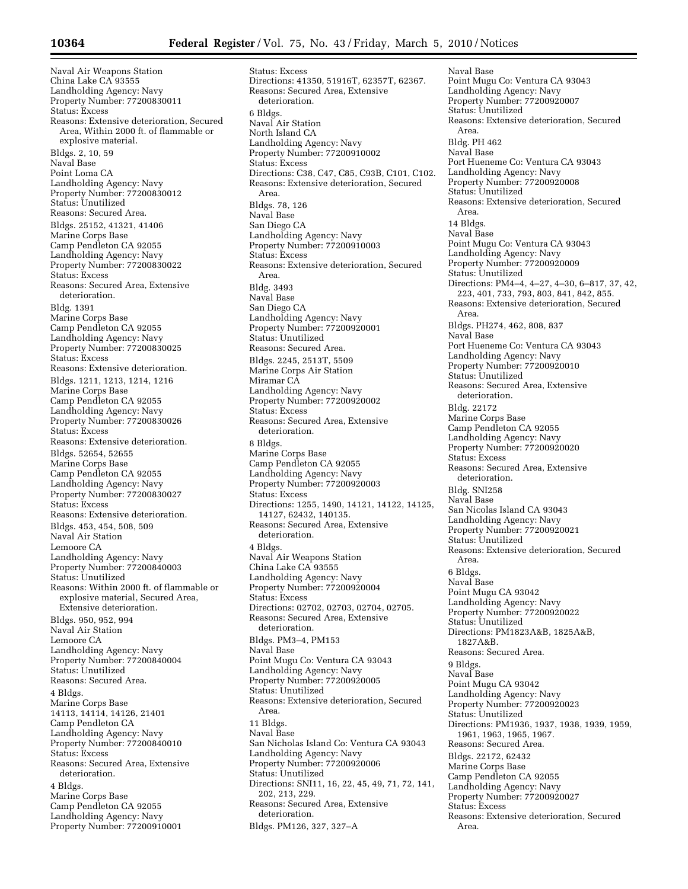Naval Air Weapons Station
China Lake CA 93555
Landholding Agency: Navy
Property Number: 77200830011
Status: Excess
Reasons: Extensive deterioration, Secured Area, Within 2000 ft. of flammable or explosive material.

Bldgs. 2, 10, 59
Naval Base
Point Loma CA
Landholding Agency: Navy
Property Number: 77200830012
Status: Unutilized
Reasons: Secured Area.

Bldgs. 25152, 41321, 41406
Marine Corps Base
Camp Pendleton CA 92055
Landholding Agency: Navy
Property Number: 77200830022
Status: Excess
Reasons: Secured Area, Extensive deterioration.

Bldg. 1391
Marine Corps Base
Camp Pendleton CA 92055
Landholding Agency: Navy
Property Number: 77200830025
Status: Excess
Reasons: Extensive deterioration.

Bldgs. 1211, 1213, 1214, 1216
Marine Corps Base
Camp Pendleton CA 92055
Landholding Agency: Navy
Property Number: 77200830026
Status: Excess
Reasons: Extensive deterioration.

Bldgs. 52654, 52655
Marine Corps Base
Camp Pendleton CA 92055
Landholding Agency: Navy
Property Number: 77200830027
Status: Excess
Reasons: Extensive deterioration.

Bldgs. 453, 454, 508, 509
Naval Air Station
Lemoore CA
Landholding Agency: Navy
Property Number: 77200840003
Status: Unutilized
Reasons: Within 2000 ft. of flammable or explosive material, Secured Area, Extensive deterioration.

Bldgs. 950, 952, 994
Naval Air Station
Lemoore CA
Landholding Agency: Navy
Property Number: 77200840004
Status: Unutilized
Reasons: Secured Area.

4 Bldgs.
Marine Corps Base
14113, 14114, 14126, 21401
Camp Pendleton CA
Landholding Agency: Navy
Property Number: 77200840010
Status: Excess
Reasons: Secured Area, Extensive deterioration.

4 Bldgs.
Marine Corps Base
Camp Pendleton CA 92055
Landholding Agency: Navy
Property Number: 77200910001
Status: Excess
Directions: 41350, 51916T, 62357T, 62367.
Reasons: Secured Area, Extensive deterioration.

6 Bldgs.
Naval Air Station
North Island CA
Landholding Agency: Navy
Property Number: 77200910002
Status: Excess
Directions: C38, C47, C85, C93B, C101, C102.
Reasons: Extensive deterioration, Secured Area.

Bldgs. 78, 126
Naval Base
San Diego CA
Landholding Agency: Navy
Property Number: 77200910003
Status: Excess
Reasons: Extensive deterioration, Secured Area.

Bldg. 3493
Naval Base
San Diego CA
Landholding Agency: Navy
Property Number: 77200920001
Status: Unutilized
Reasons: Secured Area.

Bldgs. 2245, 2513T, 5509
Marine Corps Air Station
Miramar CA
Landholding Agency: Navy
Property Number: 77200920002
Status: Excess
Reasons: Secured Area, Extensive deterioration.

8 Bldgs.
Marine Corps Base
Camp Pendleton CA 92055
Landholding Agency: Navy
Property Number: 77200920003
Status: Excess
Directions: 1255, 1490, 14121, 14122, 14125, 14127, 62432, 140135.
Reasons: Secured Area, Extensive deterioration.

4 Bldgs.
Naval Air Weapons Station
China Lake CA 93555
Landholding Agency: Navy
Property Number: 77200920004
Status: Excess
Directions: 02702, 02703, 02704, 02705.
Reasons: Secured Area, Extensive deterioration.

Bldgs. PM3–4, PM153
Naval Base
Point Mugu Co: Ventura CA 93043
Landholding Agency: Navy
Property Number: 77200920005
Status: Unutilized
Reasons: Extensive deterioration, Secured Area.

11 Bldgs.
Naval Base
San Nicholas Island Co: Ventura CA 93043
Landholding Agency: Navy
Property Number: 77200920006
Status: Unutilized
Directions: SNI11, 16, 22, 45, 49, 71, 72, 141, 202, 213, 229.
Reasons: Secured Area, Extensive deterioration.

Bldgs. PM126, 327, 327–A
Naval Base
Point Mugu Co: Ventura CA 93043
Landholding Agency: Navy
Property Number: 77200920007
Status: Unutilized
Reasons: Extensive deterioration, Secured Area.

Bldg. PH 462
Naval Base
Port Hueneme Co: Ventura CA 93043
Landholding Agency: Navy
Property Number: 77200920008
Status: Unutilized
Reasons: Extensive deterioration, Secured Area.

14 Bldgs.
Naval Base
Point Mugu Co: Ventura CA 93043
Landholding Agency: Navy
Property Number: 77200920009
Status: Unutilized
Directions: PM4–4, 4–27, 4–30, 6–817, 37, 42, 223, 401, 733, 793, 803, 841, 842, 855.
Reasons: Extensive deterioration, Secured Area.

Bldgs. PH274, 462, 808, 837
Naval Base
Port Hueneme Co: Ventura CA 93043
Landholding Agency: Navy
Property Number: 77200920010
Status: Unutilized
Reasons: Secured Area, Extensive deterioration.

Bldg. 22172
Marine Corps Base
Camp Pendleton CA 92055
Landholding Agency: Navy
Property Number: 77200920020
Status: Excess
Reasons: Secured Area, Extensive deterioration.

Bldg. SNI258
Naval Base
San Nicolas Island CA 93043
Landholding Agency: Navy
Property Number: 77200920021
Status: Unutilized
Reasons: Extensive deterioration, Secured Area.

6 Bldgs.
Naval Base
Point Mugu CA 93042
Landholding Agency: Navy
Property Number: 77200920022
Status: Unutilized
Directions: PM1823A&B, 1825A&B, 1827A&B.
Reasons: Secured Area.

9 Bldgs.
Naval Base
Point Mugu CA 93042
Landholding Agency: Navy
Property Number: 77200920023
Status: Unutilized
Directions: PM1936, 1937, 1938, 1939, 1959, 1961, 1963, 1965, 1967.
Reasons: Secured Area.

Bldgs. 22172, 62432
Marine Corps Base
Camp Pendleton CA 92055
Landholding Agency: Navy
Property Number: 77200920027
Status: Excess
Reasons: Extensive deterioration, Secured Area.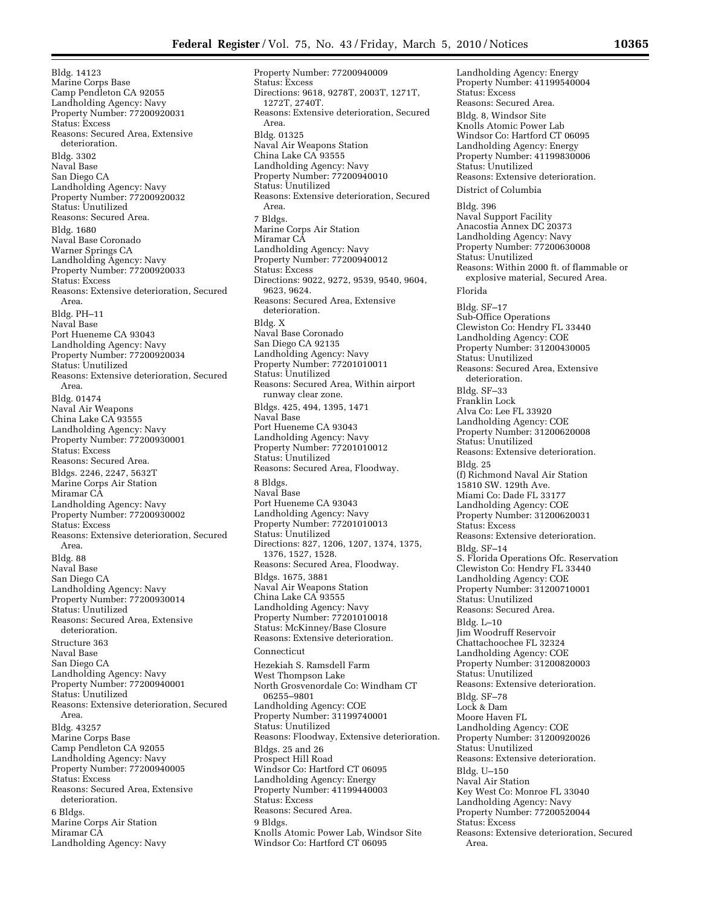Bldg. 14123
Marine Corps Base
Camp Pendleton CA 92055
Landholding Agency: Navy
Property Number: 77200920031
Status: Excess
Reasons: Secured Area, Extensive deterioration.

Bldg. 3302
Naval Base
San Diego CA
Landholding Agency: Navy
Property Number: 77200920032
Status: Unutilized
Reasons: Secured Area.

Bldg. 1680
Naval Base Coronado
Warner Springs CA
Landholding Agency: Navy
Property Number: 77200920033
Status: Excess
Reasons: Extensive deterioration, Secured Area.

Bldg. PH–11
Naval Base
Port Hueneme CA 93043
Landholding Agency: Navy
Property Number: 77200920034
Status: Unutilized
Reasons: Extensive deterioration, Secured Area.

Bldg. 01474
Naval Air Weapons
China Lake CA 93555
Landholding Agency: Navy
Property Number: 77200930001
Status: Excess
Reasons: Secured Area.

Bldgs. 2246, 2247, 5632T
Marine Corps Air Station
Miramar CA
Landholding Agency: Navy
Property Number: 77200930002
Status: Excess
Reasons: Extensive deterioration, Secured Area.

Bldg. 88
Naval Base
San Diego CA
Landholding Agency: Navy
Property Number: 77200930014
Status: Unutilized
Reasons: Secured Area, Extensive deterioration.

Structure 363
Naval Base
San Diego CA
Landholding Agency: Navy
Property Number: 77200940001
Status: Unutilized
Reasons: Extensive deterioration, Secured Area.

Bldg. 43257
Marine Corps Base
Camp Pendleton CA 92055
Landholding Agency: Navy
Property Number: 77200940005
Status: Excess
Reasons: Secured Area, Extensive deterioration.

6 Bldgs.
Marine Corps Air Station
Miramar CA
Landholding Agency: Navy
Property Number: 77200940009
Status: Excess
Directions: 9618, 9278T, 2003T, 1271T, 1272T, 2740T.
Reasons: Extensive deterioration, Secured Area.

Bldg. 01325
Naval Air Weapons Station
China Lake CA 93555
Landholding Agency: Navy
Property Number: 77200940010
Status: Unutilized
Reasons: Extensive deterioration, Secured Area.

7 Bldgs.
Marine Corps Air Station
Miramar CA
Landholding Agency: Navy
Property Number: 77200940012
Status: Excess
Directions: 9022, 9272, 9539, 9540, 9604, 9623, 9624.
Reasons: Secured Area, Extensive deterioration.

Bldg. X
Naval Base Coronado
San Diego CA 92135
Landholding Agency: Navy
Property Number: 77201010011
Status: Unutilized
Reasons: Secured Area, Within airport runway clear zone.

Bldgs. 425, 494, 1395, 1471
Naval Base
Port Hueneme CA 93043
Landholding Agency: Navy
Property Number: 77201010012
Status: Unutilized
Reasons: Secured Area, Floodway.

8 Bldgs.
Naval Base
Port Hueneme CA 93043
Landholding Agency: Navy
Property Number: 77201010013
Status: Unutilized
Directions: 827, 1206, 1207, 1374, 1375, 1376, 1527, 1528.
Reasons: Secured Area, Floodway.

Bldgs. 1675, 3881
Naval Air Weapons Station
China Lake CA 93555
Landholding Agency: Navy
Property Number: 77201010018
Status: McKinney/Base Closure
Reasons: Extensive deterioration.

Connecticut

Hezekiah S. Ramsdell Farm
West Thompson Lake
North Grosvenordale Co: Windham CT 06255–9801
Landholding Agency: COE
Property Number: 31199740001
Status: Unutilized
Reasons: Floodway, Extensive deterioration.

Bldgs. 25 and 26
Prospect Hill Road
Windsor Co: Hartford CT 06095
Landholding Agency: Energy
Property Number: 41199440003
Status: Excess
Reasons: Secured Area.

9 Bldgs.
Knolls Atomic Power Lab, Windsor Site
Windsor Co: Hartford CT 06095
Landholding Agency: Energy
Property Number: 41199540004
Status: Excess
Reasons: Secured Area.

Bldg. 8, Windsor Site
Knolls Atomic Power Lab
Windsor Co: Hartford CT 06095
Landholding Agency: Energy
Property Number: 41199830006
Status: Unutilized
Reasons: Extensive deterioration.

District of Columbia

Bldg. 396
Naval Support Facility
Anacostia Annex DC 20373
Landholding Agency: Navy
Property Number: 77200630008
Status: Unutilized
Reasons: Within 2000 ft. of flammable or explosive material, Secured Area.

Florida

Bldg. SF–17
Sub-Office Operations
Clewiston Co: Hendry FL 33440
Landholding Agency: COE
Property Number: 31200430005
Status: Unutilized
Reasons: Secured Area, Extensive deterioration.

Bldg. SF–33
Franklin Lock
Alva Co: Lee FL 33920
Landholding Agency: COE
Property Number: 31200620008
Status: Unutilized
Reasons: Extensive deterioration.

Bldg. 25
(f) Richmond Naval Air Station
15810 SW. 129th Ave.
Miami Co: Dade FL 33177
Landholding Agency: COE
Property Number: 31200620031
Status: Excess
Reasons: Extensive deterioration.

Bldg. SF–14
S. Florida Operations Ofc. Reservation
Clewiston Co: Hendry FL 33440
Landholding Agency: COE
Property Number: 31200710001
Status: Unutilized
Reasons: Secured Area.

Bldg. L–10
Jim Woodruff Reservoir
Chattachoochee FL 32324
Landholding Agency: COE
Property Number: 31200820003
Status: Unutilized
Reasons: Extensive deterioration.

Bldg. SF–78
Lock & Dam
Moore Haven FL
Landholding Agency: COE
Property Number: 31200920026
Status: Unutilized
Reasons: Extensive deterioration.

Bldg. U–150
Naval Air Station
Key West Co: Monroe FL 33040
Landholding Agency: Navy
Property Number: 77200520044
Status: Excess
Reasons: Extensive deterioration, Secured Area.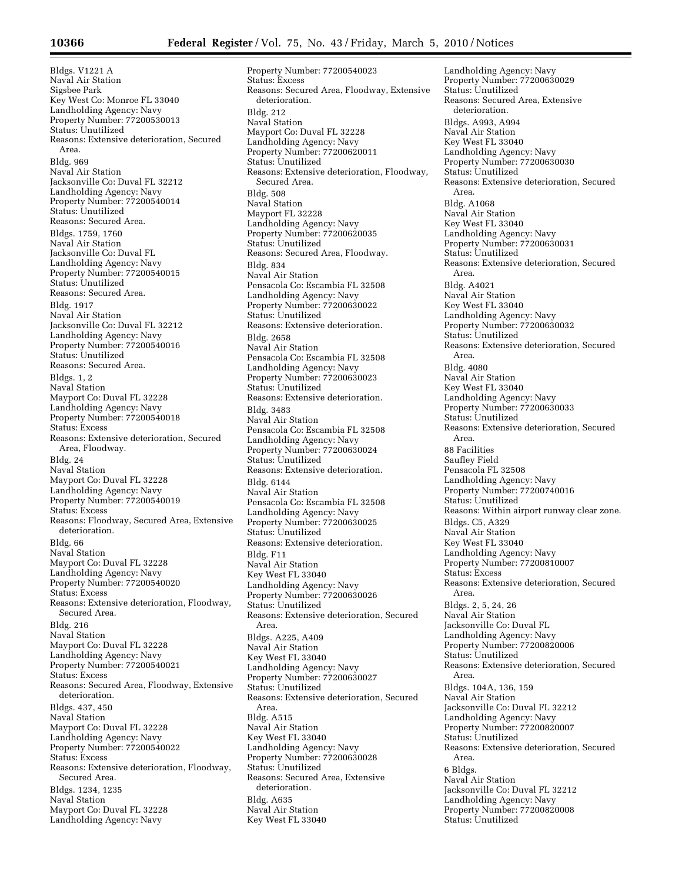Bldgs. V1221 A
Naval Air Station
Sigsbee Park
Key West Co: Monroe FL 33040
Landholding Agency: Navy
Property Number: 77200530013
Status: Unutilized
Reasons: Extensive deterioration, Secured Area.

Bldg. 969
Naval Air Station
Jacksonville Co: Duval FL 32212
Landholding Agency: Navy
Property Number: 77200540014
Status: Unutilized
Reasons: Secured Area.

Bldgs. 1759, 1760
Naval Air Station
Jacksonville Co: Duval FL
Landholding Agency: Navy
Property Number: 77200540015
Status: Unutilized
Reasons: Secured Area.

Bldg. 1917
Naval Air Station
Jacksonville Co: Duval FL 32212
Landholding Agency: Navy
Property Number: 77200540016
Status: Unutilized
Reasons: Secured Area.

Bldgs. 1, 2
Naval Station
Mayport Co: Duval FL 32228
Landholding Agency: Navy
Property Number: 77200540018
Status: Excess
Reasons: Extensive deterioration, Secured Area, Floodway.

Bldg. 24
Naval Station
Mayport Co: Duval FL 32228
Landholding Agency: Navy
Property Number: 77200540019
Status: Excess
Reasons: Floodway, Secured Area, Extensive deterioration.

Bldg. 66
Naval Station
Mayport Co: Duval FL 32228
Landholding Agency: Navy
Property Number: 77200540020
Status: Excess
Reasons: Extensive deterioration, Floodway, Secured Area.

Bldg. 216
Naval Station
Mayport Co: Duval FL 32228
Landholding Agency: Navy
Property Number: 77200540021
Status: Excess
Reasons: Secured Area, Floodway, Extensive deterioration.

Bldgs. 437, 450
Naval Station
Mayport Co: Duval FL 32228
Landholding Agency: Navy
Property Number: 77200540022
Status: Excess
Reasons: Extensive deterioration, Floodway, Secured Area.

Bldgs. 1234, 1235
Naval Station
Mayport Co: Duval FL 32228
Landholding Agency: Navy
Property Number: 77200540023
Status: Excess
Reasons: Secured Area, Floodway, Extensive deterioration.

Bldg. 212
Naval Station
Mayport Co: Duval FL 32228
Landholding Agency: Navy
Property Number: 77200620011
Status: Unutilized
Reasons: Extensive deterioration, Floodway, Secured Area.

Bldg. 508
Naval Station
Mayport FL 32228
Landholding Agency: Navy
Property Number: 77200620035
Status: Unutilized
Reasons: Secured Area, Floodway.

Bldg. 834
Naval Air Station
Pensacola Co: Escambia FL 32508
Landholding Agency: Navy
Property Number: 77200630022
Status: Unutilized
Reasons: Extensive deterioration.

Bldg. 2658
Naval Air Station
Pensacola Co: Escambia FL 32508
Landholding Agency: Navy
Property Number: 77200630023
Status: Unutilized
Reasons: Extensive deterioration.

Bldg. 3483
Naval Air Station
Pensacola Co: Escambia FL 32508
Landholding Agency: Navy
Property Number: 77200630024
Status: Unutilized
Reasons: Extensive deterioration.

Bldg. 6144
Naval Air Station
Pensacola Co: Escambia FL 32508
Landholding Agency: Navy
Property Number: 77200630025
Status: Unutilized
Reasons: Extensive deterioration.

Bldg. F11
Naval Air Station
Key West FL 33040
Landholding Agency: Navy
Property Number: 77200630026
Status: Unutilized
Reasons: Extensive deterioration, Secured Area.

Bldgs. A225, A409
Naval Air Station
Key West FL 33040
Landholding Agency: Navy
Property Number: 77200630027
Status: Unutilized
Reasons: Extensive deterioration, Secured Area.

Bldg. A515
Naval Air Station
Key West FL 33040
Landholding Agency: Navy
Property Number: 77200630028
Status: Unutilized
Reasons: Secured Area, Extensive deterioration.

Bldg. A635
Naval Air Station
Key West FL 33040
Landholding Agency: Navy
Property Number: 77200630029
Status: Unutilized
Reasons: Secured Area, Extensive deterioration.

Bldgs. A993, A994
Naval Air Station
Key West FL 33040
Landholding Agency: Navy
Property Number: 77200630030
Status: Unutilized
Reasons: Extensive deterioration, Secured Area.

Bldg. A1068
Naval Air Station
Key West FL 33040
Landholding Agency: Navy
Property Number: 77200630031
Status: Unutilized
Reasons: Extensive deterioration, Secured Area.

Bldg. A4021
Naval Air Station
Key West FL 33040
Landholding Agency: Navy
Property Number: 77200630032
Status: Unutilized
Reasons: Extensive deterioration, Secured Area.

Bldg. 4080
Naval Air Station
Key West FL 33040
Landholding Agency: Navy
Property Number: 77200630033
Status: Unutilized
Reasons: Extensive deterioration, Secured Area.

88 Facilities
Saufley Field
Pensacola FL 32508
Landholding Agency: Navy
Property Number: 77200740016
Status: Unutilized
Reasons: Within airport runway clear zone.

Bldgs. C5, A329
Naval Air Station
Key West FL 33040
Landholding Agency: Navy
Property Number: 77200810007
Status: Excess
Reasons: Extensive deterioration, Secured Area.

Bldgs. 2, 5, 24, 26
Naval Air Station
Jacksonville Co: Duval FL
Landholding Agency: Navy
Property Number: 77200820006
Status: Unutilized
Reasons: Extensive deterioration, Secured Area.

Bldgs. 104A, 136, 159
Naval Air Station
Jacksonville Co: Duval FL 32212
Landholding Agency: Navy
Property Number: 77200820007
Status: Unutilized
Reasons: Extensive deterioration, Secured Area.

6 Bldgs.
Naval Air Station
Jacksonville Co: Duval FL 32212
Landholding Agency: Navy
Property Number: 77200820008
Status: Unutilized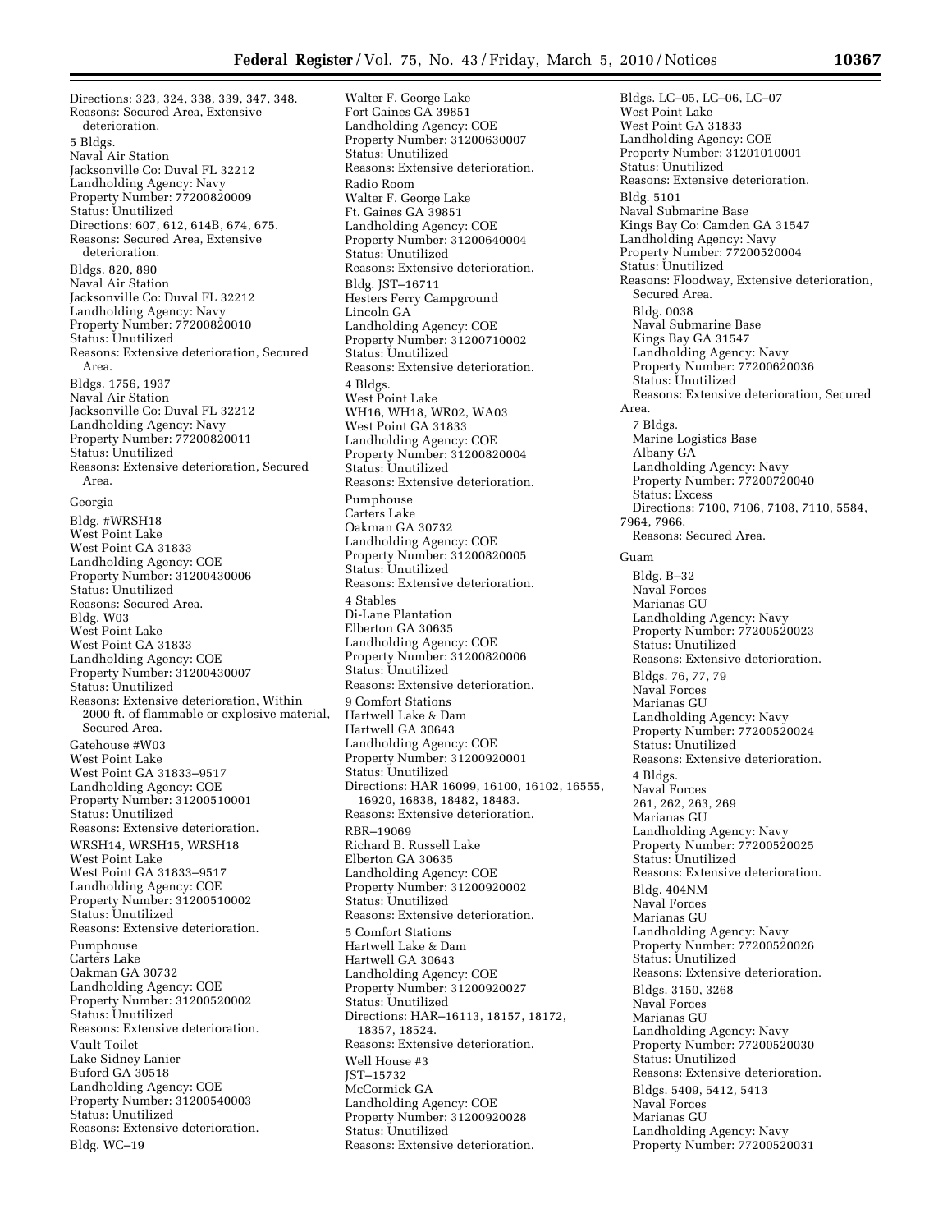Directions: 323, 324, 338, 339, 347, 348.
Reasons: Secured Area, Extensive deterioration.

5 Bldgs.
Naval Air Station
Jacksonville Co: Duval FL 32212
Landholding Agency: Navy
Property Number: 77200820009
Status: Unutilized
Directions: 607, 612, 614B, 674, 675.
Reasons: Secured Area, Extensive deterioration.

Bldgs. 820, 890
Naval Air Station
Jacksonville Co: Duval FL 32212
Landholding Agency: Navy
Property Number: 77200820010
Status: Unutilized
Reasons: Extensive deterioration, Secured Area.

Bldgs. 1756, 1937
Naval Air Station
Jacksonville Co: Duval FL 32212
Landholding Agency: Navy
Property Number: 77200820011
Status: Unutilized
Reasons: Extensive deterioration, Secured Area.

Georgia

Bldg. #WRSH18
West Point Lake
West Point GA 31833
Landholding Agency: COE
Property Number: 31200430006
Status: Unutilized
Reasons: Secured Area.

Bldg. W03
West Point Lake
West Point GA 31833
Landholding Agency: COE
Property Number: 31200430007
Status: Unutilized
Reasons: Extensive deterioration, Within 2000 ft. of flammable or explosive material, Secured Area.

Gatehouse #W03
West Point Lake
West Point GA 31833–9517
Landholding Agency: COE
Property Number: 31200510001
Status: Unutilized
Reasons: Extensive deterioration.

WRSH14, WRSH15, WRSH18
West Point Lake
West Point GA 31833–9517
Landholding Agency: COE
Property Number: 31200510002
Status: Unutilized
Reasons: Extensive deterioration.

Pumphouse
Carters Lake
Oakman GA 30732
Landholding Agency: COE
Property Number: 31200520002
Status: Unutilized
Reasons: Extensive deterioration.

Vault Toilet
Lake Sidney Lanier
Buford GA 30518
Landholding Agency: COE
Property Number: 31200540003
Status: Unutilized
Reasons: Extensive deterioration.

Bldg. WC–19
Walter F. George Lake
Fort Gaines GA 39851
Landholding Agency: COE
Property Number: 31200630007
Status: Unutilized
Reasons: Extensive deterioration.

Radio Room
Walter F. George Lake
Ft. Gaines GA 39851
Landholding Agency: COE
Property Number: 31200640004
Status: Unutilized
Reasons: Extensive deterioration.

Bldg. JST–16711
Hesters Ferry Campground
Lincoln GA
Landholding Agency: COE
Property Number: 31200710002
Status: Unutilized
Reasons: Extensive deterioration.

4 Bldgs.
West Point Lake
WH16, WH18, WR02, WA03
West Point GA 31833
Landholding Agency: COE
Property Number: 31200820004
Status: Unutilized
Reasons: Extensive deterioration.

Pumphouse
Carters Lake
Oakman GA 30732
Landholding Agency: COE
Property Number: 31200820005
Status: Unutilized
Reasons: Extensive deterioration.

4 Stables
Di-Lane Plantation
Elberton GA 30635
Landholding Agency: COE
Property Number: 31200820006
Status: Unutilized
Reasons: Extensive deterioration.

9 Comfort Stations
Hartwell Lake & Dam
Hartwell GA 30643
Landholding Agency: COE
Property Number: 31200920001
Status: Unutilized
Directions: HAR 16099, 16100, 16102, 16555, 16920, 16838, 18482, 18483.
Reasons: Extensive deterioration.

RBR–19069
Richard B. Russell Lake
Elberton GA 30635
Landholding Agency: COE
Property Number: 31200920002
Status: Unutilized
Reasons: Extensive deterioration.

5 Comfort Stations
Hartwell Lake & Dam
Hartwell GA 30643
Landholding Agency: COE
Property Number: 31200920027
Status: Unutilized
Directions: HAR–16113, 18157, 18172, 18357, 18524.
Reasons: Extensive deterioration.

Well House #3
JST–15732
McCormick GA
Landholding Agency: COE
Property Number: 31200920028
Status: Unutilized
Reasons: Extensive deterioration.

Bldgs. LC–05, LC–06, LC–07
West Point Lake
West Point GA 31833
Landholding Agency: COE
Property Number: 31201010001
Status: Unutilized
Reasons: Extensive deterioration.

Bldg. 5101
Naval Submarine Base
Kings Bay Co: Camden GA 31547
Landholding Agency: Navy
Property Number: 77200520004
Status: Unutilized
Reasons: Floodway, Extensive deterioration, Secured Area.

Bldg. 0038
Naval Submarine Base
Kings Bay GA 31547
Landholding Agency: Navy
Property Number: 77200620036
Status: Unutilized
Reasons: Extensive deterioration, Secured Area.

7 Bldgs.
Marine Logistics Base
Albany GA
Landholding Agency: Navy
Property Number: 77200720040
Status: Excess
Directions: 7100, 7106, 7108, 7110, 5584, 7964, 7966.
Reasons: Secured Area.

Guam

Bldg. B–32
Naval Forces
Marianas GU
Landholding Agency: Navy
Property Number: 77200520023
Status: Unutilized
Reasons: Extensive deterioration.

Bldgs. 76, 77, 79
Naval Forces
Marianas GU
Landholding Agency: Navy
Property Number: 77200520024
Status: Unutilized
Reasons: Extensive deterioration.

4 Bldgs.
Naval Forces
261, 262, 263, 269
Marianas GU
Landholding Agency: Navy
Property Number: 77200520025
Status: Unutilized
Reasons: Extensive deterioration.

Bldg. 404NM
Naval Forces
Marianas GU
Landholding Agency: Navy
Property Number: 77200520026
Status: Unutilized
Reasons: Extensive deterioration.

Bldgs. 3150, 3268
Naval Forces
Marianas GU
Landholding Agency: Navy
Property Number: 77200520030
Status: Unutilized
Reasons: Extensive deterioration.

Bldgs. 5409, 5412, 5413
Naval Forces
Marianas GU
Landholding Agency: Navy
Property Number: 77200520031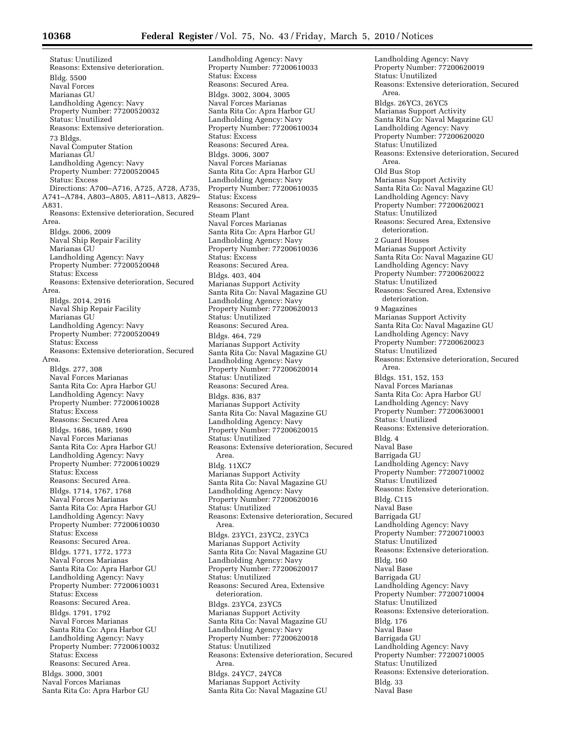Status: Unutilized
Reasons: Extensive deterioration.

Bldg. 5500
Naval Forces
Marianas GU
Landholding Agency: Navy
Property Number: 77200520032
Status: Unutilized
Reasons: Extensive deterioration.

73 Bldgs.
Naval Computer Station
Marianas GU
Landholding Agency: Navy
Property Number: 77200520045
Status: Excess
Directions: A700–A716, A725, A728, A735, A741–A784, A803–A805, A811–A813, A829–A831.
Reasons: Extensive deterioration, Secured Area.

Bldgs. 2006, 2009
Naval Ship Repair Facility
Marianas GU
Landholding Agency: Navy
Property Number: 77200520048
Status: Excess
Reasons: Extensive deterioration, Secured Area.

Bldgs. 2014, 2916
Naval Ship Repair Facility
Marianas GU
Landholding Agency: Navy
Property Number: 77200520049
Status: Excess
Reasons: Extensive deterioration, Secured Area.

Bldgs. 277, 308
Naval Forces Marianas
Santa Rita Co: Apra Harbor GU
Landholding Agency: Navy
Property Number: 77200610028
Status: Excess
Reasons: Secured Area

Bldgs. 1686, 1689, 1690
Naval Forces Marianas
Santa Rita Co: Apra Harbor GU
Landholding Agency: Navy
Property Number: 77200610029
Status: Excess
Reasons: Secured Area.

Bldgs. 1714, 1767, 1768
Naval Forces Marianas
Santa Rita Co: Apra Harbor GU
Landholding Agency: Navy
Property Number: 77200610030
Status: Excess
Reasons: Secured Area.

Bldgs. 1771, 1772, 1773
Naval Forces Marianas
Santa Rita Co: Apra Harbor GU
Landholding Agency: Navy
Property Number: 77200610031
Status: Excess
Reasons: Secured Area.

Bldgs. 1791, 1792
Naval Forces Marianas
Santa Rita Co: Apra Harbor GU
Landholding Agency: Navy
Property Number: 77200610032
Status: Excess
Reasons: Secured Area.

Bldgs. 3000, 3001
Naval Forces Marianas
Santa Rita Co: Apra Harbor GU
Landholding Agency: Navy
Property Number: 77200610033
Status: Excess
Reasons: Secured Area.

Bldgs. 3002, 3004, 3005
Naval Forces Marianas
Santa Rita Co: Apra Harbor GU
Landholding Agency: Navy
Property Number: 77200610034
Status: Excess
Reasons: Secured Area.

Bldgs. 3006, 3007
Naval Forces Marianas
Santa Rita Co: Apra Harbor GU
Landholding Agency: Navy
Property Number: 77200610035
Status: Excess
Reasons: Secured Area.

Steam Plant
Naval Forces Marianas
Santa Rita Co: Apra Harbor GU
Landholding Agency: Navy
Property Number: 77200610036
Status: Excess
Reasons: Secured Area.

Bldgs. 403, 404
Marianas Support Activity
Santa Rita Co: Naval Magazine GU
Landholding Agency: Navy
Property Number: 77200620013
Status: Unutilized
Reasons: Secured Area.

Bldgs. 464, 729
Marianas Support Activity
Santa Rita Co: Naval Magazine GU
Landholding Agency: Navy
Property Number: 77200620014
Status: Unutilized
Reasons: Secured Area.

Bldgs. 836, 837
Marianas Support Activity
Santa Rita Co: Naval Magazine GU
Landholding Agency: Navy
Property Number: 77200620015
Status: Unutilized
Reasons: Extensive deterioration, Secured Area.

Bldg. 11XC7
Marianas Support Activity
Santa Rita Co: Naval Magazine GU
Landholding Agency: Navy
Property Number: 77200620016
Status: Unutilized
Reasons: Extensive deterioration, Secured Area.

Bldgs. 23YC1, 23YC2, 23YC3
Marianas Support Activity
Santa Rita Co: Naval Magazine GU
Landholding Agency: Navy
Property Number: 77200620017
Status: Unutilized
Reasons: Secured Area, Extensive deterioration.

Bldgs. 23YC4, 23YC5
Marianas Support Activity
Santa Rita Co: Naval Magazine GU
Landholding Agency: Navy
Property Number: 77200620018
Status: Unutilized
Reasons: Extensive deterioration, Secured Area.

Bldgs. 24YC7, 24YC8
Marianas Support Activity
Santa Rita Co: Naval Magazine GU
Landholding Agency: Navy
Property Number: 77200620019
Status: Unutilized
Reasons: Extensive deterioration, Secured Area.

Bldgs. 26YC3, 26YC5
Marianas Support Activity
Santa Rita Co: Naval Magazine GU
Landholding Agency: Navy
Property Number: 77200620020
Status: Unutilized
Reasons: Extensive deterioration, Secured Area.

Old Bus Stop
Marianas Support Activity
Santa Rita Co: Naval Magazine GU
Landholding Agency: Navy
Property Number: 77200620021
Status: Unutilized
Reasons: Secured Area, Extensive deterioration.

2 Guard Houses
Marianas Support Activity
Santa Rita Co: Naval Magazine GU
Landholding Agency: Navy
Property Number: 77200620022
Status: Unutilized
Reasons: Secured Area, Extensive deterioration.

9 Magazines
Marianas Support Activity
Santa Rita Co: Naval Magazine GU
Landholding Agency: Navy
Property Number: 77200620023
Status: Unutilized
Reasons: Extensive deterioration, Secured Area.

Bldgs. 151, 152, 153
Naval Forces Marianas
Santa Rita Co: Apra Harbor GU
Landholding Agency: Navy
Property Number: 77200630001
Status: Unutilized
Reasons: Extensive deterioration.

Bldg. 4
Naval Base
Barrigada GU
Landholding Agency: Navy
Property Number: 77200710002
Status: Unutilized
Reasons: Extensive deterioration.

Bldg. C115
Naval Base
Barrigada GU
Landholding Agency: Navy
Property Number: 77200710003
Status: Unutilized
Reasons: Extensive deterioration.

Bldg. 160
Naval Base
Barrigada GU
Landholding Agency: Navy
Property Number: 77200710004
Status: Unutilized
Reasons: Extensive deterioration.

Bldg. 176
Naval Base
Barrigada GU
Landholding Agency: Navy
Property Number: 77200710005
Status: Unutilized
Reasons: Extensive deterioration.

Bldg. 33
Naval Base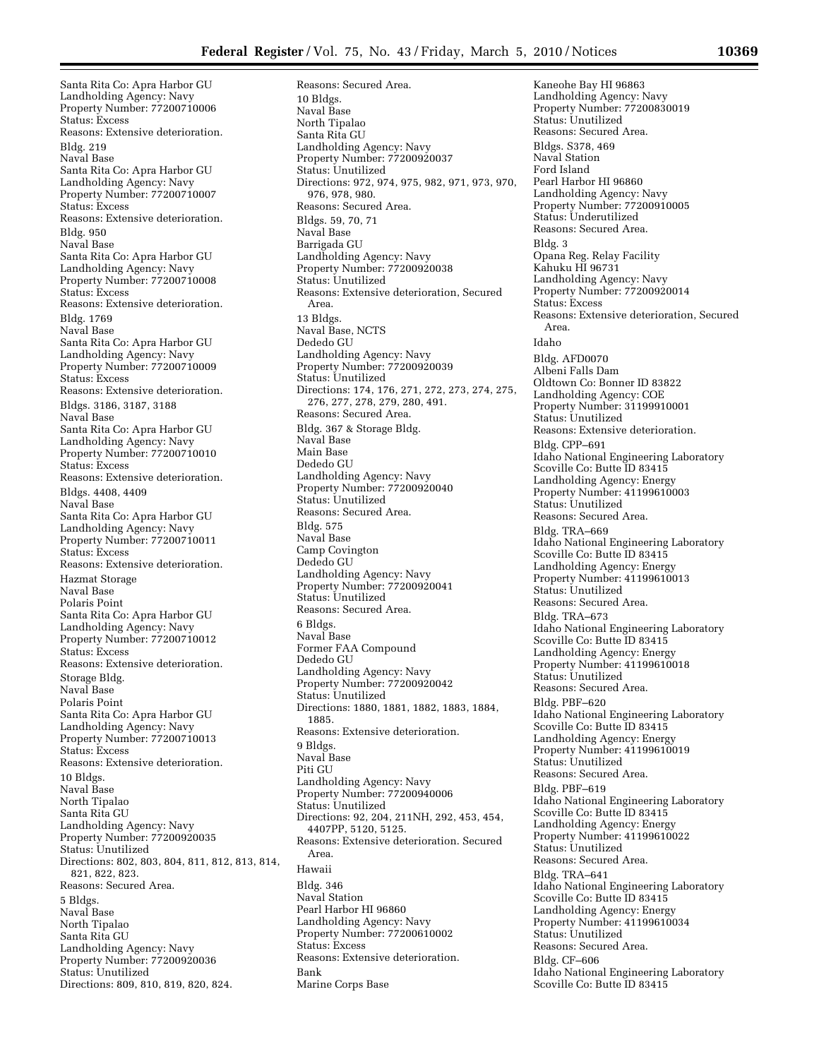Santa Rita Co: Apra Harbor GU
Landholding Agency: Navy
Property Number: 77200710006
Status: Excess
Reasons: Extensive deterioration.

Bldg. 219
Naval Base
Santa Rita Co: Apra Harbor GU
Landholding Agency: Navy
Property Number: 77200710007
Status: Excess
Reasons: Extensive deterioration.

Bldg. 950
Naval Base
Santa Rita Co: Apra Harbor GU
Landholding Agency: Navy
Property Number: 77200710008
Status: Excess
Reasons: Extensive deterioration.

Bldg. 1769
Naval Base
Santa Rita Co: Apra Harbor GU
Landholding Agency: Navy
Property Number: 77200710009
Status: Excess
Reasons: Extensive deterioration.

Bldgs. 3186, 3187, 3188
Naval Base
Santa Rita Co: Apra Harbor GU
Landholding Agency: Navy
Property Number: 77200710010
Status: Excess
Reasons: Extensive deterioration.

Bldgs. 4408, 4409
Naval Base
Santa Rita Co: Apra Harbor GU
Landholding Agency: Navy
Property Number: 77200710011
Status: Excess
Reasons: Extensive deterioration.

Hazmat Storage
Naval Base
Polaris Point
Santa Rita Co: Apra Harbor GU
Landholding Agency: Navy
Property Number: 77200710012
Status: Excess
Reasons: Extensive deterioration.

Storage Bldg.
Naval Base
Polaris Point
Santa Rita Co: Apra Harbor GU
Landholding Agency: Navy
Property Number: 77200710013
Status: Excess
Reasons: Extensive deterioration.

10 Bldgs.
Naval Base
North Tipalao
Santa Rita GU
Landholding Agency: Navy
Property Number: 77200920035
Status: Unutilized
Directions: 802, 803, 804, 811, 812, 813, 814, 821, 822, 823.
Reasons: Secured Area.

5 Bldgs.
Naval Base
North Tipalao
Santa Rita GU
Landholding Agency: Navy
Property Number: 77200920036
Status: Unutilized
Directions: 809, 810, 819, 820, 824.
Reasons: Secured Area.

10 Bldgs.
Naval Base
North Tipalao
Santa Rita GU
Landholding Agency: Navy
Property Number: 77200920037
Status: Unutilized
Directions: 972, 974, 975, 982, 971, 973, 970, 976, 978, 980.
Reasons: Secured Area.

Bldgs. 59, 70, 71
Naval Base
Barrigada GU
Landholding Agency: Navy
Property Number: 77200920038
Status: Unutilized
Reasons: Extensive deterioration, Secured Area.

13 Bldgs.
Naval Base, NCTS
Dededo GU
Landholding Agency: Navy
Property Number: 77200920039
Status: Unutilized
Directions: 174, 176, 271, 272, 273, 274, 275, 276, 277, 278, 279, 280, 491.
Reasons: Secured Area.

Bldg. 367 & Storage Bldg.
Naval Base
Main Base
Dededo GU
Landholding Agency: Navy
Property Number: 77200920040
Status: Unutilized
Reasons: Secured Area.

Bldg. 575
Naval Base
Camp Covington
Dededo GU
Landholding Agency: Navy
Property Number: 77200920041
Status: Unutilized
Reasons: Secured Area.

6 Bldgs.
Naval Base
Former FAA Compound
Dededo GU
Landholding Agency: Navy
Property Number: 77200920042
Status: Unutilized
Directions: 1880, 1881, 1882, 1883, 1884, 1885.
Reasons: Extensive deterioration.

9 Bldgs.
Naval Base
Piti GU
Landholding Agency: Navy
Property Number: 77200940006
Status: Unutilized
Directions: 92, 204, 211NH, 292, 453, 454, 4407PP, 5120, 5125.
Reasons: Extensive deterioration. Secured Area.

## Hawaii

Bldg. 346
Naval Station
Pearl Harbor HI 96860
Landholding Agency: Navy
Property Number: 77200610002
Status: Excess
Reasons: Extensive deterioration.

Bank
Marine Corps Base
Kaneohe Bay HI 96863
Landholding Agency: Navy
Property Number: 77200830019
Status: Unutilized
Reasons: Secured Area.

Bldgs. S378, 469
Naval Station
Ford Island
Pearl Harbor HI 96860
Landholding Agency: Navy
Property Number: 77200910005
Status: Underutilized
Reasons: Secured Area.

Bldg. 3
Opana Reg. Relay Facility
Kahuku HI 96731
Landholding Agency: Navy
Property Number: 77200920014
Status: Excess
Reasons: Extensive deterioration, Secured Area.

## Idaho

Bldg. AFD0070
Albeni Falls Dam
Oldtown Co: Bonner ID 83822
Landholding Agency: COE
Property Number: 31199910001
Status: Unutilized
Reasons: Extensive deterioration.

Bldg. CPP–691
Idaho National Engineering Laboratory
Scoville Co: Butte ID 83415
Landholding Agency: Energy
Property Number: 41199610003
Status: Unutilized
Reasons: Secured Area.

Bldg. TRA–669
Idaho National Engineering Laboratory
Scoville Co: Butte ID 83415
Landholding Agency: Energy
Property Number: 41199610013
Status: Unutilized
Reasons: Secured Area.

Bldg. TRA–673
Idaho National Engineering Laboratory
Scoville Co: Butte ID 83415
Landholding Agency: Energy
Property Number: 41199610018
Status: Unutilized
Reasons: Secured Area.

Bldg. PBF–620
Idaho National Engineering Laboratory
Scoville Co: Butte ID 83415
Landholding Agency: Energy
Property Number: 41199610019
Status: Unutilized
Reasons: Secured Area.

Bldg. PBF–619
Idaho National Engineering Laboratory
Scoville Co: Butte ID 83415
Landholding Agency: Energy
Property Number: 41199610022
Status: Unutilized
Reasons: Secured Area.

Bldg. TRA–641
Idaho National Engineering Laboratory
Scoville Co: Butte ID 83415
Landholding Agency: Energy
Property Number: 41199610034
Status: Unutilized
Reasons: Secured Area.

Bldg. CF–606
Idaho National Engineering Laboratory
Scoville Co: Butte ID 83415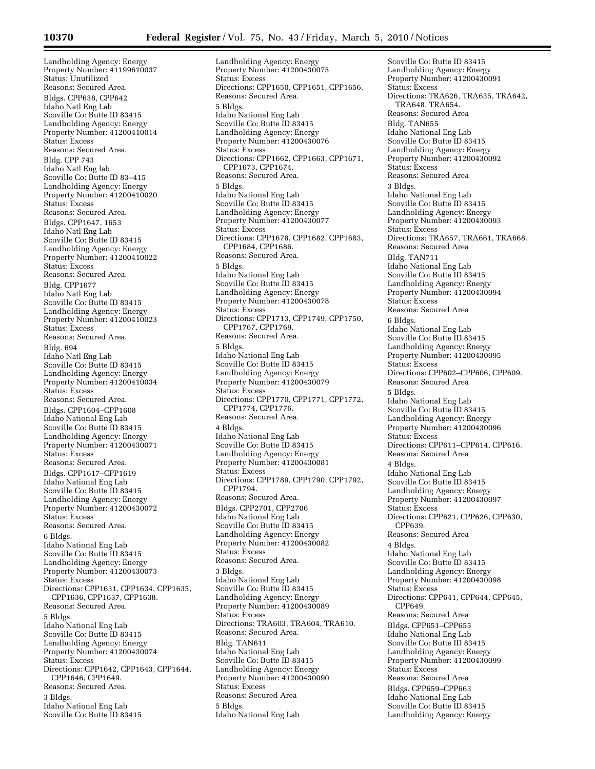Landholding Agency: Energy
Property Number: 41199610037
Status: Unutilized
Reasons: Secured Area.

Bldgs. CPP638, CPP642
Idaho Natl Eng Lab
Scoville Co: Butte ID 83415
Landholding Agency: Energy
Property Number: 41200410014
Status: Excess
Reasons: Secured Area.

Bldg. CPP 743
Idaho Natl Eng lab
Scoville Co: Butte ID 83–415
Landholding Agency: Energy
Property Number: 41200410020
Status: Excess
Reasons: Secured Area.

Bldgs. CPP1647, 1653
Idaho Natl Eng Lab
Scoville Co: Butte ID 83415
Landholding Agency: Energy
Property Number: 41200410022
Status: Excess
Reasons: Secured Area.

Bldg. CPP1677
Idaho Natl Eng Lab
Scoville Co: Butte ID 83415
Landholding Agency: Energy
Property Number: 41200410023
Status: Excess
Reasons: Secured Area.

Bldg. 694
Idaho Natl Eng Lab
Scoville Co: Butte ID 83415
Landholding Agency: Energy
Property Number: 41200410034
Status: Excess
Reasons: Secured Area.

Bldgs. CPP1604–CPP1608
Idaho National Eng Lab
Scoville Co: Butte ID 83415
Landholding Agency: Energy
Property Number: 41200430071
Status: Excess
Reasons: Secured Area.

Bldgs. CPP1617–CPP1619
Idaho National Eng Lab
Scoville Co: Butte ID 83415
Landholding Agency: Energy
Property Number: 41200430072
Status: Excess
Reasons: Secured Area.

6 Bldgs.
Idaho National Eng Lab
Scoville Co: Butte ID 83415
Landholding Agency: Energy
Property Number: 41200430073
Status: Excess
Directions: CPP1631, CPP1634, CPP1635, CPP1636, CPP1637, CPP1638.
Reasons: Secured Area.

5 Bldgs.
Idaho National Eng Lab
Scoville Co: Butte ID 83415
Landholding Agency: Energy
Property Number: 41200430074
Status: Excess
Directions: CPP1642, CPP1643, CPP1644, CPP1646, CPP1649.
Reasons: Secured Area.

3 Bldgs.
Idaho National Eng Lab
Scoville Co: Butte ID 83415
Landholding Agency: Energy
Property Number: 41200430075
Status: Excess
Directions: CPP1650, CPP1651, CPP1656.
Reasons: Secured Area.

5 Bldgs.
Idaho National Eng Lab
Scoville Co: Butte ID 83415
Landholding Agency: Energy
Property Number: 41200430076
Status: Excess
Directions: CPP1662, CPP1663, CPP1671, CPP1673, CPP1674.
Reasons: Secured Area.

5 Bldgs.
Idaho National Eng Lab
Scoville Co: Butte ID 83415
Landholding Agency: Energy
Property Number: 41200430077
Status: Excess
Directions: CPP1678, CPP1682, CPP1683, CPP1684, CPP1686.
Reasons: Secured Area.

5 Bldgs.
Idaho National Eng Lab
Scoville Co: Butte ID 83415
Landholding Agency: Energy
Property Number: 41200430078
Status: Excess
Directions: CPP1713, CPP1749, CPP1750, CPP1767, CPP1769.
Reasons: Secured Area.

5 Bldgs.
Idaho National Eng Lab
Scoville Co: Butte ID 83415
Landholding Agency: Energy
Property Number: 41200430079
Status: Excess
Directions: CPP1770, CPP1771, CPP1772, CPP1774, CPP1776.
Reasons: Secured Area.

4 Bldgs.
Idaho National Eng Lab
Scoville Co: Butte ID 83415
Landholding Agency: Energy
Property Number: 41200430081
Status: Excess
Directions: CPP1789, CPP1790, CPP1792, CPP1794.
Reasons: Secured Area.

Bldgs. CPP2701, CPP2706
Idaho National Eng Lab
Scoville Co: Butte ID 83415
Landholding Agency: Energy
Property Number: 41200430082
Status: Excess
Reasons: Secured Area.

3 Bldgs.
Idaho National Eng Lab
Scoville Co: Butte ID 83415
Landholding Agency: Energy
Property Number: 41200430089
Status: Excess
Directions: TRA603, TRA604, TRA610.
Reasons: Secured Area.

Bldg. TAN611
Idaho National Eng Lab
Scoville Co: Butte ID 83415
Landholding Agency: Energy
Property Number: 41200430090
Status: Excess
Reasons: Secured Area

5 Bldgs.
Idaho National Eng Lab
Scoville Co: Butte ID 83415
Landholding Agency: Energy
Property Number: 41200430091
Status: Excess
Directions: TRA626, TRA635, TRA642, TRA648, TRA654.
Reasons: Secured Area

Bldg. TAN655
Idaho National Eng Lab
Scoville Co: Butte ID 83415
Landholding Agency: Energy
Property Number: 41200430092
Status: Excess
Reasons: Secured Area

3 Bldgs.
Idaho National Eng Lab
Scoville Co: Butte ID 83415
Landholding Agency: Energy
Property Number: 41200430093
Status: Excess
Directions: TRA657, TRA661, TRA668.
Reasons: Secured Area

Bldg. TAN711
Idaho National Eng Lab
Scoville Co: Butte ID 83415
Landholding Agency: Energy
Property Number: 41200430094
Status: Excess
Reasons: Secured Area

6 Bldgs.
Idaho National Eng Lab
Scoville Co: Butte ID 83415
Landholding Agency: Energy
Property Number: 41200430095
Status: Excess
Directions: CPP602–CPP606, CPP609.
Reasons: Secured Area

5 Bldgs.
Idaho National Eng Lab
Scoville Co: Butte ID 83415
Landholding Agency: Energy
Property Number: 41200430096
Status: Excess
Directions: CPP611–CPP614, CPP616.
Reasons: Secured Area

4 Bldgs.
Idaho National Eng Lab
Scoville Co: Butte ID 83415
Landholding Agency: Energy
Property Number: 41200430097
Status: Excess
Directions: CPP621, CPP626, CPP630, CPP639.
Reasons: Secured Area

4 Bldgs.
Idaho National Eng Lab
Scoville Co: Butte ID 83415
Landholding Agency: Energy
Property Number: 41200430098
Status: Excess
Directions: CPP641, CPP644, CPP645, CPP649.
Reasons: Secured Area

Bldgs. CPP651–CPP655
Idaho National Eng Lab
Scoville Co: Butte ID 83415
Landholding Agency: Energy
Property Number: 41200430099
Status: Excess
Reasons: Secured Area

Bldgs. CPP659–CPP663
Idaho National Eng Lab
Scoville Co: Butte ID 83415
Landholding Agency: Energy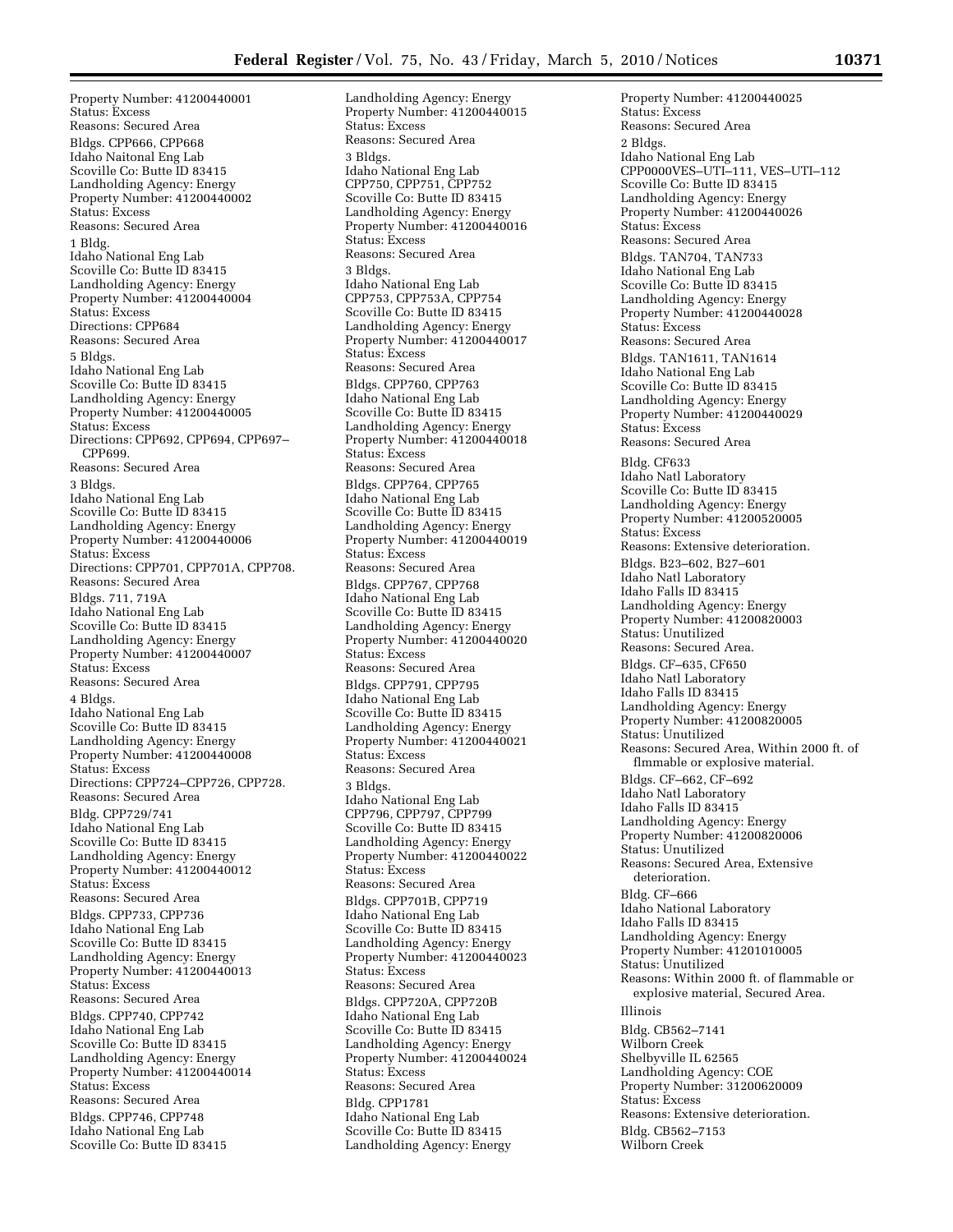Property Number: 41200440001
Status: Excess
Reasons: Secured Area

Bldgs. CPP666, CPP668
Idaho Naitonal Eng Lab
Scoville Co: Butte ID 83415
Landholding Agency: Energy
Property Number: 41200440002
Status: Excess
Reasons: Secured Area

1 Bldg.
Idaho National Eng Lab
Scoville Co: Butte ID 83415
Landholding Agency: Energy
Property Number: 41200440004
Status: Excess
Directions: CPP684
Reasons: Secured Area

5 Bldgs.
Idaho National Eng Lab
Scoville Co: Butte ID 83415
Landholding Agency: Energy
Property Number: 41200440005
Status: Excess
Directions: CPP692, CPP694, CPP697–CPP699.
Reasons: Secured Area

3 Bldgs.
Idaho National Eng Lab
Scoville Co: Butte ID 83415
Landholding Agency: Energy
Property Number: 41200440006
Status: Excess
Directions: CPP701, CPP701A, CPP708.
Reasons: Secured Area

Bldgs. 711, 719A
Idaho National Eng Lab
Scoville Co: Butte ID 83415
Landholding Agency: Energy
Property Number: 41200440007
Status: Excess
Reasons: Secured Area

4 Bldgs.
Idaho National Eng Lab
Scoville Co: Butte ID 83415
Landholding Agency: Energy
Property Number: 41200440008
Status: Excess
Directions: CPP724–CPP726, CPP728.
Reasons: Secured Area

Bldg. CPP729/741
Idaho National Eng Lab
Scoville Co: Butte ID 83415
Landholding Agency: Energy
Property Number: 41200440012
Status: Excess
Reasons: Secured Area

Bldgs. CPP733, CPP736
Idaho National Eng Lab
Scoville Co: Butte ID 83415
Landholding Agency: Energy
Property Number: 41200440013
Status: Excess
Reasons: Secured Area

Bldgs. CPP740, CPP742
Idaho National Eng Lab
Scoville Co: Butte ID 83415
Landholding Agency: Energy
Property Number: 41200440014
Status: Excess
Reasons: Secured Area

Bldgs. CPP746, CPP748
Idaho National Eng Lab
Scoville Co: Butte ID 83415
Landholding Agency: Energy
Property Number: 41200440015
Status: Excess
Reasons: Secured Area

3 Bldgs.
Idaho National Eng Lab
CPP750, CPP751, CPP752
Scoville Co: Butte ID 83415
Landholding Agency: Energy
Property Number: 41200440016
Status: Excess
Reasons: Secured Area

3 Bldgs.
Idaho National Eng Lab
CPP753, CPP753A, CPP754
Scoville Co: Butte ID 83415
Landholding Agency: Energy
Property Number: 41200440017
Status: Excess
Reasons: Secured Area

Bldgs. CPP760, CPP763
Idaho National Eng Lab
Scoville Co: Butte ID 83415
Landholding Agency: Energy
Property Number: 41200440018
Status: Excess
Reasons: Secured Area

Bldgs. CPP764, CPP765
Idaho National Eng Lab
Scoville Co: Butte ID 83415
Landholding Agency: Energy
Property Number: 41200440019
Status: Excess
Reasons: Secured Area

Bldgs. CPP767, CPP768
Idaho National Eng Lab
Scoville Co: Butte ID 83415
Landholding Agency: Energy
Property Number: 41200440020
Status: Excess
Reasons: Secured Area

Bldgs. CPP791, CPP795
Idaho National Eng Lab
Scoville Co: Butte ID 83415
Landholding Agency: Energy
Property Number: 41200440021
Status: Excess
Reasons: Secured Area

3 Bldgs.
Idaho National Eng Lab
CPP796, CPP797, CPP799
Scoville Co: Butte ID 83415
Landholding Agency: Energy
Property Number: 41200440022
Status: Excess
Reasons: Secured Area

Bldgs. CPP701B, CPP719
Idaho National Eng Lab
Scoville Co: Butte ID 83415
Landholding Agency: Energy
Property Number: 41200440023
Status: Excess
Reasons: Secured Area

Bldgs. CPP720A, CPP720B
Idaho National Eng Lab
Scoville Co: Butte ID 83415
Landholding Agency: Energy
Property Number: 41200440024
Status: Excess
Reasons: Secured Area

Bldg. CPP1781
Idaho National Eng Lab
Scoville Co: Butte ID 83415
Landholding Agency: Energy
Property Number: 41200440025
Status: Excess
Reasons: Secured Area

2 Bldgs.
Idaho National Eng Lab
CPP0000VES–UTI–111, VES–UTI–112
Scoville Co: Butte ID 83415
Landholding Agency: Energy
Property Number: 41200440026
Status: Excess
Reasons: Secured Area

Bldgs. TAN704, TAN733
Idaho National Eng Lab
Scoville Co: Butte ID 83415
Landholding Agency: Energy
Property Number: 41200440028
Status: Excess
Reasons: Secured Area

Bldgs. TAN1611, TAN1614
Idaho National Eng Lab
Scoville Co: Butte ID 83415
Landholding Agency: Energy
Property Number: 41200440029
Status: Excess
Reasons: Secured Area

Bldg. CF633
Idaho Natl Laboratory
Scoville Co: Butte ID 83415
Landholding Agency: Energy
Property Number: 41200520005
Status: Excess
Reasons: Extensive deterioration.

Bldgs. B23–602, B27–601
Idaho Natl Laboratory
Idaho Falls ID 83415
Landholding Agency: Energy
Property Number: 41200820003
Status: Unutilized
Reasons: Secured Area.

Bldgs. CF–635, CF650
Idaho Natl Laboratory
Idaho Falls ID 83415
Landholding Agency: Energy
Property Number: 41200820005
Status: Unutilized
Reasons: Secured Area, Within 2000 ft. of flmmable or explosive material.

Bldgs. CF–662, CF–692
Idaho Natl Laboratory
Idaho Falls ID 83415
Landholding Agency: Energy
Property Number: 41200820006
Status: Unutilized
Reasons: Secured Area, Extensive deterioration.

Bldg. CF–666
Idaho National Laboratory
Idaho Falls ID 83415
Landholding Agency: Energy
Property Number: 41201010005
Status: Unutilized
Reasons: Within 2000 ft. of flammable or explosive material, Secured Area.

Illinois

Bldg. CB562–7141
Wilborn Creek
Shelbyville IL 62565
Landholding Agency: COE
Property Number: 31200620009
Status: Excess
Reasons: Extensive deterioration.

Bldg. CB562–7153
Wilborn Creek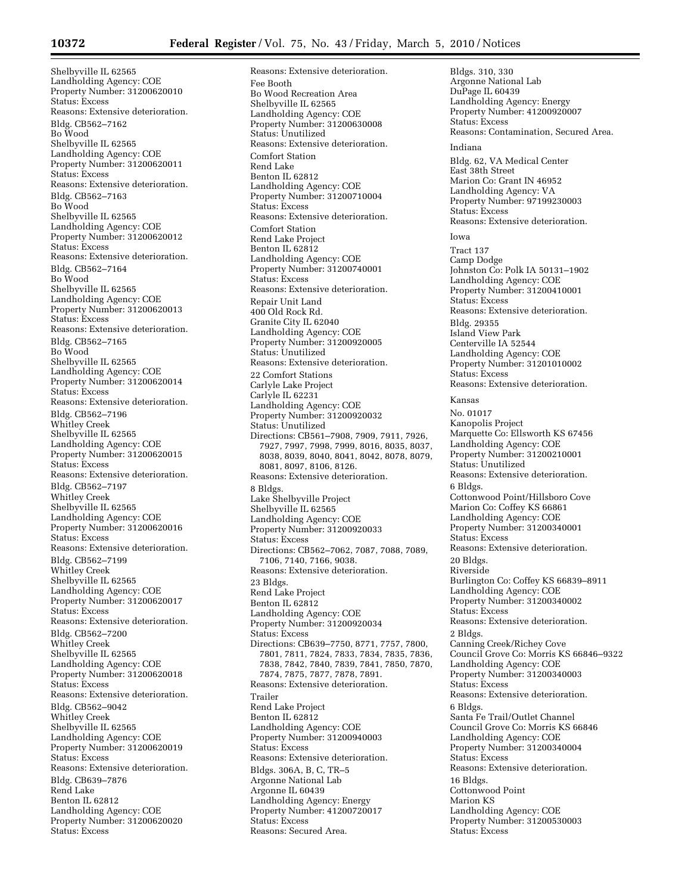Shelbyville IL 62565
Landholding Agency: COE
Property Number: 31200620010
Status: Excess
Reasons: Extensive deterioration.

Bldg. CB562–7162
Bo Wood
Shelbyville IL 62565
Landholding Agency: COE
Property Number: 31200620011
Status: Excess
Reasons: Extensive deterioration.

Bldg. CB562–7163
Bo Wood
Shelbyville IL 62565
Landholding Agency: COE
Property Number: 31200620012
Status: Excess
Reasons: Extensive deterioration.

Bldg. CB562–7164
Bo Wood
Shelbyville IL 62565
Landholding Agency: COE
Property Number: 31200620013
Status: Excess
Reasons: Extensive deterioration.

Bldg. CB562–7165
Bo Wood
Shelbyville IL 62565
Landholding Agency: COE
Property Number: 31200620014
Status: Excess
Reasons: Extensive deterioration.

Bldg. CB562–7196
Whitley Creek
Shelbyville IL 62565
Landholding Agency: COE
Property Number: 31200620015
Status: Excess
Reasons: Extensive deterioration.

Bldg. CB562–7197
Whitley Creek
Shelbyville IL 62565
Landholding Agency: COE
Property Number: 31200620016
Status: Excess
Reasons: Extensive deterioration.

Bldg. CB562–7199
Whitley Creek
Shelbyville IL 62565
Landholding Agency: COE
Property Number: 31200620017
Status: Excess
Reasons: Extensive deterioration.

Bldg. CB562–7200
Whitley Creek
Shelbyville IL 62565
Landholding Agency: COE
Property Number: 31200620018
Status: Excess
Reasons: Extensive deterioration.

Bldg. CB562–9042
Whitley Creek
Shelbyville IL 62565
Landholding Agency: COE
Property Number: 31200620019
Status: Excess
Reasons: Extensive deterioration.

Bldg. CB639–7876
Rend Lake
Benton IL 62812
Landholding Agency: COE
Property Number: 31200620020
Status: Excess
Reasons: Extensive deterioration.

Fee Booth
Bo Wood Recreation Area
Shelbyville IL 62565
Landholding Agency: COE
Property Number: 31200630008
Status: Unutilized
Reasons: Extensive deterioration.

Comfort Station
Rend Lake
Benton IL 62812
Landholding Agency: COE
Property Number: 31200710004
Status: Excess
Reasons: Extensive deterioration.

Comfort Station
Rend Lake Project
Benton IL 62812
Landholding Agency: COE
Property Number: 31200740001
Status: Excess
Reasons: Extensive deterioration.

Repair Unit Land
400 Old Rock Rd.
Granite City IL 62040
Landholding Agency: COE
Property Number: 31200920005
Status: Unutilized
Reasons: Extensive deterioration.

22 Comfort Stations
Carlyle Lake Project
Carlyle IL 62231
Landholding Agency: COE
Property Number: 31200920032
Status: Unutilized
Directions: CB561–7908, 7909, 7911, 7926, 7927, 7997, 7998, 7999, 8016, 8035, 8037, 8038, 8039, 8040, 8041, 8042, 8078, 8079, 8081, 8097, 8106, 8126.
Reasons: Extensive deterioration.

8 Bldgs.
Lake Shelbyville Project
Shelbyville IL 62565
Landholding Agency: COE
Property Number: 31200920033
Status: Excess
Directions: CB562–7062, 7087, 7088, 7089, 7106, 7140, 7166, 9038.
Reasons: Extensive deterioration.

23 Bldgs.
Rend Lake Project
Benton IL 62812
Landholding Agency: COE
Property Number: 31200920034
Status: Excess
Directions: CB639–7750, 8771, 7757, 7800, 7801, 7811, 7824, 7833, 7834, 7835, 7836, 7838, 7842, 7840, 7839, 7841, 7850, 7870, 7874, 7875, 7877, 7878, 7891.
Reasons: Extensive deterioration.

Trailer
Rend Lake Project
Benton IL 62812
Landholding Agency: COE
Property Number: 31200940003
Status: Excess
Reasons: Extensive deterioration.

Bldgs. 306A, B, C, TR–5
Argonne National Lab
Argonne IL 60439
Landholding Agency: Energy
Property Number: 41200720017
Status: Excess
Reasons: Secured Area.

Bldgs. 310, 330
Argonne National Lab
DuPage IL 60439
Landholding Agency: Energy
Property Number: 41200920007
Status: Excess
Reasons: Contamination, Secured Area.

Indiana

Bldg. 62, VA Medical Center
East 38th Street
Marion Co: Grant IN 46952
Landholding Agency: VA
Property Number: 97199230003
Status: Excess
Reasons: Extensive deterioration.

Iowa

Tract 137
Camp Dodge
Johnston Co: Polk IA 50131–1902
Landholding Agency: COE
Property Number: 31200410001
Status: Excess
Reasons: Extensive deterioration.

Bldg. 29355
Island View Park
Centerville IA 52544
Landholding Agency: COE
Property Number: 31201010002
Status: Excess
Reasons: Extensive deterioration.

Kansas

No. 01017
Kanopolis Project
Marquette Co: Ellsworth KS 67456
Landholding Agency: COE
Property Number: 31200210001
Status: Unutilized
Reasons: Extensive deterioration.

6 Bldgs.
Cottonwood Point/Hillsboro Cove
Marion Co: Coffey KS 66861
Landholding Agency: COE
Property Number: 31200340001
Status: Excess
Reasons: Extensive deterioration.

20 Bldgs.
Riverside
Burlington Co: Coffey KS 66839–8911
Landholding Agency: COE
Property Number: 31200340002
Status: Excess
Reasons: Extensive deterioration.

2 Bldgs.
Canning Creek/Richey Cove
Council Grove Co: Morris KS 66846–9322
Landholding Agency: COE
Property Number: 31200340003
Status: Excess
Reasons: Extensive deterioration.

6 Bldgs.
Santa Fe Trail/Outlet Channel
Council Grove Co: Morris KS 66846
Landholding Agency: COE
Property Number: 31200340004
Status: Excess
Reasons: Extensive deterioration.

16 Bldgs.
Cottonwood Point
Marion KS
Landholding Agency: COE
Property Number: 31200530003
Status: Excess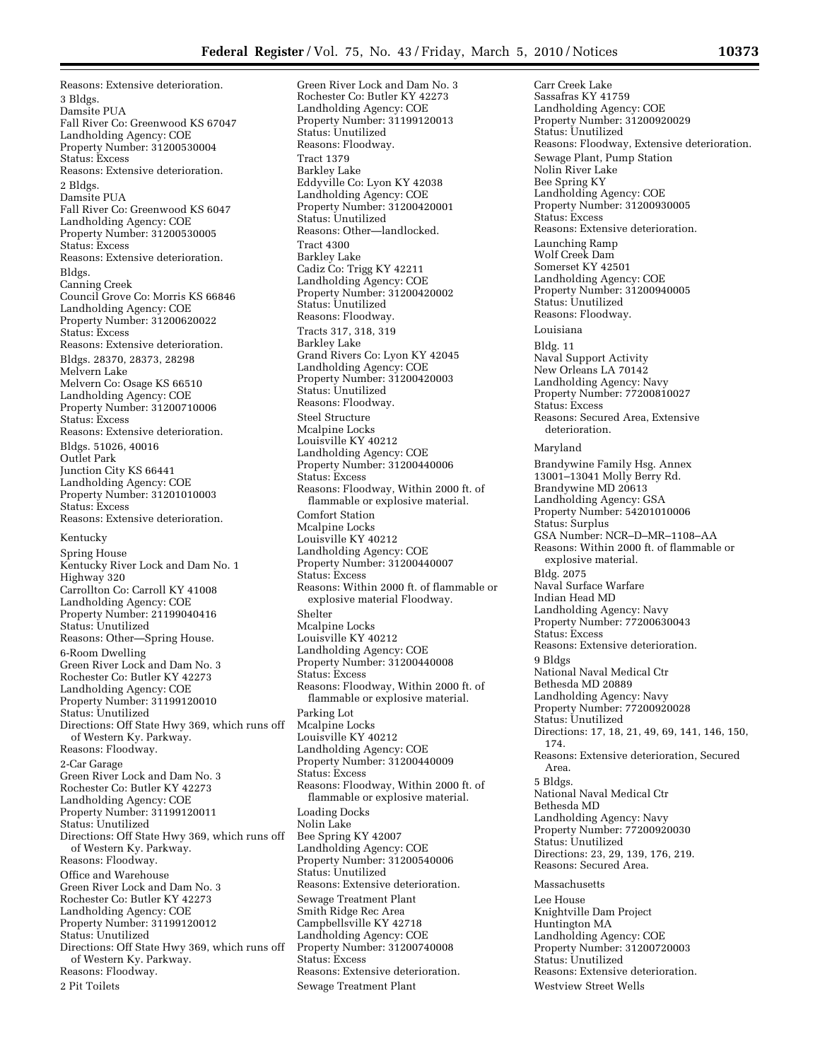Reasons: Extensive deterioration.

3 Bldgs.
Damsite PUA
Fall River Co: Greenwood KS 67047
Landholding Agency: COE
Property Number: 31200530004
Status: Excess
Reasons: Extensive deterioration.

2 Bldgs.
Damsite PUA
Fall River Co: Greenwood KS 6047
Landholding Agency: COE
Property Number: 31200530005
Status: Excess
Reasons: Extensive deterioration.

Bldgs.
Canning Creek
Council Grove Co: Morris KS 66846
Landholding Agency: COE
Property Number: 31200620022
Status: Excess
Reasons: Extensive deterioration.

Bldgs. 28370, 28373, 28298
Melvern Lake
Melvern Co: Osage KS 66510
Landholding Agency: COE
Property Number: 31200710006
Status: Excess
Reasons: Extensive deterioration.

Bldgs. 51026, 40016
Outlet Park
Junction City KS 66441
Landholding Agency: COE
Property Number: 31201010003
Status: Excess
Reasons: Extensive deterioration.

Kentucky

Spring House
Kentucky River Lock and Dam No. 1
Highway 320
Carrollton Co: Carroll KY 41008
Landholding Agency: COE
Property Number: 21199040416
Status: Unutilized
Reasons: Other—Spring House.

6-Room Dwelling
Green River Lock and Dam No. 3
Rochester Co: Butler KY 42273
Landholding Agency: COE
Property Number: 31199120010
Status: Unutilized
Directions: Off State Hwy 369, which runs off of Western Ky. Parkway.
Reasons: Floodway.

2-Car Garage
Green River Lock and Dam No. 3
Rochester Co: Butler KY 42273
Landholding Agency: COE
Property Number: 31199120011
Status: Unutilized
Directions: Off State Hwy 369, which runs off of Western Ky. Parkway.
Reasons: Floodway.

Office and Warehouse
Green River Lock and Dam No. 3
Rochester Co: Butler KY 42273
Landholding Agency: COE
Property Number: 31199120012
Status: Unutilized
Directions: Off State Hwy 369, which runs off of Western Ky. Parkway.
Reasons: Floodway.

2 Pit Toilets
Green River Lock and Dam No. 3
Rochester Co: Butler KY 42273
Landholding Agency: COE
Property Number: 31199120013
Status: Unutilized
Reasons: Floodway.

Tract 1379
Barkley Lake
Eddyville Co: Lyon KY 42038
Landholding Agency: COE
Property Number: 31200420001
Status: Unutilized
Reasons: Other—landlocked.

Tract 4300
Barkley Lake
Cadiz Co: Trigg KY 42211
Landholding Agency: COE
Property Number: 31200420002
Status: Unutilized
Reasons: Floodway.

Tracts 317, 318, 319
Barkley Lake
Grand Rivers Co: Lyon KY 42045
Landholding Agency: COE
Property Number: 31200420003
Status: Unutilized
Reasons: Floodway.

Steel Structure
Mcalpine Locks
Louisville KY 40212
Landholding Agency: COE
Property Number: 31200440006
Status: Excess
Reasons: Floodway, Within 2000 ft. of flammable or explosive material.

Comfort Station
Mcalpine Locks
Louisville KY 40212
Landholding Agency: COE
Property Number: 31200440007
Status: Excess
Reasons: Within 2000 ft. of flammable or explosive material Floodway.

Shelter
Mcalpine Locks
Louisville KY 40212
Landholding Agency: COE
Property Number: 31200440008
Status: Excess
Reasons: Floodway, Within 2000 ft. of flammable or explosive material.

Parking Lot
Mcalpine Locks
Louisville KY 40212
Landholding Agency: COE
Property Number: 31200440009
Status: Excess
Reasons: Floodway, Within 2000 ft. of flammable or explosive material.

Loading Docks
Nolin Lake
Bee Spring KY 42007
Landholding Agency: COE
Property Number: 31200540006
Status: Unutilized
Reasons: Extensive deterioration.

Sewage Treatment Plant
Smith Ridge Rec Area
Campbellsville KY 42718
Landholding Agency: COE
Property Number: 31200740008
Status: Excess
Reasons: Extensive deterioration.

Sewage Treatment Plant
Carr Creek Lake
Sassafras KY 41759
Landholding Agency: COE
Property Number: 31200920029
Status: Unutilized
Reasons: Floodway, Extensive deterioration.

Sewage Plant, Pump Station
Nolin River Lake
Bee Spring KY
Landholding Agency: COE
Property Number: 31200930005
Status: Excess
Reasons: Extensive deterioration.

Launching Ramp
Wolf Creek Dam
Somerset KY 42501
Landholding Agency: COE
Property Number: 31200940005
Status: Unutilized
Reasons: Floodway.

Louisiana

Bldg. 11
Naval Support Activity
New Orleans LA 70142
Landholding Agency: Navy
Property Number: 77200810027
Status: Excess
Reasons: Secured Area, Extensive deterioration.

Maryland

Brandywine Family Hsg. Annex
13001–13041 Molly Berry Rd.
Brandywine MD 20613
Landholding Agency: GSA
Property Number: 54201010006
Status: Surplus
GSA Number: NCR–D–MR–1108–AA
Reasons: Within 2000 ft. of flammable or explosive material.

Bldg. 2075
Naval Surface Warfare
Indian Head MD
Landholding Agency: Navy
Property Number: 77200630043
Status: Excess
Reasons: Extensive deterioration.

9 Bldgs
National Naval Medical Ctr
Bethesda MD 20889
Landholding Agency: Navy
Property Number: 77200920028
Status: Unutilized
Directions: 17, 18, 21, 49, 69, 141, 146, 150, 174.
Reasons: Extensive deterioration, Secured Area.

5 Bldgs.
National Naval Medical Ctr
Bethesda MD
Landholding Agency: Navy
Property Number: 77200920030
Status: Unutilized
Directions: 23, 29, 139, 176, 219.
Reasons: Secured Area.

Massachusetts

Lee House
Knightville Dam Project
Huntington MA
Landholding Agency: COE
Property Number: 31200720003
Status: Unutilized
Reasons: Extensive deterioration.

Westview Street Wells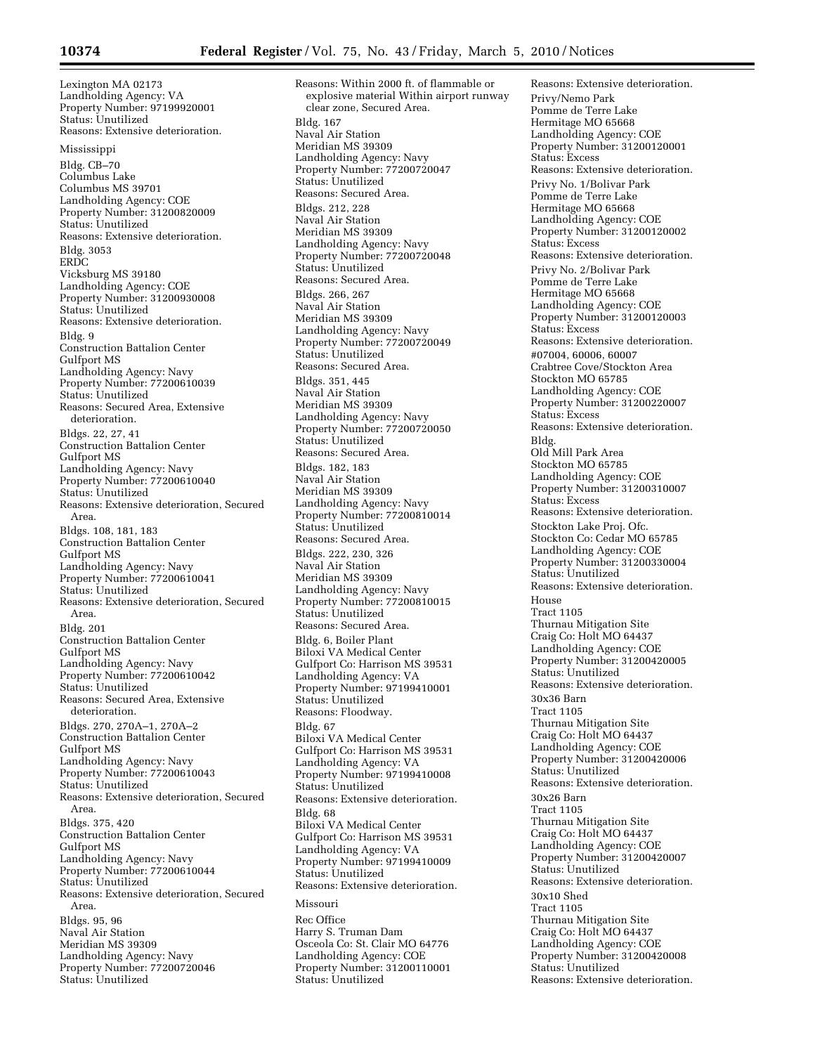Lexington MA 02173
Landholding Agency: VA
Property Number: 97199920001
Status: Unutilized
Reasons: Extensive deterioration.

Mississippi

Bldg. CB–70
Columbus Lake
Columbus MS 39701
Landholding Agency: COE
Property Number: 31200820009
Status: Unutilized
Reasons: Extensive deterioration.

Bldg. 3053
ERDC
Vicksburg MS 39180
Landholding Agency: COE
Property Number: 31200930008
Status: Unutilized
Reasons: Extensive deterioration.

Bldg. 9
Construction Battalion Center
Gulfport MS
Landholding Agency: Navy
Property Number: 77200610039
Status: Unutilized
Reasons: Secured Area, Extensive deterioration.

Bldgs. 22, 27, 41
Construction Battalion Center
Gulfport MS
Landholding Agency: Navy
Property Number: 77200610040
Status: Unutilized
Reasons: Extensive deterioration, Secured Area.

Bldgs. 108, 181, 183
Construction Battalion Center
Gulfport MS
Landholding Agency: Navy
Property Number: 77200610041
Status: Unutilized
Reasons: Extensive deterioration, Secured Area.

Bldg. 201
Construction Battalion Center
Gulfport MS
Landholding Agency: Navy
Property Number: 77200610042
Status: Unutilized
Reasons: Secured Area, Extensive deterioration.

Bldgs. 270, 270A–1, 270A–2
Construction Battalion Center
Gulfport MS
Landholding Agency: Navy
Property Number: 77200610043
Status: Unutilized
Reasons: Extensive deterioration, Secured Area.

Bldgs. 375, 420
Construction Battalion Center
Gulfport MS
Landholding Agency: Navy
Property Number: 77200610044
Status: Unutilized
Reasons: Extensive deterioration, Secured Area.

Bldgs. 95, 96
Naval Air Station
Meridian MS 39309
Landholding Agency: Navy
Property Number: 77200720046
Status: Unutilized
Reasons: Within 2000 ft. of flammable or explosive material Within airport runway clear zone, Secured Area.

Bldg. 167
Naval Air Station
Meridian MS 39309
Landholding Agency: Navy
Property Number: 77200720047
Status: Unutilized
Reasons: Secured Area.

Bldgs. 212, 228
Naval Air Station
Meridian MS 39309
Landholding Agency: Navy
Property Number: 77200720048
Status: Unutilized
Reasons: Secured Area.

Bldgs. 266, 267
Naval Air Station
Meridian MS 39309
Landholding Agency: Navy
Property Number: 77200720049
Status: Unutilized
Reasons: Secured Area.

Bldgs. 351, 445
Naval Air Station
Meridian MS 39309
Landholding Agency: Navy
Property Number: 77200720050
Status: Unutilized
Reasons: Secured Area.

Bldgs. 182, 183
Naval Air Station
Meridian MS 39309
Landholding Agency: Navy
Property Number: 77200810014
Status: Unutilized
Reasons: Secured Area.

Bldgs. 222, 230, 326
Naval Air Station
Meridian MS 39309
Landholding Agency: Navy
Property Number: 77200810015
Status: Unutilized
Reasons: Secured Area.

Bldg. 6, Boiler Plant
Biloxi VA Medical Center
Gulfport Co: Harrison MS 39531
Landholding Agency: VA
Property Number: 97199410001
Status: Unutilized
Reasons: Floodway.

Bldg. 67
Biloxi VA Medical Center
Gulfport Co: Harrison MS 39531
Landholding Agency: VA
Property Number: 97199410008
Status: Unutilized
Reasons: Extensive deterioration.

Bldg. 68
Biloxi VA Medical Center
Gulfport Co: Harrison MS 39531
Landholding Agency: VA
Property Number: 97199410009
Status: Unutilized
Reasons: Extensive deterioration.

Missouri

Rec Office
Harry S. Truman Dam
Osceola Co: St. Clair MO 64776
Landholding Agency: COE
Property Number: 31200110001
Status: Unutilized
Reasons: Extensive deterioration.

Privy/Nemo Park
Pomme de Terre Lake
Hermitage MO 65668
Landholding Agency: COE
Property Number: 31200120001
Status: Excess
Reasons: Extensive deterioration.

Privy No. 1/Bolivar Park
Pomme de Terre Lake
Hermitage MO 65668
Landholding Agency: COE
Property Number: 31200120002
Status: Excess
Reasons: Extensive deterioration.

Privy No. 2/Bolivar Park
Pomme de Terre Lake
Hermitage MO 65668
Landholding Agency: COE
Property Number: 31200120003
Status: Excess
Reasons: Extensive deterioration.

#07004, 60006, 60007
Crabtree Cove/Stockton Area
Stockton MO 65785
Landholding Agency: COE
Property Number: 31200220007
Status: Excess
Reasons: Extensive deterioration.

Bldg.
Old Mill Park Area
Stockton MO 65785
Landholding Agency: COE
Property Number: 31200310007
Status: Excess
Reasons: Extensive deterioration.

Stockton Lake Proj. Ofc.
Stockton Co: Cedar MO 65785
Landholding Agency: COE
Property Number: 31200330004
Status: Unutilized
Reasons: Extensive deterioration.

House
Tract 1105
Thurnau Mitigation Site
Craig Co: Holt MO 64437
Landholding Agency: COE
Property Number: 31200420005
Status: Unutilized
Reasons: Extensive deterioration.

30x36 Barn
Tract 1105
Thurnau Mitigation Site
Craig Co: Holt MO 64437
Landholding Agency: COE
Property Number: 31200420006
Status: Unutilized
Reasons: Extensive deterioration.

30x26 Barn
Tract 1105
Thurnau Mitigation Site
Craig Co: Holt MO 64437
Landholding Agency: COE
Property Number: 31200420007
Status: Unutilized
Reasons: Extensive deterioration.

30x10 Shed
Tract 1105
Thurnau Mitigation Site
Craig Co: Holt MO 64437
Landholding Agency: COE
Property Number: 31200420008
Status: Unutilized
Reasons: Extensive deterioration.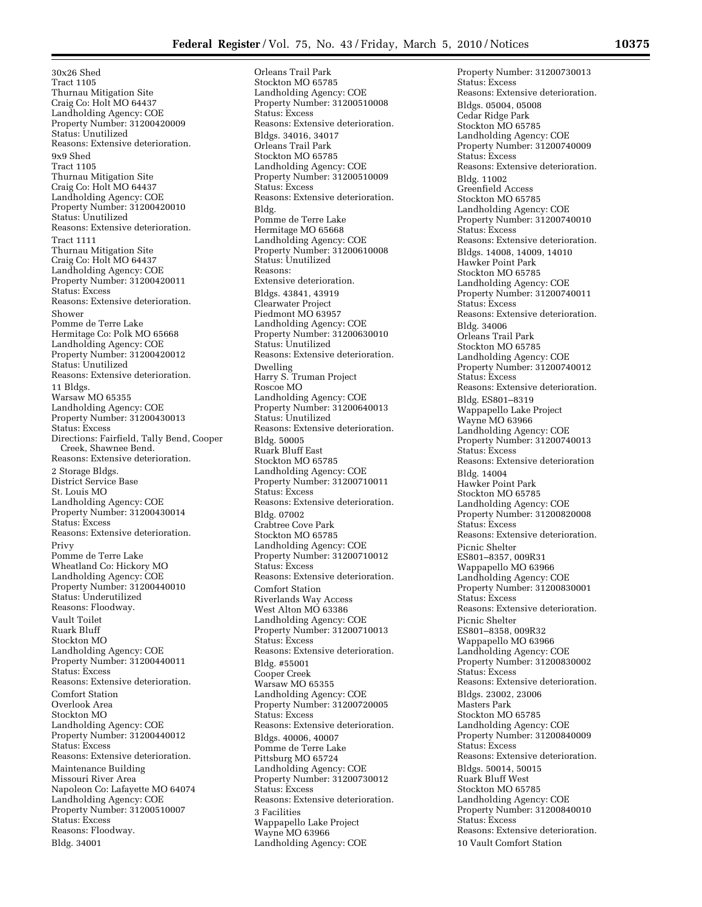30x26 Shed
Tract 1105
Thurnau Mitigation Site
Craig Co: Holt MO 64437
Landholding Agency: COE
Property Number: 31200420009
Status: Unutilized
Reasons: Extensive deterioration.

9x9 Shed
Tract 1105
Thurnau Mitigation Site
Craig Co: Holt MO 64437
Landholding Agency: COE
Property Number: 31200420010
Status: Unutilized
Reasons: Extensive deterioration.

Tract 1111
Thurnau Mitigation Site
Craig Co: Holt MO 64437
Landholding Agency: COE
Property Number: 31200420011
Status: Excess
Reasons: Extensive deterioration.

Shower
Pomme de Terre Lake
Hermitage Co: Polk MO 65668
Landholding Agency: COE
Property Number: 31200420012
Status: Unutilized
Reasons: Extensive deterioration.

11 Bldgs.
Warsaw MO 65355
Landholding Agency: COE
Property Number: 31200430013
Status: Excess
Directions: Fairfield, Tally Bend, Cooper Creek, Shawnee Bend.
Reasons: Extensive deterioration.

2 Storage Bldgs.
District Service Base
St. Louis MO
Landholding Agency: COE
Property Number: 31200430014
Status: Excess
Reasons: Extensive deterioration.

Privy
Pomme de Terre Lake
Wheatland Co: Hickory MO
Landholding Agency: COE
Property Number: 31200440010
Status: Underutilized
Reasons: Floodway.

Vault Toilet
Ruark Bluff
Stockton MO
Landholding Agency: COE
Property Number: 31200440011
Status: Excess
Reasons: Extensive deterioration.

Comfort Station
Overlook Area
Stockton MO
Landholding Agency: COE
Property Number: 31200440012
Status: Excess
Reasons: Extensive deterioration.

Maintenance Building
Missouri River Area
Napoleon Co: Lafayette MO 64074
Landholding Agency: COE
Property Number: 31200510007
Status: Excess
Reasons: Floodway.

Bldg. 34001
Orleans Trail Park
Stockton MO 65785
Landholding Agency: COE
Property Number: 31200510008
Status: Excess
Reasons: Extensive deterioration.

Bldgs. 34016, 34017
Orleans Trail Park
Stockton MO 65785
Landholding Agency: COE
Property Number: 31200510009
Status: Excess
Reasons: Extensive deterioration.

Bldg.
Pomme de Terre Lake
Hermitage MO 65668
Landholding Agency: COE
Property Number: 31200610008
Status: Unutilized
Reasons:
Extensive deterioration.

Bldgs. 43841, 43919
Clearwater Project
Piedmont MO 63957
Landholding Agency: COE
Property Number: 31200630010
Status: Unutilized
Reasons: Extensive deterioration.

Dwelling
Harry S. Truman Project
Roscoe MO
Landholding Agency: COE
Property Number: 31200640013
Status: Unutilized
Reasons: Extensive deterioration.

Bldg. 50005
Ruark Bluff East
Stockton MO 65785
Landholding Agency: COE
Property Number: 31200710011
Status: Excess
Reasons: Extensive deterioration.

Bldg. 07002
Crabtree Cove Park
Stockton MO 65785
Landholding Agency: COE
Property Number: 31200710012
Status: Excess
Reasons: Extensive deterioration.

Comfort Station
Riverlands Way Access
West Alton MO 63386
Landholding Agency: COE
Property Number: 31200710013
Status: Excess
Reasons: Extensive deterioration.

Bldg. #55001
Cooper Creek
Warsaw MO 65355
Landholding Agency: COE
Property Number: 31200720005
Status: Excess
Reasons: Extensive deterioration.

Bldgs. 40006, 40007
Pomme de Terre Lake
Pittsburg MO 65724
Landholding Agency: COE
Property Number: 31200730012
Status: Excess
Reasons: Extensive deterioration.

3 Facilities
Wappapello Lake Project
Wayne MO 63966
Landholding Agency: COE
Property Number: 31200730013
Status: Excess
Reasons: Extensive deterioration.

Bldgs. 05004, 05008
Cedar Ridge Park
Stockton MO 65785
Landholding Agency: COE
Property Number: 31200740009
Status: Excess
Reasons: Extensive deterioration.

Bldg. 11002
Greenfield Access
Stockton MO 65785
Landholding Agency: COE
Property Number: 31200740010
Status: Excess
Reasons: Extensive deterioration.

Bldgs. 14008, 14009, 14010
Hawker Point Park
Stockton MO 65785
Landholding Agency: COE
Property Number: 31200740011
Status: Excess
Reasons: Extensive deterioration.

Bldg. 34006
Orleans Trail Park
Stockton MO 65785
Landholding Agency: COE
Property Number: 31200740012
Status: Excess
Reasons: Extensive deterioration.

Bldg. ES801–8319
Wappapello Lake Project
Wayne MO 63966
Landholding Agency: COE
Property Number: 31200740013
Status: Excess
Reasons: Extensive deterioration

Bldg. 14004
Hawker Point Park
Stockton MO 65785
Landholding Agency: COE
Property Number: 31200820008
Status: Excess
Reasons: Extensive deterioration.

Picnic Shelter
ES801–8357, 009R31
Wappapello MO 63966
Landholding Agency: COE
Property Number: 31200830001
Status: Excess
Reasons: Extensive deterioration.

Picnic Shelter
ES801–8358, 009R32
Wappapello MO 63966
Landholding Agency: COE
Property Number: 31200830002
Status: Excess
Reasons: Extensive deterioration.

Bldgs. 23002, 23006
Masters Park
Stockton MO 65785
Landholding Agency: COE
Property Number: 31200840009
Status: Excess
Reasons: Extensive deterioration.

Bldgs. 50014, 50015
Ruark Bluff West
Stockton MO 65785
Landholding Agency: COE
Property Number: 31200840010
Status: Excess
Reasons: Extensive deterioration.

10 Vault Comfort Station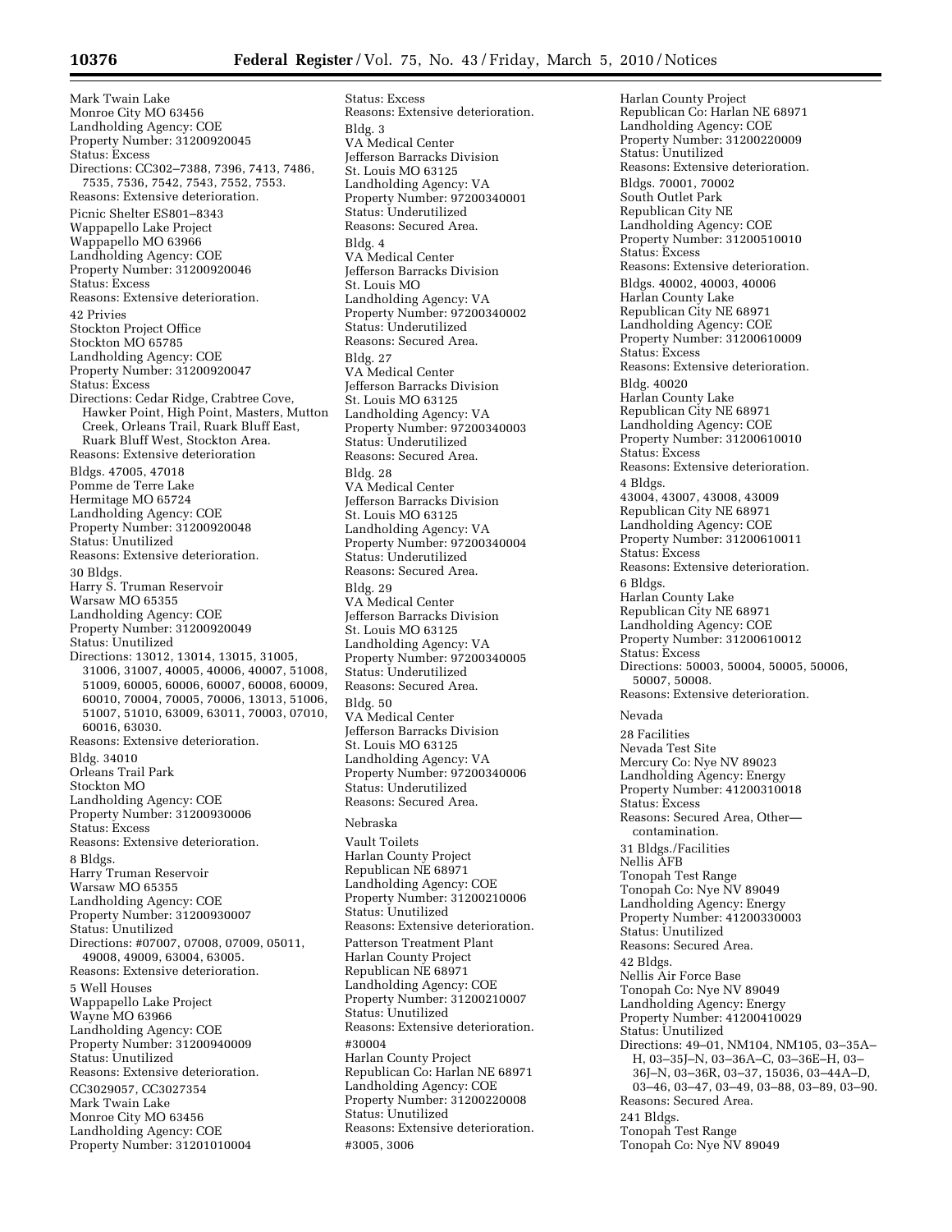Mark Twain Lake
Monroe City MO 63456
Landholding Agency: COE
Property Number: 31200920045
Status: Excess
Directions: CC302–7388, 7396, 7413, 7486, 7535, 7536, 7542, 7543, 7552, 7553.
Reasons: Extensive deterioration.

Picnic Shelter ES801–8343
Wappapello Lake Project
Wappapello MO 63966
Landholding Agency: COE
Property Number: 31200920046
Status: Excess
Reasons: Extensive deterioration.

42 Privies
Stockton Project Office
Stockton MO 65785
Landholding Agency: COE
Property Number: 31200920047
Status: Excess
Directions: Cedar Ridge, Crabtree Cove, Hawker Point, High Point, Masters, Mutton Creek, Orleans Trail, Ruark Bluff East, Ruark Bluff West, Stockton Area.
Reasons: Extensive deterioration

Bldgs. 47005, 47018
Pomme de Terre Lake
Hermitage MO 65724
Landholding Agency: COE
Property Number: 31200920048
Status: Unutilized
Reasons: Extensive deterioration.

30 Bldgs.
Harry S. Truman Reservoir
Warsaw MO 65355
Landholding Agency: COE
Property Number: 31200920049
Status: Unutilized
Directions: 13012, 13014, 13015, 31005, 31006, 31007, 40005, 40006, 40007, 51008, 51009, 60005, 60006, 60007, 60008, 60009, 60010, 70004, 70005, 70006, 13013, 51006, 51007, 51010, 63009, 63011, 70003, 07010, 60016, 63030.
Reasons: Extensive deterioration.

Bldg. 34010
Orleans Trail Park
Stockton MO
Landholding Agency: COE
Property Number: 31200930006
Status: Excess
Reasons: Extensive deterioration.

8 Bldgs.
Harry Truman Reservoir
Warsaw MO 65355
Landholding Agency: COE
Property Number: 31200930007
Status: Unutilized
Directions: #07007, 07008, 07009, 05011, 49008, 49009, 63004, 63005.
Reasons: Extensive deterioration.

5 Well Houses
Wappapello Lake Project
Wayne MO 63966
Landholding Agency: COE
Property Number: 31200940009
Status: Unutilized
Reasons: Extensive deterioration.

CC3029057, CC3027354
Mark Twain Lake
Monroe City MO 63456
Landholding Agency: COE
Property Number: 31201010004
Status: Excess
Reasons: Extensive deterioration.

Bldg. 3
VA Medical Center
Jefferson Barracks Division
St. Louis MO 63125
Landholding Agency: VA
Property Number: 97200340001
Status: Underutilized
Reasons: Secured Area.

Bldg. 4
VA Medical Center
Jefferson Barracks Division
St. Louis MO
Landholding Agency: VA
Property Number: 97200340002
Status: Underutilized
Reasons: Secured Area.

Bldg. 27
VA Medical Center
Jefferson Barracks Division
St. Louis MO 63125
Landholding Agency: VA
Property Number: 97200340003
Status: Underutilized
Reasons: Secured Area.

Bldg. 28
VA Medical Center
Jefferson Barracks Division
St. Louis MO 63125
Landholding Agency: VA
Property Number: 97200340004
Status: Underutilized
Reasons: Secured Area.

Bldg. 29
VA Medical Center
Jefferson Barracks Division
St. Louis MO 63125
Landholding Agency: VA
Property Number: 97200340005
Status: Underutilized
Reasons: Secured Area.

Bldg. 50
VA Medical Center
Jefferson Barracks Division
St. Louis MO 63125
Landholding Agency: VA
Property Number: 97200340006
Status: Underutilized
Reasons: Secured Area.

## Nebraska

Vault Toilets
Harlan County Project
Republican NE 68971
Landholding Agency: COE
Property Number: 31200210006
Status: Unutilized
Reasons: Extensive deterioration.

Patterson Treatment Plant
Harlan County Project
Republican NE 68971
Landholding Agency: COE
Property Number: 31200210007
Status: Unutilized
Reasons: Extensive deterioration.

#30004
Harlan County Project
Republican Co: Harlan NE 68971
Landholding Agency: COE
Property Number: 31200220008
Status: Unutilized
Reasons: Extensive deterioration.

#3005, 3006
Harlan County Project
Republican Co: Harlan NE 68971
Landholding Agency: COE
Property Number: 31200220009
Status: Unutilized
Reasons: Extensive deterioration.

Bldgs. 70001, 70002
South Outlet Park
Republican City NE
Landholding Agency: COE
Property Number: 31200510010
Status: Excess
Reasons: Extensive deterioration.

Bldgs. 40002, 40003, 40006
Harlan County Lake
Republican City NE 68971
Landholding Agency: COE
Property Number: 31200610009
Status: Excess
Reasons: Extensive deterioration.

Bldg. 40020
Harlan County Lake
Republican City NE 68971
Landholding Agency: COE
Property Number: 31200610010
Status: Excess
Reasons: Extensive deterioration.

4 Bldgs.
43004, 43007, 43008, 43009
Republican City NE 68971
Landholding Agency: COE
Property Number: 31200610011
Status: Excess
Reasons: Extensive deterioration.

6 Bldgs.
Harlan County Lake
Republican City NE 68971
Landholding Agency: COE
Property Number: 31200610012
Status: Excess
Directions: 50003, 50004, 50005, 50006, 50007, 50008.
Reasons: Extensive deterioration.

## Nevada

28 Facilities
Nevada Test Site
Mercury Co: Nye NV 89023
Landholding Agency: Energy
Property Number: 41200310018
Status: Excess
Reasons: Secured Area, Other—contamination.

31 Bldgs./Facilities
Nellis AFB
Tonopah Test Range
Tonopah Co: Nye NV 89049
Landholding Agency: Energy
Property Number: 41200330003
Status: Unutilized
Reasons: Secured Area.

42 Bldgs.
Nellis Air Force Base
Tonopah Co: Nye NV 89049
Landholding Agency: Energy
Property Number: 41200410029
Status: Unutilized
Directions: 49–01, NM104, NM105, 03–35A–H, 03–35J–N, 03–36A–C, 03–36E–H, 03–36J–N, 03–36R, 03–37, 15036, 03–44A–D, 03–46, 03–47, 03–49, 03–88, 03–89, 03–90.
Reasons: Secured Area.

241 Bldgs.
Tonopah Test Range
Tonopah Co: Nye NV 89049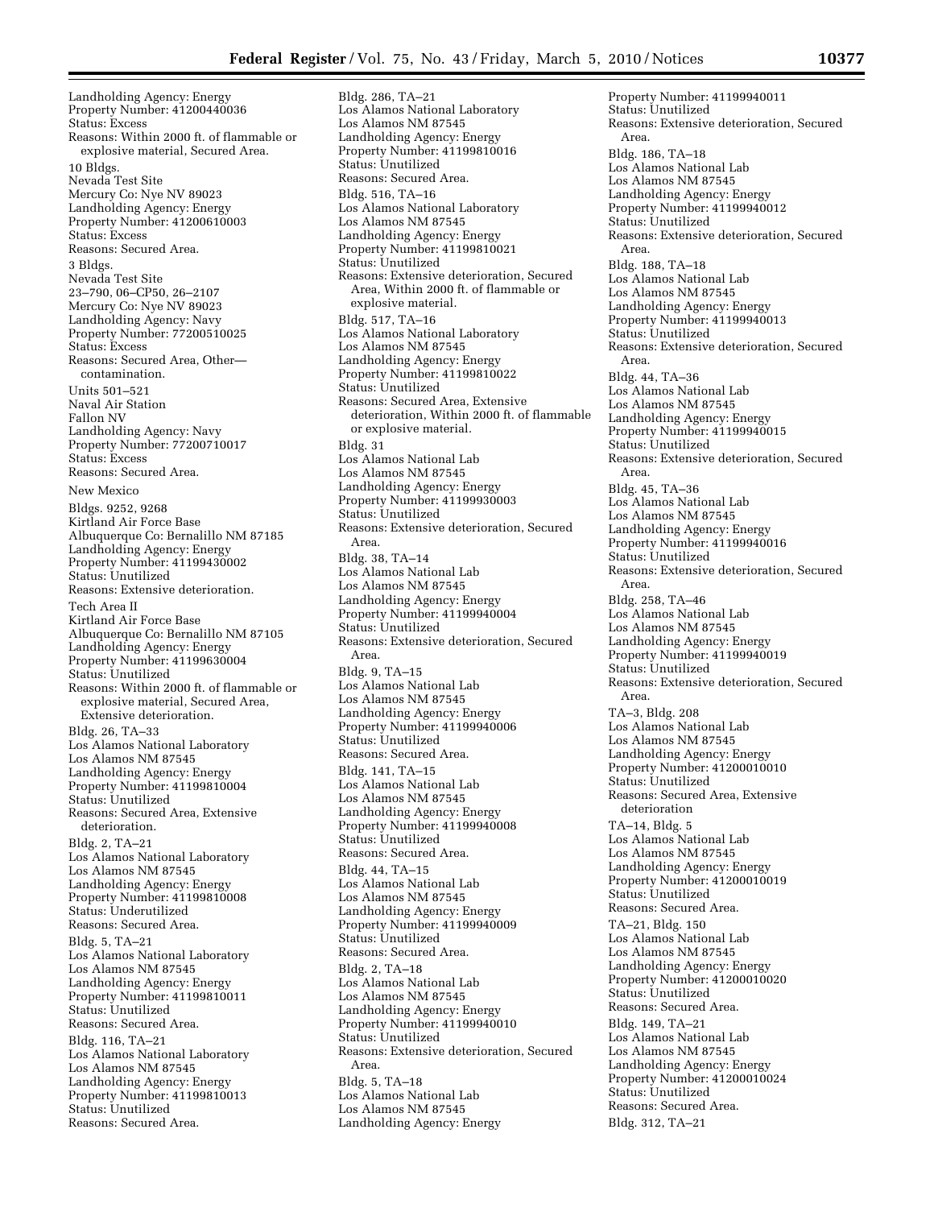Landholding Agency: Energy
Property Number: 41200440036
Status: Excess
Reasons: Within 2000 ft. of flammable or explosive material, Secured Area.

10 Bldgs.
Nevada Test Site
Mercury Co: Nye NV 89023
Landholding Agency: Energy
Property Number: 41200610003
Status: Excess
Reasons: Secured Area.

3 Bldgs.
Nevada Test Site
23–790, 06–CP50, 26–2107
Mercury Co: Nye NV 89023
Landholding Agency: Navy
Property Number: 77200510025
Status: Excess
Reasons: Secured Area, Other—contamination.

Units 501–521
Naval Air Station
Fallon NV
Landholding Agency: Navy
Property Number: 77200710017
Status: Excess
Reasons: Secured Area.

New Mexico

Bldgs. 9252, 9268
Kirtland Air Force Base
Albuquerque Co: Bernalillo NM 87185
Landholding Agency: Energy
Property Number: 41199430002
Status: Unutilized
Reasons: Extensive deterioration.

Tech Area II
Kirtland Air Force Base
Albuquerque Co: Bernalillo NM 87105
Landholding Agency: Energy
Property Number: 41199630004
Status: Unutilized
Reasons: Within 2000 ft. of flammable or explosive material, Secured Area, Extensive deterioration.

Bldg. 26, TA–33
Los Alamos National Laboratory
Los Alamos NM 87545
Landholding Agency: Energy
Property Number: 41199810004
Status: Unutilized
Reasons: Secured Area, Extensive deterioration.

Bldg. 2, TA–21
Los Alamos National Laboratory
Los Alamos NM 87545
Landholding Agency: Energy
Property Number: 41199810008
Status: Underutilized
Reasons: Secured Area.

Bldg. 5, TA–21
Los Alamos National Laboratory
Los Alamos NM 87545
Landholding Agency: Energy
Property Number: 41199810011
Status: Unutilized
Reasons: Secured Area.

Bldg. 116, TA–21
Los Alamos National Laboratory
Los Alamos NM 87545
Landholding Agency: Energy
Property Number: 41199810013
Status: Unutilized
Reasons: Secured Area.

Bldg. 286, TA–21
Los Alamos National Laboratory
Los Alamos NM 87545
Landholding Agency: Energy
Property Number: 41199810016
Status: Unutilized
Reasons: Secured Area.

Bldg. 516, TA–16
Los Alamos National Laboratory
Los Alamos NM 87545
Landholding Agency: Energy
Property Number: 41199810021
Status: Unutilized
Reasons: Extensive deterioration, Secured Area, Within 2000 ft. of flammable or explosive material.

Bldg. 517, TA–16
Los Alamos National Laboratory
Los Alamos NM 87545
Landholding Agency: Energy
Property Number: 41199810022
Status: Unutilized
Reasons: Secured Area, Extensive deterioration, Within 2000 ft. of flammable or explosive material.

Bldg. 31
Los Alamos National Lab
Los Alamos NM 87545
Landholding Agency: Energy
Property Number: 41199930003
Status: Unutilized
Reasons: Extensive deterioration, Secured Area.

Bldg. 38, TA–14
Los Alamos National Lab
Los Alamos NM 87545
Landholding Agency: Energy
Property Number: 41199940004
Status: Unutilized
Reasons: Extensive deterioration, Secured Area.

Bldg. 9, TA–15
Los Alamos National Lab
Los Alamos NM 87545
Landholding Agency: Energy
Property Number: 41199940006
Status: Unutilized
Reasons: Secured Area.

Bldg. 141, TA–15
Los Alamos National Lab
Los Alamos NM 87545
Landholding Agency: Energy
Property Number: 41199940008
Status: Unutilized
Reasons: Secured Area.

Bldg. 44, TA–15
Los Alamos National Lab
Los Alamos NM 87545
Landholding Agency: Energy
Property Number: 41199940009
Status: Unutilized
Reasons: Secured Area.

Bldg. 2, TA–18
Los Alamos National Lab
Los Alamos NM 87545
Landholding Agency: Energy
Property Number: 41199940010
Status: Unutilized
Reasons: Extensive deterioration, Secured Area.

Bldg. 5, TA–18
Los Alamos National Lab
Los Alamos NM 87545
Landholding Agency: Energy
Property Number: 41199940011
Status: Unutilized
Reasons: Extensive deterioration, Secured Area.

Bldg. 186, TA–18
Los Alamos National Lab
Los Alamos NM 87545
Landholding Agency: Energy
Property Number: 41199940012
Status: Unutilized
Reasons: Extensive deterioration, Secured Area.

Bldg. 188, TA–18
Los Alamos National Lab
Los Alamos NM 87545
Landholding Agency: Energy
Property Number: 41199940013
Status: Unutilized
Reasons: Extensive deterioration, Secured Area.

Bldg. 44, TA–36
Los Alamos National Lab
Los Alamos NM 87545
Landholding Agency: Energy
Property Number: 41199940015
Status: Unutilized
Reasons: Extensive deterioration, Secured Area.

Bldg. 45, TA–36
Los Alamos National Lab
Los Alamos NM 87545
Landholding Agency: Energy
Property Number: 41199940016
Status: Unutilized
Reasons: Extensive deterioration, Secured Area.

Bldg. 258, TA–46
Los Alamos National Lab
Los Alamos NM 87545
Landholding Agency: Energy
Property Number: 41199940019
Status: Unutilized
Reasons: Extensive deterioration, Secured Area.

TA–3, Bldg. 208
Los Alamos National Lab
Los Alamos NM 87545
Landholding Agency: Energy
Property Number: 41200010010
Status: Unutilized
Reasons: Secured Area, Extensive deterioration

TA–14, Bldg. 5
Los Alamos National Lab
Los Alamos NM 87545
Landholding Agency: Energy
Property Number: 41200010019
Status: Unutilized
Reasons: Secured Area.

TA–21, Bldg. 150
Los Alamos National Lab
Los Alamos NM 87545
Landholding Agency: Energy
Property Number: 41200010020
Status: Unutilized
Reasons: Secured Area.

Bldg. 149, TA–21
Los Alamos National Lab
Los Alamos NM 87545
Landholding Agency: Energy
Property Number: 41200010024
Status: Unutilized
Reasons: Secured Area.

Bldg. 312, TA–21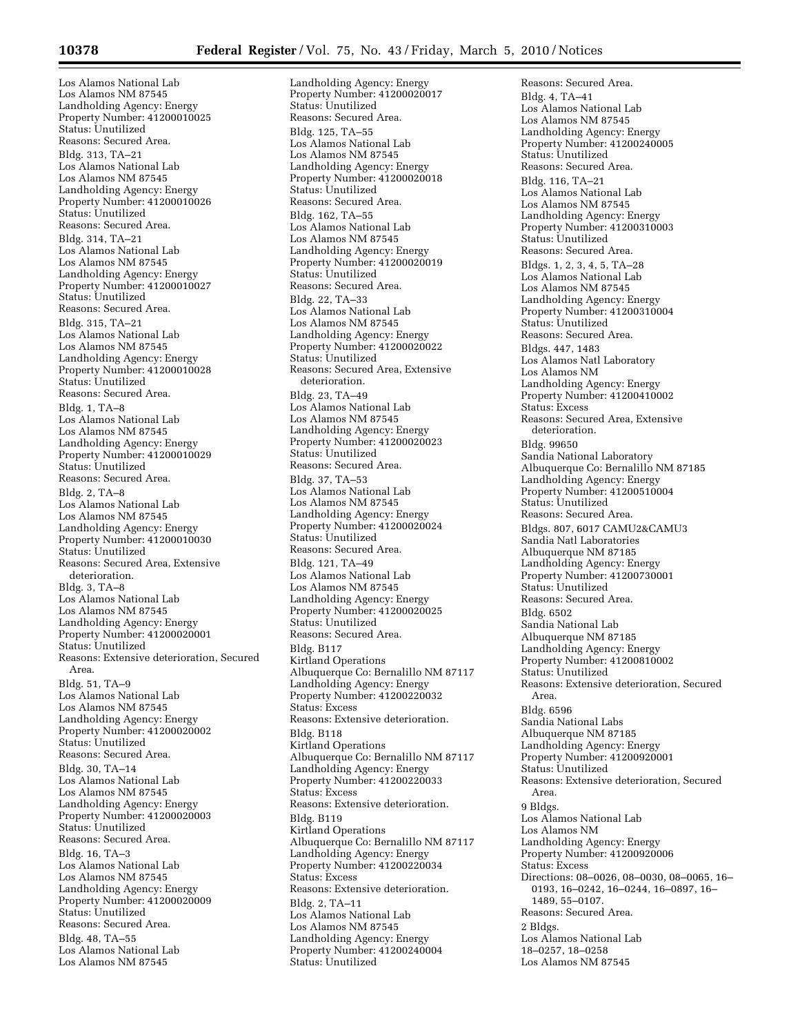Los Alamos National Lab
Los Alamos NM 87545
Landholding Agency: Energy
Property Number: 41200010025
Status: Unutilized
Reasons: Secured Area.

Bldg. 313, TA–21
Los Alamos National Lab
Los Alamos NM 87545
Landholding Agency: Energy
Property Number: 41200010026
Status: Unutilized
Reasons: Secured Area.

Bldg. 314, TA–21
Los Alamos National Lab
Los Alamos NM 87545
Landholding Agency: Energy
Property Number: 41200010027
Status: Unutilized
Reasons: Secured Area.

Bldg. 315, TA–21
Los Alamos National Lab
Los Alamos NM 87545
Landholding Agency: Energy
Property Number: 41200010028
Status: Unutilized
Reasons: Secured Area.

Bldg. 1, TA–8
Los Alamos National Lab
Los Alamos NM 87545
Landholding Agency: Energy
Property Number: 41200010029
Status: Unutilized
Reasons: Secured Area.

Bldg. 2, TA–8
Los Alamos National Lab
Los Alamos NM 87545
Landholding Agency: Energy
Property Number: 41200010030
Status: Unutilized
Reasons: Secured Area, Extensive deterioration.

Bldg. 3, TA–8
Los Alamos National Lab
Los Alamos NM 87545
Landholding Agency: Energy
Property Number: 41200020001
Status: Unutilized
Reasons: Extensive deterioration, Secured Area.

Bldg. 51, TA–9
Los Alamos National Lab
Los Alamos NM 87545
Landholding Agency: Energy
Property Number: 41200020002
Status: Unutilized
Reasons: Secured Area.

Bldg. 30, TA–14
Los Alamos National Lab
Los Alamos NM 87545
Landholding Agency: Energy
Property Number: 41200020003
Status: Unutilized
Reasons: Secured Area.

Bldg. 16, TA–3
Los Alamos National Lab
Los Alamos NM 87545
Landholding Agency: Energy
Property Number: 41200020009
Status: Unutilized
Reasons: Secured Area.

Bldg. 48, TA–55
Los Alamos National Lab
Los Alamos NM 87545
Landholding Agency: Energy
Property Number: 41200020017
Status: Unutilized
Reasons: Secured Area.

Bldg. 125, TA–55
Los Alamos National Lab
Los Alamos NM 87545
Landholding Agency: Energy
Property Number: 41200020018
Status: Unutilized
Reasons: Secured Area.

Bldg. 162, TA–55
Los Alamos National Lab
Los Alamos NM 87545
Landholding Agency: Energy
Property Number: 41200020019
Status: Unutilized
Reasons: Secured Area.

Bldg. 22, TA–33
Los Alamos National Lab
Los Alamos NM 87545
Landholding Agency: Energy
Property Number: 41200020022
Status: Unutilized
Reasons: Secured Area, Extensive deterioration.

Bldg. 23, TA–49
Los Alamos National Lab
Los Alamos NM 87545
Landholding Agency: Energy
Property Number: 41200020023
Status: Unutilized
Reasons: Secured Area.

Bldg. 37, TA–53
Los Alamos National Lab
Los Alamos NM 87545
Landholding Agency: Energy
Property Number: 41200020024
Status: Unutilized
Reasons: Secured Area.

Bldg. 121, TA–49
Los Alamos National Lab
Los Alamos NM 87545
Landholding Agency: Energy
Property Number: 41200020025
Status: Unutilized
Reasons: Secured Area.

Bldg. B117
Kirtland Operations
Albuquerque Co: Bernalillo NM 87117
Landholding Agency: Energy
Property Number: 41200220032
Status: Excess
Reasons: Extensive deterioration.

Bldg. B118
Kirtland Operations
Albuquerque Co: Bernalillo NM 87117
Landholding Agency: Energy
Property Number: 41200220033
Status: Excess
Reasons: Extensive deterioration.

Bldg. B119
Kirtland Operations
Albuquerque Co: Bernalillo NM 87117
Landholding Agency: Energy
Property Number: 41200220034
Status: Excess
Reasons: Extensive deterioration.

Bldg. 2, TA–11
Los Alamos National Lab
Los Alamos NM 87545
Landholding Agency: Energy
Property Number: 41200240004
Status: Unutilized
Reasons: Secured Area.

Bldg. 4, TA–41
Los Alamos National Lab
Los Alamos NM 87545
Landholding Agency: Energy
Property Number: 41200240005
Status: Unutilized
Reasons: Secured Area.

Bldg. 116, TA–21
Los Alamos National Lab
Los Alamos NM 87545
Landholding Agency: Energy
Property Number: 41200310003
Status: Unutilized
Reasons: Secured Area.

Bldgs. 1, 2, 3, 4, 5, TA–28
Los Alamos National Lab
Los Alamos NM 87545
Landholding Agency: Energy
Property Number: 41200310004
Status: Unutilized
Reasons: Secured Area.

Bldgs. 447, 1483
Los Alamos Natl Laboratory
Los Alamos NM
Landholding Agency: Energy
Property Number: 41200410002
Status: Excess
Reasons: Secured Area, Extensive deterioration.

Bldg. 99650
Sandia National Laboratory
Albuquerque Co: Bernalillo NM 87185
Landholding Agency: Energy
Property Number: 41200510004
Status: Unutilized
Reasons: Secured Area.

Bldgs. 807, 6017 CAMU2&CAMU3
Sandia Natl Laboratories
Albuquerque NM 87185
Landholding Agency: Energy
Property Number: 41200730001
Status: Unutilized
Reasons: Secured Area.

Bldg. 6502
Sandia National Lab
Albuquerque NM 87185
Landholding Agency: Energy
Property Number: 41200810002
Status: Unutilized
Reasons: Extensive deterioration, Secured Area.

Bldg. 6596
Sandia National Labs
Albuquerque NM 87185
Landholding Agency: Energy
Property Number: 41200920001
Status: Unutilized
Reasons: Extensive deterioration, Secured Area.

9 Bldgs.
Los Alamos National Lab
Los Alamos NM
Landholding Agency: Energy
Property Number: 41200920006
Status: Excess
Directions: 08–0026, 08–0030, 08–0065, 16–0193, 16–0242, 16–0244, 16–0897, 16–1489, 55–0107.
Reasons: Secured Area.

2 Bldgs.
Los Alamos National Lab
18–0257, 18–0258
Los Alamos NM 87545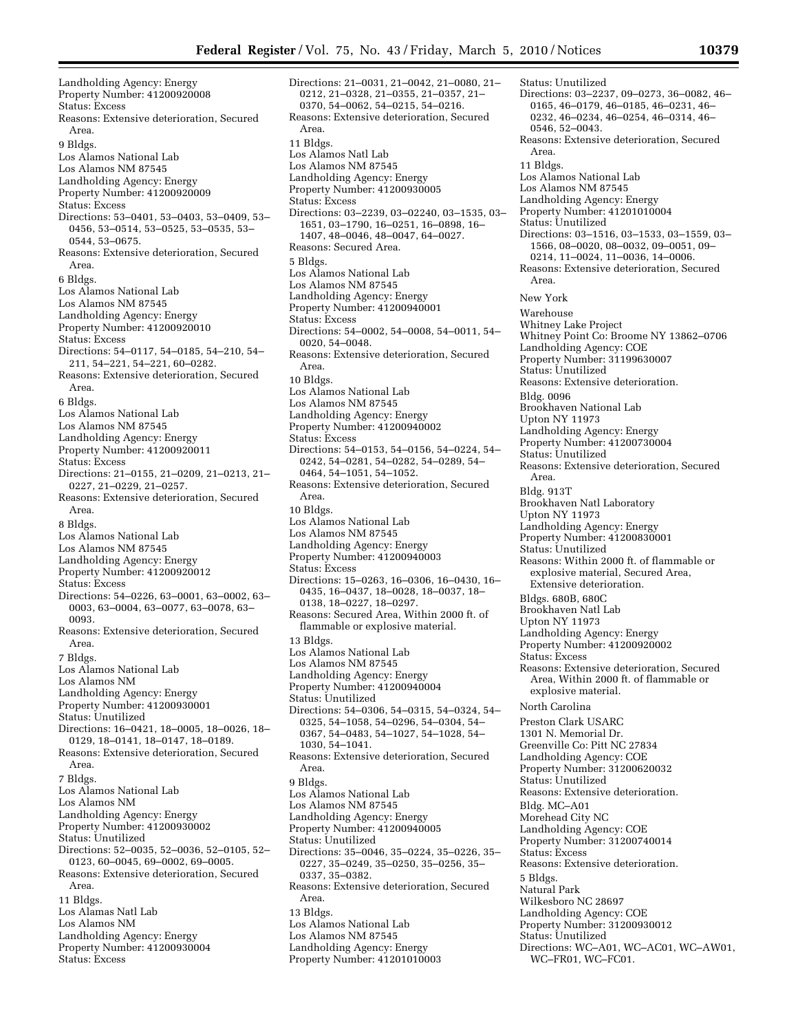Landholding Agency: Energy
Property Number: 41200920008
Status: Excess
Reasons: Extensive deterioration, Secured Area.

9 Bldgs.
Los Alamos National Lab
Los Alamos NM 87545
Landholding Agency: Energy
Property Number: 41200920009
Status: Excess
Directions: 53–0401, 53–0403, 53–0409, 53–0456, 53–0514, 53–0525, 53–0535, 53–0544, 53–0675.
Reasons: Extensive deterioration, Secured Area.

6 Bldgs.
Los Alamos National Lab
Los Alamos NM 87545
Landholding Agency: Energy
Property Number: 41200920010
Status: Excess
Directions: 54–0117, 54–0185, 54–210, 54–211, 54–221, 54–221, 60–0282.
Reasons: Extensive deterioration, Secured Area.

6 Bldgs.
Los Alamos National Lab
Los Alamos NM 87545
Landholding Agency: Energy
Property Number: 41200920011
Status: Excess
Directions: 21–0155, 21–0209, 21–0213, 21–0227, 21–0229, 21–0257.
Reasons: Extensive deterioration, Secured Area.

8 Bldgs.
Los Alamos National Lab
Los Alamos NM 87545
Landholding Agency: Energy
Property Number: 41200920012
Status: Excess
Directions: 54–0226, 63–0001, 63–0002, 63–0003, 63–0004, 63–0077, 63–0078, 63–0093.
Reasons: Extensive deterioration, Secured Area.

7 Bldgs.
Los Alamos National Lab
Los Alamos NM
Landholding Agency: Energy
Property Number: 41200930001
Status: Unutilized
Directions: 16–0421, 18–0005, 18–0026, 18–0129, 18–0141, 18–0147, 18–0189.
Reasons: Extensive deterioration, Secured Area.

7 Bldgs.
Los Alamos National Lab
Los Alamos NM
Landholding Agency: Energy
Property Number: 41200930002
Status: Unutilized
Directions: 52–0035, 52–0036, 52–0105, 52–0123, 60–0045, 69–0002, 69–0005.
Reasons: Extensive deterioration, Secured Area.

11 Bldgs.
Los Alamas Natl Lab
Los Alamos NM
Landholding Agency: Energy
Property Number: 41200930004
Status: Excess
Directions: 21–0031, 21–0042, 21–0080, 21–0212, 21–0328, 21–0355, 21–0357, 21–0370, 54–0062, 54–0215, 54–0216.
Reasons: Extensive deterioration, Secured Area.

11 Bldgs.
Los Alamos Natl Lab
Los Alamos NM 87545
Landholding Agency: Energy
Property Number: 41200930005
Status: Excess
Directions: 03–2239, 03–02240, 03–1535, 03–1651, 03–1790, 16–0251, 16–0898, 16–1407, 48–0046, 48–0047, 64–0027.
Reasons: Secured Area.

5 Bldgs.
Los Alamos National Lab
Los Alamos NM 87545
Landholding Agency: Energy
Property Number: 41200940001
Status: Excess
Directions: 54–0002, 54–0008, 54–0011, 54–0020, 54–0048.
Reasons: Extensive deterioration, Secured Area.

10 Bldgs.
Los Alamos National Lab
Los Alamos NM 87545
Landholding Agency: Energy
Property Number: 41200940002
Status: Excess
Directions: 54–0153, 54–0156, 54–0224, 54–0242, 54–0281, 54–0282, 54–0289, 54–0464, 54–1051, 54–1052.
Reasons: Extensive deterioration, Secured Area.

10 Bldgs.
Los Alamos National Lab
Los Alamos NM 87545
Landholding Agency: Energy
Property Number: 41200940003
Status: Excess
Directions: 15–0263, 16–0306, 16–0430, 16–0435, 16–0437, 18–0028, 18–0037, 18–0138, 18–0227, 18–0297.
Reasons: Secured Area, Within 2000 ft. of flammable or explosive material.

13 Bldgs.
Los Alamos National Lab
Los Alamos NM 87545
Landholding Agency: Energy
Property Number: 41200940004
Status: Unutilized
Directions: 54–0306, 54–0315, 54–0324, 54–0325, 54–1058, 54–0296, 54–0304, 54–0367, 54–0483, 54–1027, 54–1028, 54–1030, 54–1041.
Reasons: Extensive deterioration, Secured Area.

9 Bldgs.
Los Alamos National Lab
Los Alamos NM 87545
Landholding Agency: Energy
Property Number: 41200940005
Status: Unutilized
Directions: 35–0046, 35–0224, 35–0226, 35–0227, 35–0249, 35–0250, 35–0256, 35–0337, 35–0382.
Reasons: Extensive deterioration, Secured Area.

13 Bldgs.
Los Alamos National Lab
Los Alamos NM 87545
Landholding Agency: Energy
Property Number: 41201010003
Status: Unutilized
Directions: 03–2237, 09–0273, 36–0082, 46–0165, 46–0179, 46–0185, 46–0231, 46–0232, 46–0234, 46–0254, 46–0314, 46–0546, 52–0043.
Reasons: Extensive deterioration, Secured Area.

11 Bldgs.
Los Alamos National Lab
Los Alamos NM 87545
Landholding Agency: Energy
Property Number: 41201010004
Status: Unutilized
Directions: 03–1516, 03–1533, 03–1559, 03–1566, 08–0020, 08–0032, 09–0051, 09–0214, 11–0024, 11–0036, 14–0006.
Reasons: Extensive deterioration, Secured Area.

New York

Warehouse
Whitney Lake Project
Whitney Point Co: Broome NY 13862–0706
Landholding Agency: COE
Property Number: 31199630007
Status: Unutilized
Reasons: Extensive deterioration.

Bldg. 0096
Brookhaven National Lab
Upton NY 11973
Landholding Agency: Energy
Property Number: 41200730004
Status: Unutilized
Reasons: Extensive deterioration, Secured Area.

Bldg. 913T
Brookhaven Natl Laboratory
Upton NY 11973
Landholding Agency: Energy
Property Number: 41200830001
Status: Unutilized
Reasons: Within 2000 ft. of flammable or explosive material, Secured Area, Extensive deterioration.

Bldgs. 680B, 680C
Brookhaven Natl Lab
Upton NY 11973
Landholding Agency: Energy
Property Number: 41200920002
Status: Excess
Reasons: Extensive deterioration, Secured Area, Within 2000 ft. of flammable or explosive material.

North Carolina

Preston Clark USARC
1301 N. Memorial Dr.
Greenville Co: Pitt NC 27834
Landholding Agency: COE
Property Number: 31200620032
Status: Unutilized
Reasons: Extensive deterioration.

Bldg. MC–A01
Morehead City NC
Landholding Agency: COE
Property Number: 31200740014
Status: Excess
Reasons: Extensive deterioration.

5 Bldgs.
Natural Park
Wilkesboro NC 28697
Landholding Agency: COE
Property Number: 31200930012
Status: Unutilized
Directions: WC–A01, WC–AC01, WC–AW01, WC–FR01, WC–FC01.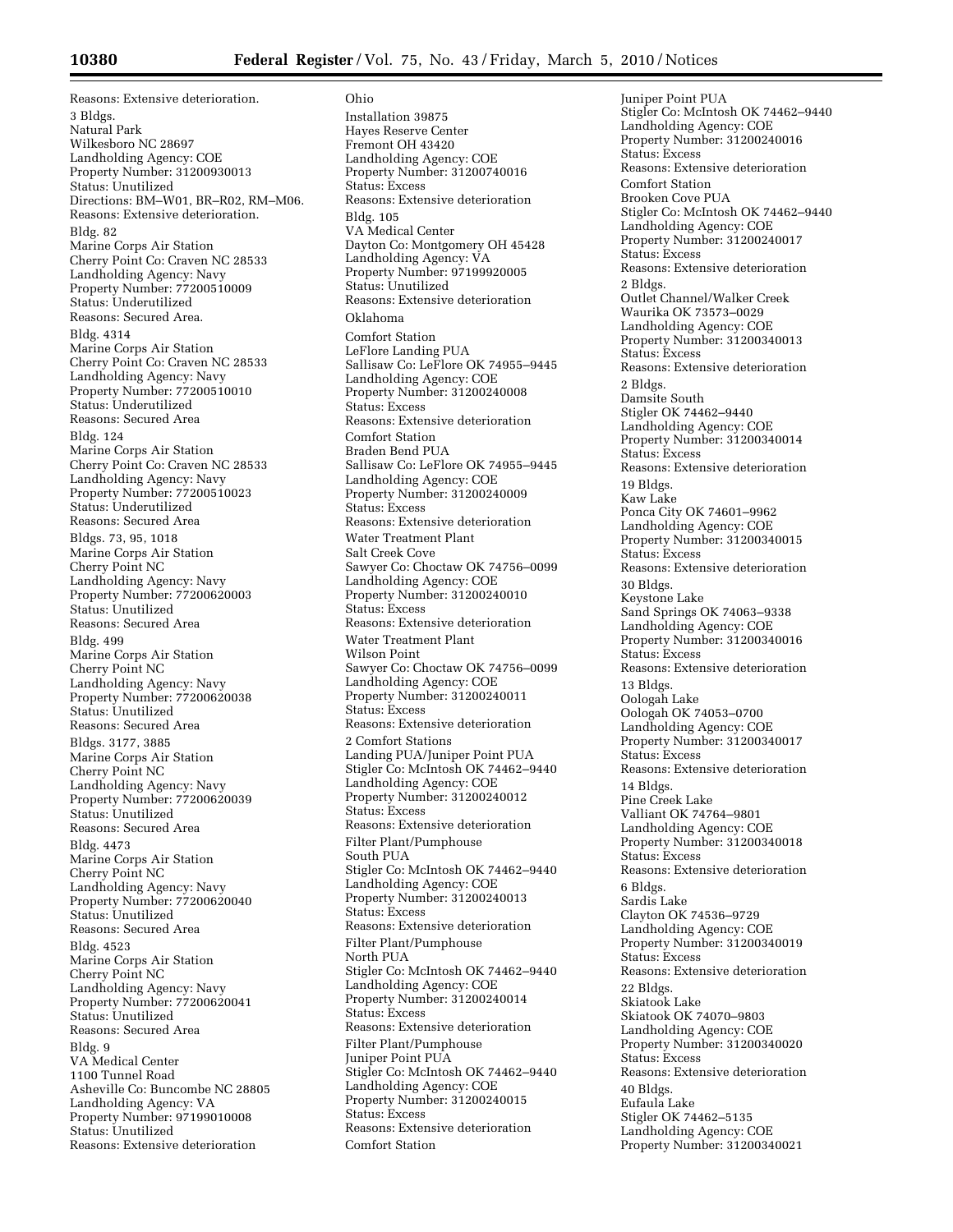Reasons: Extensive deterioration.

3 Bldgs.
Natural Park
Wilkesboro NC 28697
Landholding Agency: COE
Property Number: 31200930013
Status: Unutilized
Directions: BM–W01, BR–R02, RM–M06.
Reasons: Extensive deterioration.

Bldg. 82
Marine Corps Air Station
Cherry Point Co: Craven NC 28533
Landholding Agency: Navy
Property Number: 77200510009
Status: Underutilized
Reasons: Secured Area.

Bldg. 4314
Marine Corps Air Station
Cherry Point Co: Craven NC 28533
Landholding Agency: Navy
Property Number: 77200510010
Status: Underutilized
Reasons: Secured Area

Bldg. 124
Marine Corps Air Station
Cherry Point Co: Craven NC 28533
Landholding Agency: Navy
Property Number: 77200510023
Status: Underutilized
Reasons: Secured Area

Bldgs. 73, 95, 1018
Marine Corps Air Station
Cherry Point NC
Landholding Agency: Navy
Property Number: 77200620003
Status: Unutilized
Reasons: Secured Area

Bldg. 499
Marine Corps Air Station
Cherry Point NC
Landholding Agency: Navy
Property Number: 77200620038
Status: Unutilized
Reasons: Secured Area

Bldgs. 3177, 3885
Marine Corps Air Station
Cherry Point NC
Landholding Agency: Navy
Property Number: 77200620039
Status: Unutilized
Reasons: Secured Area

Bldg. 4473
Marine Corps Air Station
Cherry Point NC
Landholding Agency: Navy
Property Number: 77200620040
Status: Unutilized
Reasons: Secured Area

Bldg. 4523
Marine Corps Air Station
Cherry Point NC
Landholding Agency: Navy
Property Number: 77200620041
Status: Unutilized
Reasons: Secured Area

Bldg. 9
VA Medical Center
1100 Tunnel Road
Asheville Co: Buncombe NC 28805
Landholding Agency: VA
Property Number: 97199010008
Status: Unutilized
Reasons: Extensive deterioration

### Ohio

Installation 39875
Hayes Reserve Center
Fremont OH 43420
Landholding Agency: COE
Property Number: 31200740016
Status: Excess
Reasons: Extensive deterioration

Bldg. 105
VA Medical Center
Dayton Co: Montgomery OH 45428
Landholding Agency: VA
Property Number: 97199920005
Status: Unutilized
Reasons: Extensive deterioration

### Oklahoma

Comfort Station
LeFlore Landing PUA
Sallisaw Co: LeFlore OK 74955–9445
Landholding Agency: COE
Property Number: 31200240008
Status: Excess
Reasons: Extensive deterioration

Comfort Station
Braden Bend PUA
Sallisaw Co: LeFlore OK 74955–9445
Landholding Agency: COE
Property Number: 31200240009
Status: Excess
Reasons: Extensive deterioration

Water Treatment Plant
Salt Creek Cove
Sawyer Co: Choctaw OK 74756–0099
Landholding Agency: COE
Property Number: 31200240010
Status: Excess
Reasons: Extensive deterioration

Water Treatment Plant
Wilson Point
Sawyer Co: Choctaw OK 74756–0099
Landholding Agency: COE
Property Number: 31200240011
Status: Excess
Reasons: Extensive deterioration

2 Comfort Stations
Landing PUA/Juniper Point PUA
Stigler Co: McIntosh OK 74462–9440
Landholding Agency: COE
Property Number: 31200240012
Status: Excess
Reasons: Extensive deterioration

Filter Plant/Pumphouse
South PUA
Stigler Co: McIntosh OK 74462–9440
Landholding Agency: COE
Property Number: 31200240013
Status: Excess
Reasons: Extensive deterioration

Filter Plant/Pumphouse
North PUA
Stigler Co: McIntosh OK 74462–9440
Landholding Agency: COE
Property Number: 31200240014
Status: Excess
Reasons: Extensive deterioration

Filter Plant/Pumphouse
Juniper Point PUA
Stigler Co: McIntosh OK 74462–9440
Landholding Agency: COE
Property Number: 31200240015
Status: Excess
Reasons: Extensive deterioration

Comfort Station
Juniper Point PUA
Stigler Co: McIntosh OK 74462–9440
Landholding Agency: COE
Property Number: 31200240016
Status: Excess
Reasons: Extensive deterioration

Comfort Station
Brooken Cove PUA
Stigler Co: McIntosh OK 74462–9440
Landholding Agency: COE
Property Number: 31200240017
Status: Excess
Reasons: Extensive deterioration

2 Bldgs.
Outlet Channel/Walker Creek
Waurika OK 73573–0029
Landholding Agency: COE
Property Number: 31200340013
Status: Excess
Reasons: Extensive deterioration

2 Bldgs.
Damsite South
Stigler OK 74462–9440
Landholding Agency: COE
Property Number: 31200340014
Status: Excess
Reasons: Extensive deterioration

19 Bldgs.
Kaw Lake
Ponca City OK 74601–9962
Landholding Agency: COE
Property Number: 31200340015
Status: Excess
Reasons: Extensive deterioration

30 Bldgs.
Keystone Lake
Sand Springs OK 74063–9338
Landholding Agency: COE
Property Number: 31200340016
Status: Excess
Reasons: Extensive deterioration

13 Bldgs.
Oologah Lake
Oologah OK 74053–0700
Landholding Agency: COE
Property Number: 31200340017
Status: Excess
Reasons: Extensive deterioration

14 Bldgs.
Pine Creek Lake
Valliant OK 74764–9801
Landholding Agency: COE
Property Number: 31200340018
Status: Excess
Reasons: Extensive deterioration

6 Bldgs.
Sardis Lake
Clayton OK 74536–9729
Landholding Agency: COE
Property Number: 31200340019
Status: Excess
Reasons: Extensive deterioration

22 Bldgs.
Skiatook Lake
Skiatook OK 74070–9803
Landholding Agency: COE
Property Number: 31200340020
Status: Excess
Reasons: Extensive deterioration

40 Bldgs.
Eufaula Lake
Stigler OK 74462–5135
Landholding Agency: COE
Property Number: 31200340021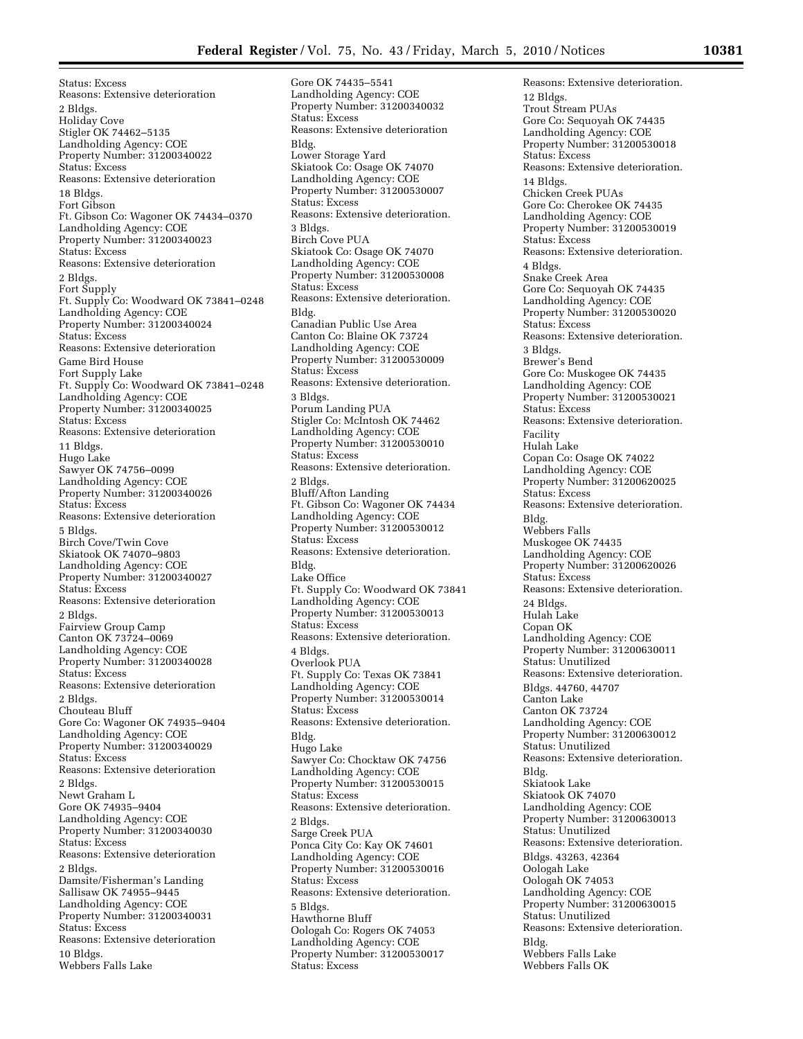Status: Excess
Reasons: Extensive deterioration

2 Bldgs.
Holiday Cove
Stigler OK 74462–5135
Landholding Agency: COE
Property Number: 31200340022
Status: Excess
Reasons: Extensive deterioration

18 Bldgs.
Fort Gibson
Ft. Gibson Co: Wagoner OK 74434–0370
Landholding Agency: COE
Property Number: 31200340023
Status: Excess
Reasons: Extensive deterioration

2 Bldgs.
Fort Supply
Ft. Supply Co: Woodward OK 73841–0248
Landholding Agency: COE
Property Number: 31200340024
Status: Excess
Reasons: Extensive deterioration

Game Bird House
Fort Supply Lake
Ft. Supply Co: Woodward OK 73841–0248
Landholding Agency: COE
Property Number: 31200340025
Status: Excess
Reasons: Extensive deterioration

11 Bldgs.
Hugo Lake
Sawyer OK 74756–0099
Landholding Agency: COE
Property Number: 31200340026
Status: Excess
Reasons: Extensive deterioration

5 Bldgs.
Birch Cove/Twin Cove
Skiatook OK 74070–9803
Landholding Agency: COE
Property Number: 31200340027
Status: Excess
Reasons: Extensive deterioration

2 Bldgs.
Fairview Group Camp
Canton OK 73724–0069
Landholding Agency: COE
Property Number: 31200340028
Status: Excess
Reasons: Extensive deterioration

2 Bldgs.
Chouteau Bluff
Gore Co: Wagoner OK 74935–9404
Landholding Agency: COE
Property Number: 31200340029
Status: Excess
Reasons: Extensive deterioration

2 Bldgs.
Newt Graham L
Gore OK 74935–9404
Landholding Agency: COE
Property Number: 31200340030
Status: Excess
Reasons: Extensive deterioration

2 Bldgs.
Damsite/Fisherman's Landing
Sallisaw OK 74955–9445
Landholding Agency: COE
Property Number: 31200340031
Status: Excess
Reasons: Extensive deterioration

10 Bldgs.
Webbers Falls Lake
Gore OK 74435–5541
Landholding Agency: COE
Property Number: 31200340032
Status: Excess
Reasons: Extensive deterioration

Bldg.
Lower Storage Yard
Skiatook Co: Osage OK 74070
Landholding Agency: COE
Property Number: 31200530007
Status: Excess
Reasons: Extensive deterioration.

3 Bldgs.
Birch Cove PUA
Skiatook Co: Osage OK 74070
Landholding Agency: COE
Property Number: 31200530008
Status: Excess
Reasons: Extensive deterioration.

Bldg.
Canadian Public Use Area
Canton Co: Blaine OK 73724
Landholding Agency: COE
Property Number: 31200530009
Status: Excess
Reasons: Extensive deterioration.

3 Bldgs.
Porum Landing PUA
Stigler Co: McIntosh OK 74462
Landholding Agency: COE
Property Number: 31200530010
Status: Excess
Reasons: Extensive deterioration.

2 Bldgs.
Bluff/Afton Landing
Ft. Gibson Co: Wagoner OK 74434
Landholding Agency: COE
Property Number: 31200530012
Status: Excess
Reasons: Extensive deterioration.

Bldg.
Lake Office
Ft. Supply Co: Woodward OK 73841
Landholding Agency: COE
Property Number: 31200530013
Status: Excess
Reasons: Extensive deterioration.

4 Bldgs.
Overlook PUA
Ft. Supply Co: Texas OK 73841
Landholding Agency: COE
Property Number: 31200530014
Status: Excess
Reasons: Extensive deterioration.

Bldg.
Hugo Lake
Sawyer Co: Chocktaw OK 74756
Landholding Agency: COE
Property Number: 31200530015
Status: Excess
Reasons: Extensive deterioration.

2 Bldgs.
Sarge Creek PUA
Ponca City Co: Kay OK 74601
Landholding Agency: COE
Property Number: 31200530016
Status: Excess
Reasons: Extensive deterioration.

5 Bldgs.
Hawthorne Bluff
Oologah Co: Rogers OK 74053
Landholding Agency: COE
Property Number: 31200530017
Status: Excess
Reasons: Extensive deterioration.

12 Bldgs.
Trout Stream PUAs
Gore Co: Sequoyah OK 74435
Landholding Agency: COE
Property Number: 31200530018
Status: Excess
Reasons: Extensive deterioration.

14 Bldgs.
Chicken Creek PUAs
Gore Co: Cherokee OK 74435
Landholding Agency: COE
Property Number: 31200530019
Status: Excess
Reasons: Extensive deterioration.

4 Bldgs.
Snake Creek Area
Gore Co: Sequoyah OK 74435
Landholding Agency: COE
Property Number: 31200530020
Status: Excess
Reasons: Extensive deterioration.

3 Bldgs.
Brewer's Bend
Gore Co: Muskogee OK 74435
Landholding Agency: COE
Property Number: 31200530021
Status: Excess
Reasons: Extensive deterioration.

Facility
Hulah Lake
Copan Co: Osage OK 74022
Landholding Agency: COE
Property Number: 31200620025
Status: Excess
Reasons: Extensive deterioration.

Bldg.
Webbers Falls
Muskogee OK 74435
Landholding Agency: COE
Property Number: 31200620026
Status: Excess
Reasons: Extensive deterioration.

24 Bldgs.
Hulah Lake
Copan OK
Landholding Agency: COE
Property Number: 31200630011
Status: Unutilized
Reasons: Extensive deterioration.

Bldgs. 44760, 44707
Canton Lake
Canton OK 73724
Landholding Agency: COE
Property Number: 31200630012
Status: Unutilized
Reasons: Extensive deterioration.

Bldg.
Skiatook Lake
Skiatook OK 74070
Landholding Agency: COE
Property Number: 31200630013
Status: Unutilized
Reasons: Extensive deterioration.

Bldgs. 43263, 42364
Oologah Lake
Oologah OK 74053
Landholding Agency: COE
Property Number: 31200630015
Status: Unutilized
Reasons: Extensive deterioration.

Bldg.
Webbers Falls Lake
Webbers Falls OK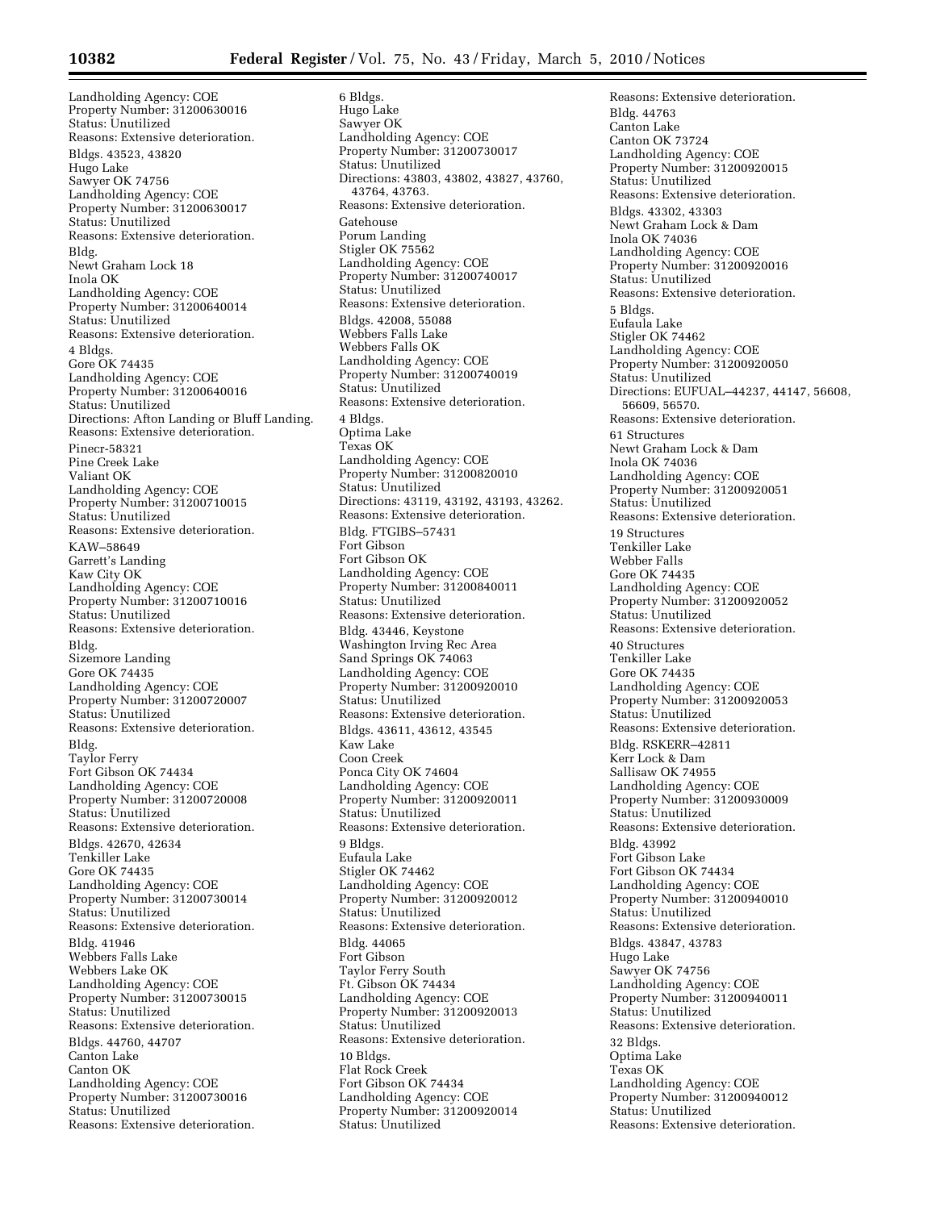Landholding Agency: COE
Property Number: 31200630016
Status: Unutilized
Reasons: Extensive deterioration.

Bldgs. 43523, 43820
Hugo Lake
Sawyer OK 74756
Landholding Agency: COE
Property Number: 31200630017
Status: Unutilized
Reasons: Extensive deterioration.

Bldg.
Newt Graham Lock 18
Inola OK
Landholding Agency: COE
Property Number: 31200640014
Status: Unutilized
Reasons: Extensive deterioration.

4 Bldgs.
Gore OK 74435
Landholding Agency: COE
Property Number: 31200640016
Status: Unutilized
Directions: Afton Landing or Bluff Landing.
Reasons: Extensive deterioration.

Pinecr-58321
Pine Creek Lake
Valiant OK
Landholding Agency: COE
Property Number: 31200710015
Status: Unutilized
Reasons: Extensive deterioration.

KAW–58649
Garrett's Landing
Kaw City OK
Landholding Agency: COE
Property Number: 31200710016
Status: Unutilized
Reasons: Extensive deterioration.

Bldg.
Sizemore Landing
Gore OK 74435
Landholding Agency: COE
Property Number: 31200720007
Status: Unutilized
Reasons: Extensive deterioration.

Bldg.
Taylor Ferry
Fort Gibson OK 74434
Landholding Agency: COE
Property Number: 31200720008
Status: Unutilized
Reasons: Extensive deterioration.

Bldgs. 42670, 42634
Tenkiller Lake
Gore OK 74435
Landholding Agency: COE
Property Number: 31200730014
Status: Unutilized
Reasons: Extensive deterioration.

Bldg. 41946
Webbers Falls Lake
Webbers Lake OK
Landholding Agency: COE
Property Number: 31200730015
Status: Unutilized
Reasons: Extensive deterioration.

Bldgs. 44760, 44707
Canton Lake
Canton OK
Landholding Agency: COE
Property Number: 31200730016
Status: Unutilized
Reasons: Extensive deterioration.

6 Bldgs.
Hugo Lake
Sawyer OK
Landholding Agency: COE
Property Number: 31200730017
Status: Unutilized
Directions: 43803, 43802, 43827, 43760, 43764, 43763.
Reasons: Extensive deterioration.

Gatehouse
Porum Landing
Stigler OK 75562
Landholding Agency: COE
Property Number: 31200740017
Status: Unutilized
Reasons: Extensive deterioration.

Bldgs. 42008, 55088
Webbers Falls Lake
Webbers Falls OK
Landholding Agency: COE
Property Number: 31200740019
Status: Unutilized
Reasons: Extensive deterioration.

4 Bldgs.
Optima Lake
Texas OK
Landholding Agency: COE
Property Number: 31200820010
Status: Unutilized
Directions: 43119, 43192, 43193, 43262.
Reasons: Extensive deterioration.

Bldg. FTGIBS–57431
Fort Gibson
Fort Gibson OK
Landholding Agency: COE
Property Number: 31200840011
Status: Unutilized
Reasons: Extensive deterioration.

Bldg. 43446, Keystone
Washington Irving Rec Area
Sand Springs OK 74063
Landholding Agency: COE
Property Number: 31200920010
Status: Unutilized
Reasons: Extensive deterioration.

Bldgs. 43611, 43612, 43545
Kaw Lake
Coon Creek
Ponca City OK 74604
Landholding Agency: COE
Property Number: 31200920011
Status: Unutilized
Reasons: Extensive deterioration.

9 Bldgs.
Eufaula Lake
Stigler OK 74462
Landholding Agency: COE
Property Number: 31200920012
Status: Unutilized
Reasons: Extensive deterioration.

Bldg. 44065
Fort Gibson
Taylor Ferry South
Ft. Gibson OK 74434
Landholding Agency: COE
Property Number: 31200920013
Status: Unutilized
Reasons: Extensive deterioration.

10 Bldgs.
Flat Rock Creek
Fort Gibson OK 74434
Landholding Agency: COE
Property Number: 31200920014
Status: Unutilized
Reasons: Extensive deterioration.

Bldg. 44763
Canton Lake
Canton OK 73724
Landholding Agency: COE
Property Number: 31200920015
Status: Unutilized
Reasons: Extensive deterioration.

Bldgs. 43302, 43303
Newt Graham Lock & Dam
Inola OK 74036
Landholding Agency: COE
Property Number: 31200920016
Status: Unutilized
Reasons: Extensive deterioration.

5 Bldgs.
Eufaula Lake
Stigler OK 74462
Landholding Agency: COE
Property Number: 31200920050
Status: Unutilized
Directions: EUFUAL–44237, 44147, 56608, 56609, 56570.
Reasons: Extensive deterioration.

61 Structures
Newt Graham Lock & Dam
Inola OK 74036
Landholding Agency: COE
Property Number: 31200920051
Status: Unutilized
Reasons: Extensive deterioration.

19 Structures
Tenkiller Lake
Webber Falls
Gore OK 74435
Landholding Agency: COE
Property Number: 31200920052
Status: Unutilized
Reasons: Extensive deterioration.

40 Structures
Tenkiller Lake
Gore OK 74435
Landholding Agency: COE
Property Number: 31200920053
Status: Unutilized
Reasons: Extensive deterioration.

Bldg. RSKERR–42811
Kerr Lock & Dam
Sallisaw OK 74955
Landholding Agency: COE
Property Number: 31200930009
Status: Unutilized
Reasons: Extensive deterioration.

Bldg. 43992
Fort Gibson Lake
Fort Gibson OK 74434
Landholding Agency: COE
Property Number: 31200940010
Status: Unutilized
Reasons: Extensive deterioration.

Bldgs. 43847, 43783
Hugo Lake
Sawyer OK 74756
Landholding Agency: COE
Property Number: 31200940011
Status: Unutilized
Reasons: Extensive deterioration.

32 Bldgs.
Optima Lake
Texas OK
Landholding Agency: COE
Property Number: 31200940012
Status: Unutilized
Reasons: Extensive deterioration.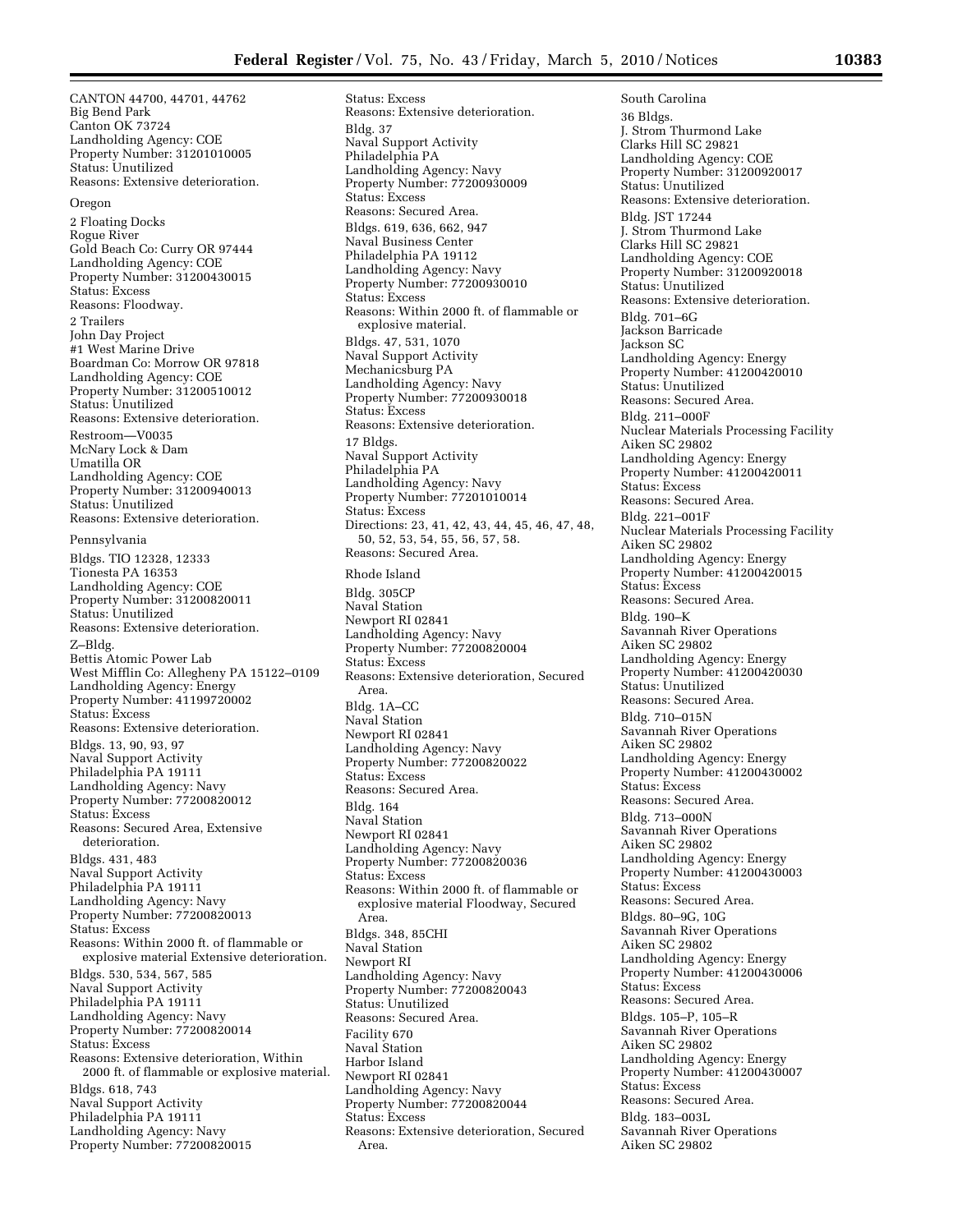CANTON 44700, 44701, 44762
Big Bend Park
Canton OK 73724
Landholding Agency: COE
Property Number: 31201010005
Status: Unutilized
Reasons: Extensive deterioration.

Oregon

2 Floating Docks
Rogue River
Gold Beach Co: Curry OR 97444
Landholding Agency: COE
Property Number: 31200430015
Status: Excess
Reasons: Floodway.

2 Trailers
John Day Project
#1 West Marine Drive
Boardman Co: Morrow OR 97818
Landholding Agency: COE
Property Number: 31200510012
Status: Unutilized
Reasons: Extensive deterioration.

Restroom—V0035
McNary Lock & Dam
Umatilla OR
Landholding Agency: COE
Property Number: 31200940013
Status: Unutilized
Reasons: Extensive deterioration.

Pennsylvania

Bldgs. TIO 12328, 12333
Tionesta PA 16353
Landholding Agency: COE
Property Number: 31200820011
Status: Unutilized
Reasons: Extensive deterioration.

Z–Bldg.
Bettis Atomic Power Lab
West Mifflin Co: Allegheny PA 15122–0109
Landholding Agency: Energy
Property Number: 41199720002
Status: Excess
Reasons: Extensive deterioration.

Bldgs. 13, 90, 93, 97
Naval Support Activity
Philadelphia PA 19111
Landholding Agency: Navy
Property Number: 77200820012
Status: Excess
Reasons: Secured Area, Extensive deterioration.

Bldgs. 431, 483
Naval Support Activity
Philadelphia PA 19111
Landholding Agency: Navy
Property Number: 77200820013
Status: Excess
Reasons: Within 2000 ft. of flammable or explosive material Extensive deterioration.

Bldgs. 530, 534, 567, 585
Naval Support Activity
Philadelphia PA 19111
Landholding Agency: Navy
Property Number: 77200820014
Status: Excess
Reasons: Extensive deterioration, Within 2000 ft. of flammable or explosive material.

Bldgs. 618, 743
Naval Support Activity
Philadelphia PA 19111
Landholding Agency: Navy
Property Number: 77200820015
Status: Excess
Reasons: Extensive deterioration.

Bldg. 37
Naval Support Activity
Philadelphia PA
Landholding Agency: Navy
Property Number: 77200930009
Status: Excess
Reasons: Secured Area.

Bldgs. 619, 636, 662, 947
Naval Business Center
Philadelphia PA 19112
Landholding Agency: Navy
Property Number: 77200930010
Status: Excess
Reasons: Within 2000 ft. of flammable or explosive material.

Bldgs. 47, 531, 1070
Naval Support Activity
Mechanicsburg PA
Landholding Agency: Navy
Property Number: 77200930018
Status: Excess
Reasons: Extensive deterioration.

17 Bldgs.
Naval Support Activity
Philadelphia PA
Landholding Agency: Navy
Property Number: 77201010014
Status: Excess
Directions: 23, 41, 42, 43, 44, 45, 46, 47, 48, 50, 52, 53, 54, 55, 56, 57, 58.
Reasons: Secured Area.

Rhode Island

Bldg. 305CP
Naval Station
Newport RI 02841
Landholding Agency: Navy
Property Number: 77200820004
Status: Excess
Reasons: Extensive deterioration, Secured Area.

Bldg. 1A–CC
Naval Station
Newport RI 02841
Landholding Agency: Navy
Property Number: 77200820022
Status: Excess
Reasons: Secured Area.

Bldg. 164
Naval Station
Newport RI 02841
Landholding Agency: Navy
Property Number: 77200820036
Status: Excess
Reasons: Within 2000 ft. of flammable or explosive material Floodway, Secured Area.

Bldgs. 348, 85CHI
Naval Station
Newport RI
Landholding Agency: Navy
Property Number: 77200820043
Status: Unutilized
Reasons: Secured Area.

Facility 670
Naval Station
Harbor Island
Newport RI 02841
Landholding Agency: Navy
Property Number: 77200820044
Status: Excess
Reasons: Extensive deterioration, Secured Area.

South Carolina

36 Bldgs.
J. Strom Thurmond Lake
Clarks Hill SC 29821
Landholding Agency: COE
Property Number: 31200920017
Status: Unutilized
Reasons: Extensive deterioration.

Bldg. JST 17244
J. Strom Thurmond Lake
Clarks Hill SC 29821
Landholding Agency: COE
Property Number: 31200920018
Status: Unutilized
Reasons: Extensive deterioration.

Bldg. 701–6G
Jackson Barricade
Jackson SC
Landholding Agency: Energy
Property Number: 41200420010
Status: Unutilized
Reasons: Secured Area.

Bldg. 211–000F
Nuclear Materials Processing Facility
Aiken SC 29802
Landholding Agency: Energy
Property Number: 41200420011
Status: Excess
Reasons: Secured Area.

Bldg. 221–001F
Nuclear Materials Processing Facility
Aiken SC 29802
Landholding Agency: Energy
Property Number: 41200420015
Status: Excess
Reasons: Secured Area.

Bldg. 190–K
Savannah River Operations
Aiken SC 29802
Landholding Agency: Energy
Property Number: 41200420030
Status: Unutilized
Reasons: Secured Area.

Bldg. 710–015N
Savannah River Operations
Aiken SC 29802
Landholding Agency: Energy
Property Number: 41200430002
Status: Excess
Reasons: Secured Area.

Bldg. 713–000N
Savannah River Operations
Aiken SC 29802
Landholding Agency: Energy
Property Number: 41200430003
Status: Excess
Reasons: Secured Area.

Bldgs. 80–9G, 10G
Savannah River Operations
Aiken SC 29802
Landholding Agency: Energy
Property Number: 41200430006
Status: Excess
Reasons: Secured Area.

Bldgs. 105–P, 105–R
Savannah River Operations
Aiken SC 29802
Landholding Agency: Energy
Property Number: 41200430007
Status: Excess
Reasons: Secured Area.

Bldg. 183–003L
Savannah River Operations
Aiken SC 29802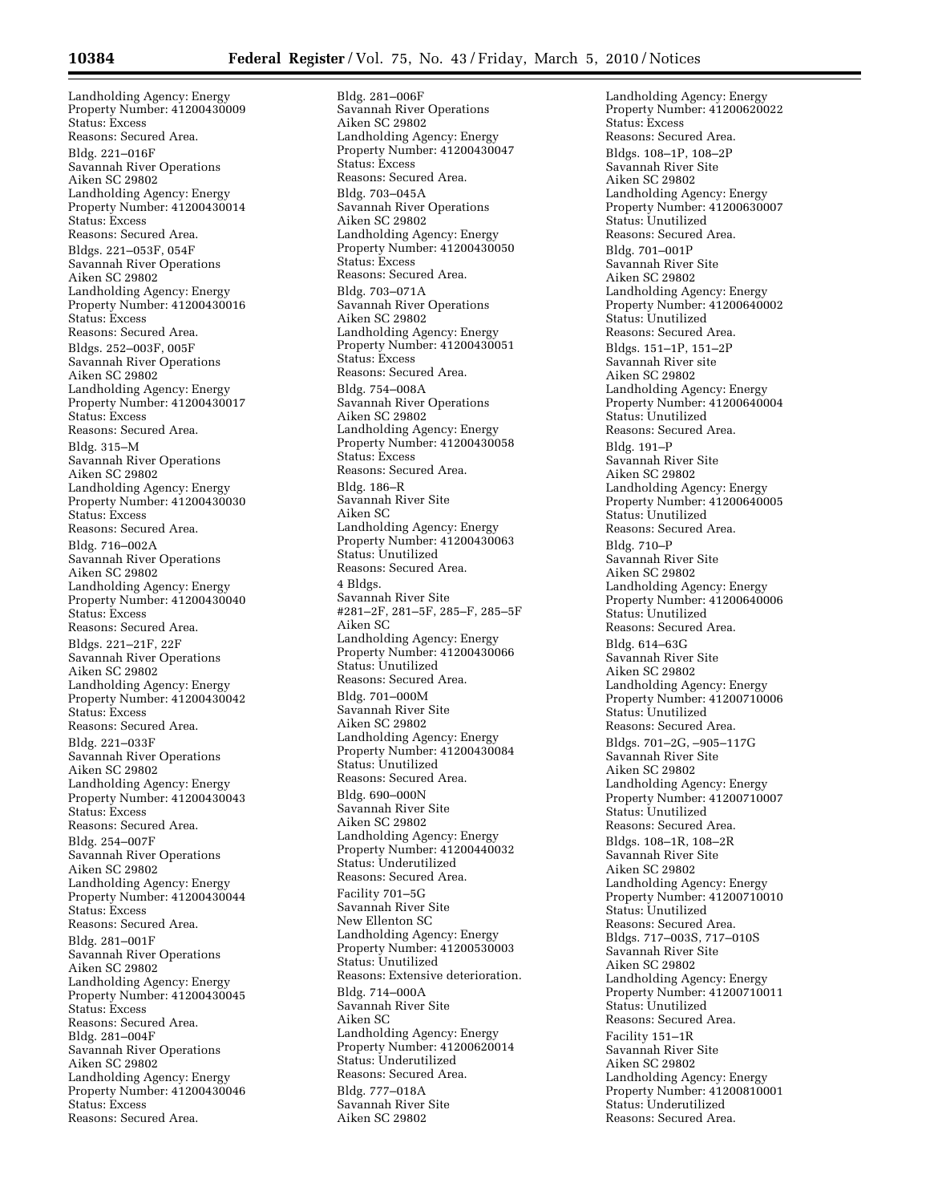Landholding Agency: Energy
Property Number: 41200430009
Status: Excess
Reasons: Secured Area.

Bldg. 221–016F
Savannah River Operations
Aiken SC 29802
Landholding Agency: Energy
Property Number: 41200430014
Status: Excess
Reasons: Secured Area.

Bldgs. 221–053F, 054F
Savannah River Operations
Aiken SC 29802
Landholding Agency: Energy
Property Number: 41200430016
Status: Excess
Reasons: Secured Area.

Bldgs. 252–003F, 005F
Savannah River Operations
Aiken SC 29802
Landholding Agency: Energy
Property Number: 41200430017
Status: Excess
Reasons: Secured Area.

Bldg. 315–M
Savannah River Operations
Aiken SC 29802
Landholding Agency: Energy
Property Number: 41200430030
Status: Excess
Reasons: Secured Area.

Bldg. 716–002A
Savannah River Operations
Aiken SC 29802
Landholding Agency: Energy
Property Number: 41200430040
Status: Excess
Reasons: Secured Area.

Bldgs. 221–21F, 22F
Savannah River Operations
Aiken SC 29802
Landholding Agency: Energy
Property Number: 41200430042
Status: Excess
Reasons: Secured Area.

Bldg. 221–033F
Savannah River Operations
Aiken SC 29802
Landholding Agency: Energy
Property Number: 41200430043
Status: Excess
Reasons: Secured Area.

Bldg. 254–007F
Savannah River Operations
Aiken SC 29802
Landholding Agency: Energy
Property Number: 41200430044
Status: Excess
Reasons: Secured Area.

Bldg. 281–001F
Savannah River Operations
Aiken SC 29802
Landholding Agency: Energy
Property Number: 41200430045
Status: Excess
Reasons: Secured Area.

Bldg. 281–004F
Savannah River Operations
Aiken SC 29802
Landholding Agency: Energy
Property Number: 41200430046
Status: Excess
Reasons: Secured Area.

Bldg. 281–006F
Savannah River Operations
Aiken SC 29802
Landholding Agency: Energy
Property Number: 41200430047
Status: Excess
Reasons: Secured Area.

Bldg. 703–045A
Savannah River Operations
Aiken SC 29802
Landholding Agency: Energy
Property Number: 41200430050
Status: Excess
Reasons: Secured Area.

Bldg. 703–071A
Savannah River Operations
Aiken SC 29802
Landholding Agency: Energy
Property Number: 41200430051
Status: Excess
Reasons: Secured Area.

Bldg. 754–008A
Savannah River Operations
Aiken SC 29802
Landholding Agency: Energy
Property Number: 41200430058
Status: Excess
Reasons: Secured Area.

Bldg. 186–R
Savannah River Site
Aiken SC
Landholding Agency: Energy
Property Number: 41200430063
Status: Unutilized
Reasons: Secured Area.

4 Bldgs.
Savannah River Site
#281–2F, 281–5F, 285–F, 285–5F
Aiken SC
Landholding Agency: Energy
Property Number: 41200430066
Status: Unutilized
Reasons: Secured Area.

Bldg. 701–000M
Savannah River Site
Aiken SC 29802
Landholding Agency: Energy
Property Number: 41200430084
Status: Unutilized
Reasons: Secured Area.

Bldg. 690–000N
Savannah River Site
Aiken SC 29802
Landholding Agency: Energy
Property Number: 41200440032
Status: Underutilized
Reasons: Secured Area.

Facility 701–5G
Savannah River Site
New Ellenton SC
Landholding Agency: Energy
Property Number: 41200530003
Status: Unutilized
Reasons: Extensive deterioration.

Bldg. 714–000A
Savannah River Site
Aiken SC
Landholding Agency: Energy
Property Number: 41200620014
Status: Underutilized
Reasons: Secured Area.

Bldg. 777–018A
Savannah River Site
Aiken SC 29802
Landholding Agency: Energy
Property Number: 41200620022
Status: Excess
Reasons: Secured Area.

Bldgs. 108–1P, 108–2P
Savannah River Site
Aiken SC 29802
Landholding Agency: Energy
Property Number: 41200630007
Status: Unutilized
Reasons: Secured Area.

Bldg. 701–001P
Savannah River Site
Aiken SC 29802
Landholding Agency: Energy
Property Number: 41200640002
Status: Unutilized
Reasons: Secured Area.

Bldgs. 151–1P, 151–2P
Savannah River site
Aiken SC 29802
Landholding Agency: Energy
Property Number: 41200640004
Status: Unutilized
Reasons: Secured Area.

Bldg. 191–P
Savannah River Site
Aiken SC 29802
Landholding Agency: Energy
Property Number: 41200640005
Status: Unutilized
Reasons: Secured Area.

Bldg. 710–P
Savannah River Site
Aiken SC 29802
Landholding Agency: Energy
Property Number: 41200640006
Status: Unutilized
Reasons: Secured Area.

Bldg. 614–63G
Savannah River Site
Aiken SC 29802
Landholding Agency: Energy
Property Number: 41200710006
Status: Unutilized
Reasons: Secured Area.

Bldgs. 701–2G, –905–117G
Savannah River Site
Aiken SC 29802
Landholding Agency: Energy
Property Number: 41200710007
Status: Unutilized
Reasons: Secured Area.

Bldgs. 108–1R, 108–2R
Savannah River Site
Aiken SC 29802
Landholding Agency: Energy
Property Number: 41200710010
Status: Unutilized
Reasons: Secured Area.

Bldgs. 717–003S, 717–010S
Savannah River Site
Aiken SC 29802
Landholding Agency: Energy
Property Number: 41200710011
Status: Unutilized
Reasons: Secured Area.

Facility 151–1R
Savannah River Site
Aiken SC 29802
Landholding Agency: Energy
Property Number: 41200810001
Status: Underutilized
Reasons: Secured Area.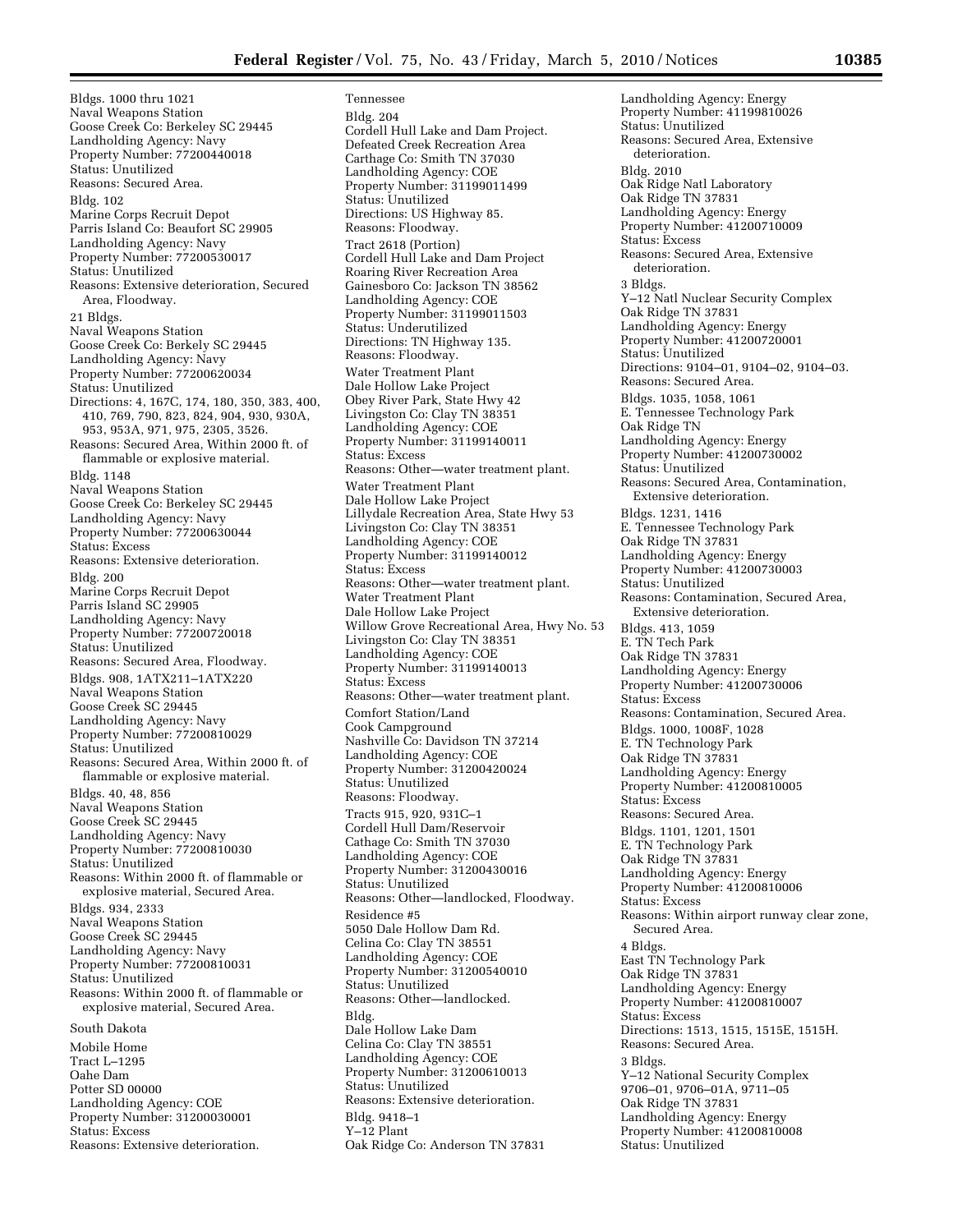Bldgs. 1000 thru 1021
Naval Weapons Station
Goose Creek Co: Berkeley SC 29445
Landholding Agency: Navy
Property Number: 77200440018
Status: Unutilized
Reasons: Secured Area.

Bldg. 102
Marine Corps Recruit Depot
Parris Island Co: Beaufort SC 29905
Landholding Agency: Navy
Property Number: 77200530017
Status: Unutilized
Reasons: Extensive deterioration, Secured Area, Floodway.

21 Bldgs.
Naval Weapons Station
Goose Creek Co: Berkely SC 29445
Landholding Agency: Navy
Property Number: 77200620034
Status: Unutilized
Directions: 4, 167C, 174, 180, 350, 383, 400, 410, 769, 790, 823, 824, 904, 930, 930A, 953, 953A, 971, 975, 2305, 3526.
Reasons: Secured Area, Within 2000 ft. of flammable or explosive material.

Bldg. 1148
Naval Weapons Station
Goose Creek Co: Berkeley SC 29445
Landholding Agency: Navy
Property Number: 77200630044
Status: Excess
Reasons: Extensive deterioration.

Bldg. 200
Marine Corps Recruit Depot
Parris Island SC 29905
Landholding Agency: Navy
Property Number: 77200720018
Status: Unutilized
Reasons: Secured Area, Floodway.

Bldgs. 908, 1ATX211–1ATX220
Naval Weapons Station
Goose Creek SC 29445
Landholding Agency: Navy
Property Number: 77200810029
Status: Unutilized
Reasons: Secured Area, Within 2000 ft. of flammable or explosive material.

Bldgs. 40, 48, 856
Naval Weapons Station
Goose Creek SC 29445
Landholding Agency: Navy
Property Number: 77200810030
Status: Unutilized
Reasons: Within 2000 ft. of flammable or explosive material, Secured Area.

Bldgs. 934, 2333
Naval Weapons Station
Goose Creek SC 29445
Landholding Agency: Navy
Property Number: 77200810031
Status: Unutilized
Reasons: Within 2000 ft. of flammable or explosive material, Secured Area.

South Dakota

Mobile Home
Tract L–1295
Oahe Dam
Potter SD 00000
Landholding Agency: COE
Property Number: 31200030001
Status: Excess
Reasons: Extensive deterioration.

Tennessee

Bldg. 204
Cordell Hull Lake and Dam Project.
Defeated Creek Recreation Area
Carthage Co: Smith TN 37030
Landholding Agency: COE
Property Number: 31199011499
Status: Unutilized
Directions: US Highway 85.
Reasons: Floodway.

Tract 2618 (Portion)
Cordell Hull Lake and Dam Project
Roaring River Recreation Area
Gainesboro Co: Jackson TN 38562
Landholding Agency: COE
Property Number: 31199011503
Status: Underutilized
Directions: TN Highway 135.
Reasons: Floodway.

Water Treatment Plant
Dale Hollow Lake Project
Obey River Park, State Hwy 42
Livingston Co: Clay TN 38351
Landholding Agency: COE
Property Number: 31199140011
Status: Excess
Reasons: Other—water treatment plant.

Water Treatment Plant
Dale Hollow Lake Project
Lillydale Recreation Area, State Hwy 53
Livingston Co: Clay TN 38351
Landholding Agency: COE
Property Number: 31199140012
Status: Excess
Reasons: Other—water treatment plant.

Water Treatment Plant
Dale Hollow Lake Project
Willow Grove Recreational Area, Hwy No. 53
Livingston Co: Clay TN 38351
Landholding Agency: COE
Property Number: 31199140013
Status: Excess
Reasons: Other—water treatment plant.

Comfort Station/Land
Cook Campground
Nashville Co: Davidson TN 37214
Landholding Agency: COE
Property Number: 31200420024
Status: Unutilized
Reasons: Floodway.

Tracts 915, 920, 931C–1
Cordell Hull Dam/Reservoir
Cathage Co: Smith TN 37030
Landholding Agency: COE
Property Number: 31200430016
Status: Unutilized
Reasons: Other—landlocked, Floodway.

Residence #5
5050 Dale Hollow Dam Rd.
Celina Co: Clay TN 38551
Landholding Agency: COE
Property Number: 31200540010
Status: Unutilized
Reasons: Other—landlocked.

Bldg.
Dale Hollow Lake Dam
Celina Co: Clay TN 38551
Landholding Agency: COE
Property Number: 31200610013
Status: Unutilized
Reasons: Extensive deterioration.

Bldg. 9418–1
Y–12 Plant
Oak Ridge Co: Anderson TN 37831
Landholding Agency: Energy
Property Number: 41199810026
Status: Unutilized
Reasons: Secured Area, Extensive deterioration.

Bldg. 2010
Oak Ridge Natl Laboratory
Oak Ridge TN 37831
Landholding Agency: Energy
Property Number: 41200710009
Status: Excess
Reasons: Secured Area, Extensive deterioration.

3 Bldgs.
Y–12 Natl Nuclear Security Complex
Oak Ridge TN 37831
Landholding Agency: Energy
Property Number: 41200720001
Status: Unutilized
Directions: 9104–01, 9104–02, 9104–03.
Reasons: Secured Area.

Bldgs. 1035, 1058, 1061
E. Tennessee Technology Park
Oak Ridge TN
Landholding Agency: Energy
Property Number: 41200730002
Status: Unutilized
Reasons: Secured Area, Contamination, Extensive deterioration.

Bldgs. 1231, 1416
E. Tennessee Technology Park
Oak Ridge TN 37831
Landholding Agency: Energy
Property Number: 41200730003
Status: Unutilized
Reasons: Contamination, Secured Area, Extensive deterioration.

Bldgs. 413, 1059
E. TN Tech Park
Oak Ridge TN 37831
Landholding Agency: Energy
Property Number: 41200730006
Status: Excess
Reasons: Contamination, Secured Area.

Bldgs. 1000, 1008F, 1028
E. TN Technology Park
Oak Ridge TN 37831
Landholding Agency: Energy
Property Number: 41200810005
Status: Excess
Reasons: Secured Area.

Bldgs. 1101, 1201, 1501
E. TN Technology Park
Oak Ridge TN 37831
Landholding Agency: Energy
Property Number: 41200810006
Status: Excess
Reasons: Within airport runway clear zone, Secured Area.

4 Bldgs.
East TN Technology Park
Oak Ridge TN 37831
Landholding Agency: Energy
Property Number: 41200810007
Status: Excess
Directions: 1513, 1515, 1515E, 1515H.
Reasons: Secured Area.

3 Bldgs.
Y–12 National Security Complex
9706–01, 9706–01A, 9711–05
Oak Ridge TN 37831
Landholding Agency: Energy
Property Number: 41200810008
Status: Unutilized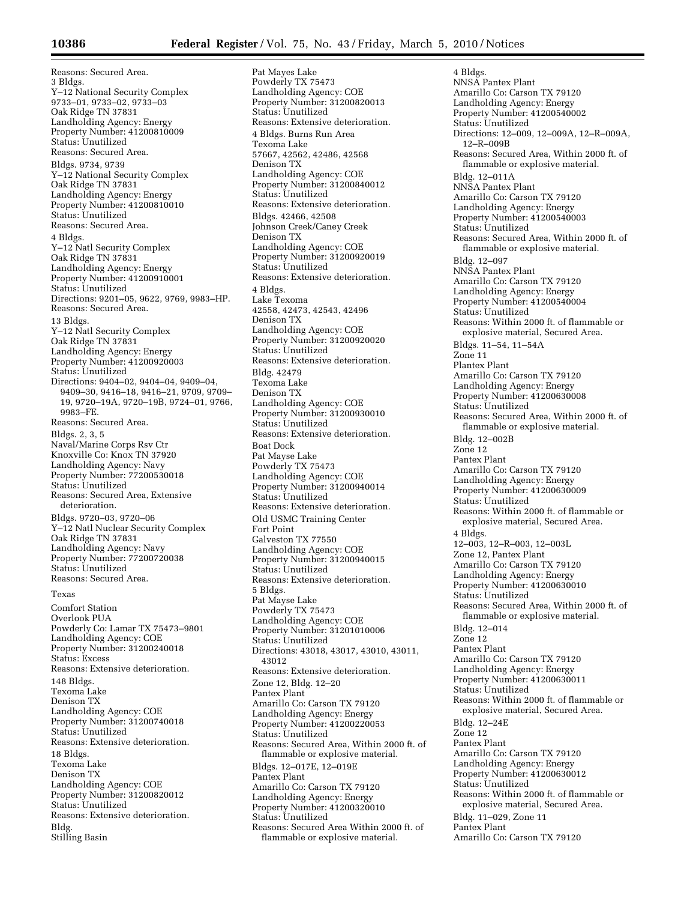Reasons: Secured Area.

3 Bldgs.
Y–12 National Security Complex
9733–01, 9733–02, 9733–03
Oak Ridge TN 37831
Landholding Agency: Energy
Property Number: 41200810009
Status: Unutilized
Reasons: Secured Area.

Bldgs. 9734, 9739
Y–12 National Security Complex
Oak Ridge TN 37831
Landholding Agency: Energy
Property Number: 41200810010
Status: Unutilized
Reasons: Secured Area.

4 Bldgs.
Y–12 Natl Security Complex
Oak Ridge TN 37831
Landholding Agency: Energy
Property Number: 41200910001
Status: Unutilized
Directions: 9201–05, 9622, 9769, 9983–HP.
Reasons: Secured Area.

13 Bldgs.
Y–12 Natl Security Complex
Oak Ridge TN 37831
Landholding Agency: Energy
Property Number: 41200920003
Status: Unutilized
Directions: 9404–02, 9404–04, 9409–04, 9409–30, 9416–18, 9416–21, 9709, 9709–19, 9720–19A, 9720–19B, 9724–01, 9766, 9983–FE.
Reasons: Secured Area.

Bldgs. 2, 3, 5
Naval/Marine Corps Rsv Ctr
Knoxville Co: Knox TN 37920
Landholding Agency: Navy
Property Number: 77200530018
Status: Unutilized
Reasons: Secured Area, Extensive deterioration.

Bldgs. 9720–03, 9720–06
Y–12 Natl Nuclear Security Complex
Oak Ridge TN 37831
Landholding Agency: Navy
Property Number: 77200720038
Status: Unutilized
Reasons: Secured Area.

## Texas

Comfort Station
Overlook PUA
Powderly Co: Lamar TX 75473–9801
Landholding Agency: COE
Property Number: 31200240018
Status: Excess
Reasons: Extensive deterioration.

148 Bldgs.
Texoma Lake
Denison TX
Landholding Agency: COE
Property Number: 31200740018
Status: Unutilized
Reasons: Extensive deterioration.

18 Bldgs.
Texoma Lake
Denison TX
Landholding Agency: COE
Property Number: 31200820012
Status: Unutilized
Reasons: Extensive deterioration.

Bldg.
Stilling Basin
Pat Mayes Lake
Powderly TX 75473
Landholding Agency: COE
Property Number: 31200820013
Status: Unutilized
Reasons: Extensive deterioration.

4 Bldgs. Burns Run Area
Texoma Lake
57667, 42562, 42486, 42568
Denison TX
Landholding Agency: COE
Property Number: 31200840012
Status: Unutilized
Reasons: Extensive deterioration.

Bldgs. 42466, 42508
Johnson Creek/Caney Creek
Denison TX
Landholding Agency: COE
Property Number: 31200920019
Status: Unutilized
Reasons: Extensive deterioration.

4 Bldgs.
Lake Texoma
42558, 42473, 42543, 42496
Denison TX
Landholding Agency: COE
Property Number: 31200920020
Status: Unutilized
Reasons: Extensive deterioration.

Bldg. 42479
Texoma Lake
Denison TX
Landholding Agency: COE
Property Number: 31200930010
Status: Unutilized
Reasons: Extensive deterioration.

Boat Dock
Pat Mayse Lake
Powderly TX 75473
Landholding Agency: COE
Property Number: 31200940014
Status: Unutilized
Reasons: Extensive deterioration.

Old USMC Training Center
Fort Point
Galveston TX 77550
Landholding Agency: COE
Property Number: 31200940015
Status: Unutilized
Reasons: Extensive deterioration.

5 Bldgs.
Pat Mayse Lake
Powderly TX 75473
Landholding Agency: COE
Property Number: 31201010006
Status: Unutilized
Directions: 43018, 43017, 43010, 43011, 43012
Reasons: Extensive deterioration.

Zone 12, Bldg. 12–20
Pantex Plant
Amarillo Co: Carson TX 79120
Landholding Agency: Energy
Property Number: 41200220053
Status: Unutilized
Reasons: Secured Area, Within 2000 ft. of flammable or explosive material.

Bldgs. 12–017E, 12–019E
Pantex Plant
Amarillo Co: Carson TX 79120
Landholding Agency: Energy
Property Number: 41200320010
Status: Unutilized
Reasons: Secured Area Within 2000 ft. of flammable or explosive material.

4 Bldgs.
NNSA Pantex Plant
Amarillo Co: Carson TX 79120
Landholding Agency: Energy
Property Number: 41200540002
Status: Unutilized
Directions: 12–009, 12–009A, 12–R–009A, 12–R–009B
Reasons: Secured Area, Within 2000 ft. of flammable or explosive material.

Bldg. 12–011A
NNSA Pantex Plant
Amarillo Co: Carson TX 79120
Landholding Agency: Energy
Property Number: 41200540003
Status: Unutilized
Reasons: Secured Area, Within 2000 ft. of flammable or explosive material.

Bldg. 12–097
NNSA Pantex Plant
Amarillo Co: Carson TX 79120
Landholding Agency: Energy
Property Number: 41200540004
Status: Unutilized
Reasons: Within 2000 ft. of flammable or explosive material, Secured Area.

Bldgs. 11–54, 11–54A
Zone 11
Plantex Plant
Amarillo Co: Carson TX 79120
Landholding Agency: Energy
Property Number: 41200630008
Status: Unutilized
Reasons: Secured Area, Within 2000 ft. of flammable or explosive material.

Bldg. 12–002B
Zone 12
Pantex Plant
Amarillo Co: Carson TX 79120
Landholding Agency: Energy
Property Number: 41200630009
Status: Unutilized
Reasons: Within 2000 ft. of flammable or explosive material, Secured Area.

4 Bldgs.
12–003, 12–R–003, 12–003L
Zone 12, Pantex Plant
Amarillo Co: Carson TX 79120
Landholding Agency: Energy
Property Number: 41200630010
Status: Unutilized
Reasons: Secured Area, Within 2000 ft. of flammable or explosive material.

Bldg. 12–014
Zone 12
Pantex Plant
Amarillo Co: Carson TX 79120
Landholding Agency: Energy
Property Number: 41200630011
Status: Unutilized
Reasons: Within 2000 ft. of flammable or explosive material, Secured Area.

Bldg. 12–24E
Zone 12
Pantex Plant
Amarillo Co: Carson TX 79120
Landholding Agency: Energy
Property Number: 41200630012
Status: Unutilized
Reasons: Within 2000 ft. of flammable or explosive material, Secured Area.

Bldg. 11–029, Zone 11
Pantex Plant
Amarillo Co: Carson TX 79120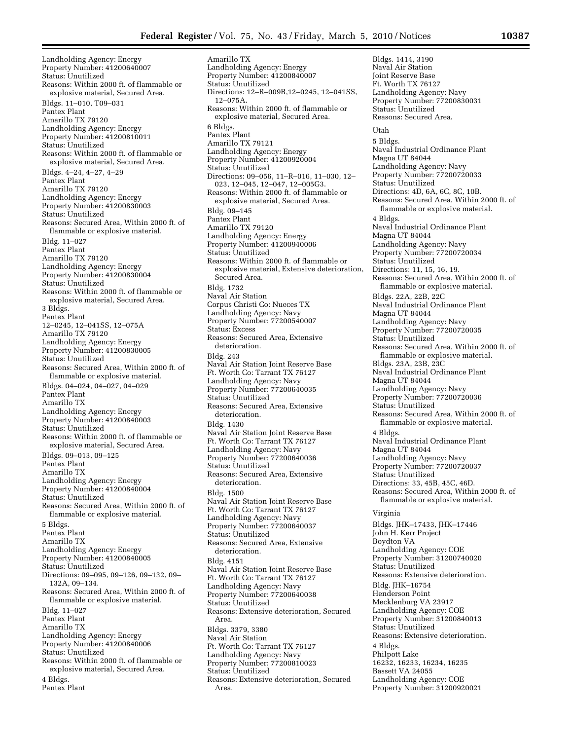Landholding Agency: Energy
Property Number: 41200640007
Status: Unutilized
Reasons: Within 2000 ft. of flammable or explosive material, Secured Area.

Bldgs. 11–010, T09–031
Pantex Plant
Amarillo TX 79120
Landholding Agency: Energy
Property Number: 41200810011
Status: Unutilized
Reasons: Within 2000 ft. of flammable or explosive material, Secured Area.

Bldgs. 4–24, 4–27, 4–29
Pantex Plant
Amarillo TX 79120
Landholding Agency: Energy
Property Number: 41200830003
Status: Unutilized
Reasons: Secured Area, Within 2000 ft. of flammable or explosive material.

Bldg. 11–027
Pantex Plant
Amarillo TX 79120
Landholding Agency: Energy
Property Number: 41200830004
Status: Unutilized
Reasons: Within 2000 ft. of flammable or explosive material, Secured Area.

3 Bldgs.
Pantex Plant
12–0245, 12–041SS, 12–075A
Amarillo TX 79120
Landholding Agency: Energy
Property Number: 41200830005
Status: Unutilized
Reasons: Secured Area, Within 2000 ft. of flammable or explosive material.

Bldgs. 04–024, 04–027, 04–029
Pantex Plant
Amarillo TX
Landholding Agency: Energy
Property Number: 41200840003
Status: Unutilized
Reasons: Within 2000 ft. of flammable or explosive material, Secured Area.

Bldgs. 09–013, 09–125
Pantex Plant
Amarillo TX
Landholding Agency: Energy
Property Number: 41200840004
Status: Unutilized
Reasons: Secured Area, Within 2000 ft. of flammable or explosive material.

5 Bldgs.
Pantex Plant
Amarillo TX
Landholding Agency: Energy
Property Number: 41200840005
Status: Unutilized
Directions: 09–095, 09–126, 09–132, 09–132A, 09–134.
Reasons: Secured Area, Within 2000 ft. of flammable or explosive material.

Bldg. 11–027
Pantex Plant
Amarillo TX
Landholding Agency: Energy
Property Number: 41200840006
Status: Unutilized
Reasons: Within 2000 ft. of flammable or explosive material, Secured Area.

4 Bldgs.
Pantex Plant
Amarillo TX
Landholding Agency: Energy
Property Number: 41200840007
Status: Unutilized
Directions: 12–R–009B,12–0245, 12–041SS, 12–075A.
Reasons: Within 2000 ft. of flammable or explosive material, Secured Area.

6 Bldgs.
Pantex Plant
Amarillo TX 79121
Landholding Agency: Energy
Property Number: 41200920004
Status: Unutilized
Directions: 09–056, 11–R–016, 11–030, 12–023, 12–045, 12–047, 12–005G3.
Reasons: Within 2000 ft. of flammable or explosive material, Secured Area.

Bldg. 09–145
Pantex Plant
Amarillo TX 79120
Landholding Agency: Energy
Property Number: 41200940006
Status: Unutilized
Reasons: Within 2000 ft. of flammable or explosive material, Extensive deterioration, Secured Area.

Bldg. 1732
Naval Air Station
Corpus Christi Co: Nueces TX
Landholding Agency: Navy
Property Number: 77200540007
Status: Excess
Reasons: Secured Area, Extensive deterioration.

Bldg. 243
Naval Air Station Joint Reserve Base
Ft. Worth Co: Tarrant TX 76127
Landholding Agency: Navy
Property Number: 77200640035
Status: Unutilized
Reasons: Secured Area, Extensive deterioration.

Bldg. 1430
Naval Air Station Joint Reserve Base
Ft. Worth Co: Tarrant TX 76127
Landholding Agency: Navy
Property Number: 77200640036
Status: Unutilized
Reasons: Secured Area, Extensive deterioration.

Bldg. 1500
Naval Air Station Joint Reserve Base
Ft. Worth Co: Tarrant TX 76127
Landholding Agency: Navy
Property Number: 77200640037
Status: Unutilized
Reasons: Secured Area, Extensive deterioration.

Bldg. 4151
Naval Air Station Joint Reserve Base
Ft. Worth Co: Tarrant TX 76127
Landholding Agency: Navy
Property Number: 77200640038
Status: Unutilized
Reasons: Extensive deterioration, Secured Area.

Bldgs. 3379, 3380
Naval Air Station
Ft. Worth Co: Tarrant TX 76127
Landholding Agency: Navy
Property Number: 77200810023
Status: Unutilized
Reasons: Extensive deterioration, Secured Area.

Bldgs. 1414, 3190
Naval Air Station
Joint Reserve Base
Ft. Worth TX 76127
Landholding Agency: Navy
Property Number: 77200830031
Status: Unutilized
Reasons: Secured Area.

Utah

5 Bldgs.
Naval Industrial Ordinance Plant
Magna UT 84044
Landholding Agency: Navy
Property Number: 77200720033
Status: Unutilized
Directions: 4D, 6A, 6C, 8C, 10B.
Reasons: Secured Area, Within 2000 ft. of flammable or explosive material.

4 Bldgs.
Naval Industrial Ordinance Plant
Magna UT 84044
Landholding Agency: Navy
Property Number: 77200720034
Status: Unutilized
Directions: 11, 15, 16, 19.
Reasons: Secured Area, Within 2000 ft. of flammable or explosive material.

Bldgs. 22A, 22B, 22C
Naval Industrial Ordinance Plant
Magna UT 84044
Landholding Agency: Navy
Property Number: 77200720035
Status: Unutilized
Reasons: Secured Area, Within 2000 ft. of flammable or explosive material.

Bldgs. 23A, 23B, 23C
Naval Industrial Ordinance Plant
Magna UT 84044
Landholding Agency: Navy
Property Number: 77200720036
Status: Unutilized
Reasons: Secured Area, Within 2000 ft. of flammable or explosive material.

4 Bldgs.
Naval Industrial Ordinance Plant
Magna UT 84044
Landholding Agency: Navy
Property Number: 77200720037
Status: Unutilized
Directions: 33, 45B, 45C, 46D.
Reasons: Secured Area, Within 2000 ft. of flammable or explosive material.

Virginia

Bldgs. JHK–17433, JHK–17446
John H. Kerr Project
Boydton VA
Landholding Agency: COE
Property Number: 31200740020
Status: Unutilized
Reasons: Extensive deterioration.

Bldg. JHK–16754
Henderson Point
Mecklenburg VA 23917
Landholding Agency: COE
Property Number: 31200840013
Status: Unutilized
Reasons: Extensive deterioration.

4 Bldgs.
Philpott Lake
16232, 16233, 16234, 16235
Bassett VA 24055
Landholding Agency: COE
Property Number: 31200920021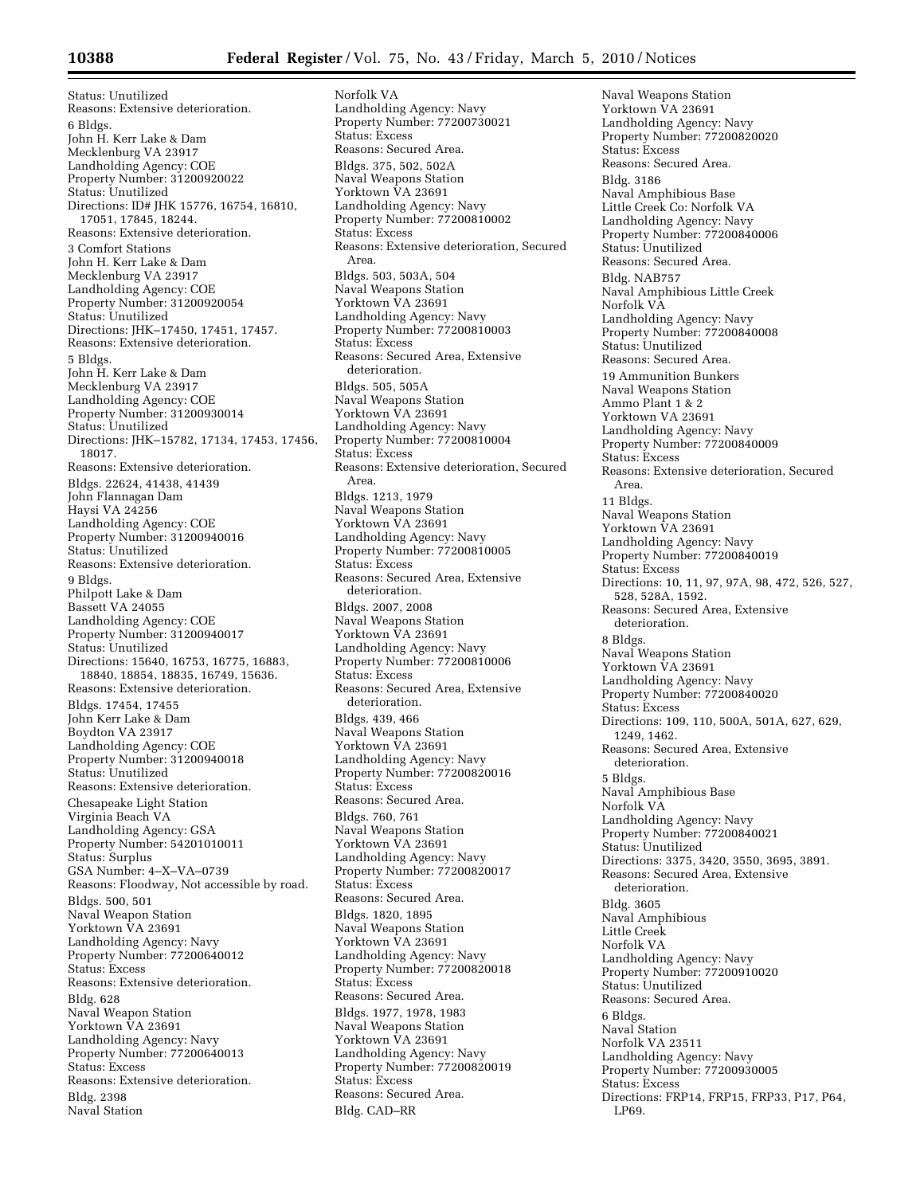Status: Unutilized
Reasons: Extensive deterioration.

6 Bldgs.
John H. Kerr Lake & Dam
Mecklenburg VA 23917
Landholding Agency: COE
Property Number: 31200920022
Status: Unutilized
Directions: ID# JHK 15776, 16754, 16810, 17051, 17845, 18244.
Reasons: Extensive deterioration.

3 Comfort Stations
John H. Kerr Lake & Dam
Mecklenburg VA 23917
Landholding Agency: COE
Property Number: 31200920054
Status: Unutilized
Directions: JHK–17450, 17451, 17457.
Reasons: Extensive deterioration.

5 Bldgs.
John H. Kerr Lake & Dam
Mecklenburg VA 23917
Landholding Agency: COE
Property Number: 31200930014
Status: Unutilized
Directions: JHK–15782, 17134, 17453, 17456, 18017.
Reasons: Extensive deterioration.

Bldgs. 22624, 41438, 41439
John Flannagan Dam
Haysi VA 24256
Landholding Agency: COE
Property Number: 31200940016
Status: Unutilized
Reasons: Extensive deterioration.

9 Bldgs.
Philpott Lake & Dam
Bassett VA 24055
Landholding Agency: COE
Property Number: 31200940017
Status: Unutilized
Directions: 15640, 16753, 16775, 16883, 18840, 18854, 18835, 16749, 15636.
Reasons: Extensive deterioration.

Bldgs. 17454, 17455
John Kerr Lake & Dam
Boydton VA 23917
Landholding Agency: COE
Property Number: 31200940018
Status: Unutilized
Reasons: Extensive deterioration.

Chesapeake Light Station
Virginia Beach VA
Landholding Agency: GSA
Property Number: 54201010011
Status: Surplus
GSA Number: 4–X–VA–0739
Reasons: Floodway, Not accessible by road.

Bldgs. 500, 501
Naval Weapon Station
Yorktown VA 23691
Landholding Agency: Navy
Property Number: 77200640012
Status: Excess
Reasons: Extensive deterioration.

Bldg. 628
Naval Weapon Station
Yorktown VA 23691
Landholding Agency: Navy
Property Number: 77200640013
Status: Excess
Reasons: Extensive deterioration.

Bldg. 2398
Naval Station
Norfolk VA
Landholding Agency: Navy
Property Number: 77200730021
Status: Excess
Reasons: Secured Area.

Bldgs. 375, 502, 502A
Naval Weapons Station
Yorktown VA 23691
Landholding Agency: Navy
Property Number: 77200810002
Status: Excess
Reasons: Extensive deterioration, Secured Area.

Bldgs. 503, 503A, 504
Naval Weapons Station
Yorktown VA 23691
Landholding Agency: Navy
Property Number: 77200810003
Status: Excess
Reasons: Secured Area, Extensive deterioration.

Bldgs. 505, 505A
Naval Weapons Station
Yorktown VA 23691
Landholding Agency: Navy
Property Number: 77200810004
Status: Excess
Reasons: Extensive deterioration, Secured Area.

Bldgs. 1213, 1979
Naval Weapons Station
Yorktown VA 23691
Landholding Agency: Navy
Property Number: 77200810005
Status: Excess
Reasons: Secured Area, Extensive deterioration.

Bldgs. 2007, 2008
Naval Weapons Station
Yorktown VA 23691
Landholding Agency: Navy
Property Number: 77200810006
Status: Excess
Reasons: Secured Area, Extensive deterioration.

Bldgs. 439, 466
Naval Weapons Station
Yorktown VA 23691
Landholding Agency: Navy
Property Number: 77200820016
Status: Excess
Reasons: Secured Area.

Bldgs. 760, 761
Naval Weapons Station
Yorktown VA 23691
Landholding Agency: Navy
Property Number: 77200820017
Status: Excess
Reasons: Secured Area.

Bldgs. 1820, 1895
Naval Weapons Station
Yorktown VA 23691
Landholding Agency: Navy
Property Number: 77200820018
Status: Excess
Reasons: Secured Area.

Bldgs. 1977, 1978, 1983
Naval Weapons Station
Yorktown VA 23691
Landholding Agency: Navy
Property Number: 77200820019
Status: Excess
Reasons: Secured Area.

Bldg. CAD–RR
Naval Weapons Station
Yorktown VA 23691
Landholding Agency: Navy
Property Number: 77200820020
Status: Excess
Reasons: Secured Area.

Bldg. 3186
Naval Amphibious Base
Little Creek Co: Norfolk VA
Landholding Agency: Navy
Property Number: 77200840006
Status: Unutilized
Reasons: Secured Area.

Bldg. NAB757
Naval Amphibious Little Creek
Norfolk VA
Landholding Agency: Navy
Property Number: 77200840008
Status: Unutilized
Reasons: Secured Area.

19 Ammunition Bunkers
Naval Weapons Station
Ammo Plant 1 & 2
Yorktown VA 23691
Landholding Agency: Navy
Property Number: 77200840009
Status: Excess
Reasons: Extensive deterioration, Secured Area.

11 Bldgs.
Naval Weapons Station
Yorktown VA 23691
Landholding Agency: Navy
Property Number: 77200840019
Status: Excess
Directions: 10, 11, 97, 97A, 98, 472, 526, 527, 528, 528A, 1592.
Reasons: Secured Area, Extensive deterioration.

8 Bldgs.
Naval Weapons Station
Yorktown VA 23691
Landholding Agency: Navy
Property Number: 77200840020
Status: Excess
Directions: 109, 110, 500A, 501A, 627, 629, 1249, 1462.
Reasons: Secured Area, Extensive deterioration.

5 Bldgs.
Naval Amphibious Base
Norfolk VA
Landholding Agency: Navy
Property Number: 77200840021
Status: Unutilized
Directions: 3375, 3420, 3550, 3695, 3891.
Reasons: Secured Area, Extensive deterioration.

Bldg. 3605
Naval Amphibious
Little Creek
Norfolk VA
Landholding Agency: Navy
Property Number: 77200910020
Status: Unutilized
Reasons: Secured Area.

6 Bldgs.
Naval Station
Norfolk VA 23511
Landholding Agency: Navy
Property Number: 77200930005
Status: Excess
Directions: FRP14, FRP15, FRP33, P17, P64, LP69.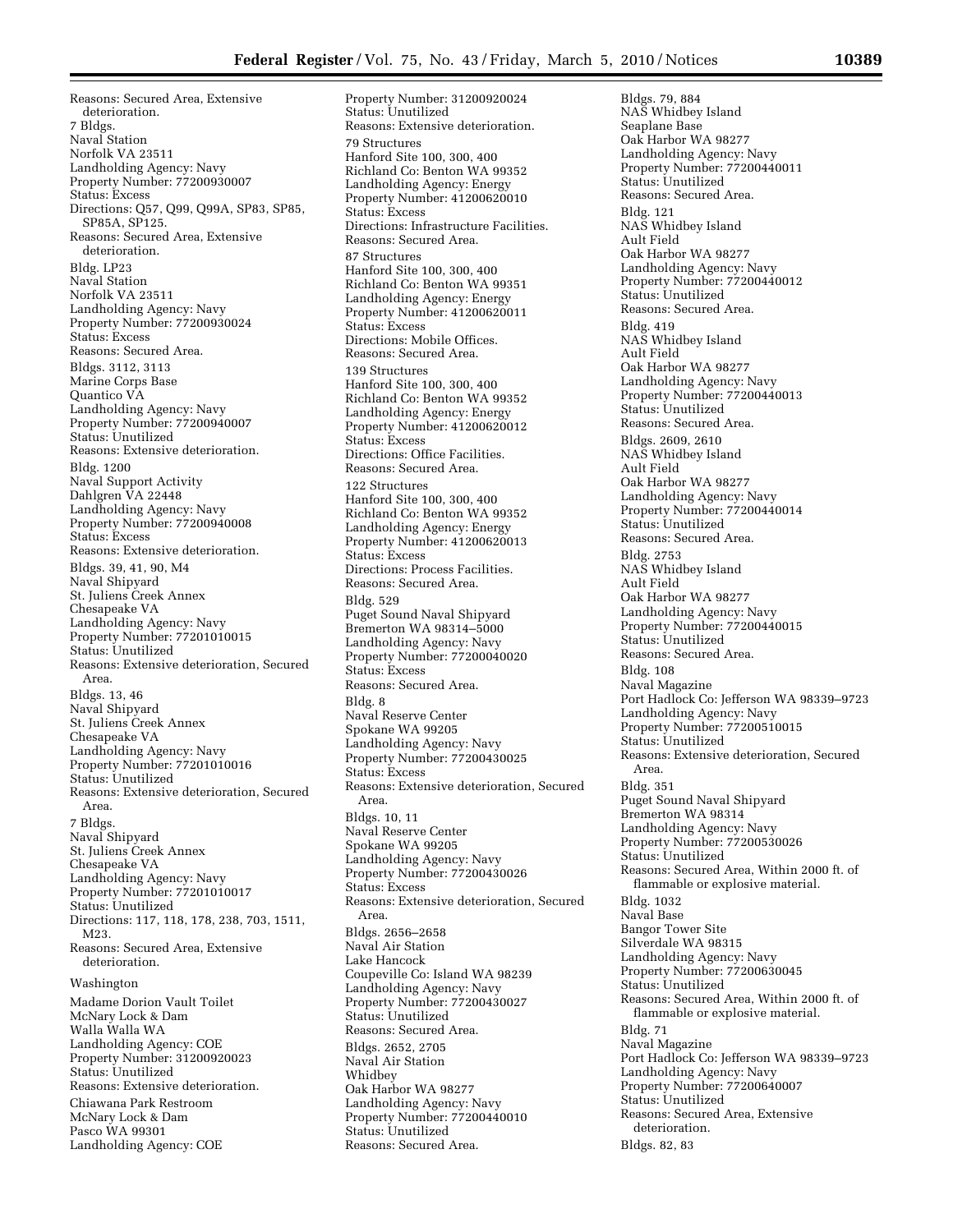Reasons: Secured Area, Extensive deterioration.

7 Bldgs.
Naval Station
Norfolk VA 23511
Landholding Agency: Navy
Property Number: 77200930007
Status: Excess
Directions: Q57, Q99, Q99A, SP83, SP85, SP85A, SP125.
Reasons: Secured Area, Extensive deterioration.

Bldg. LP23
Naval Station
Norfolk VA 23511
Landholding Agency: Navy
Property Number: 77200930024
Status: Excess
Reasons: Secured Area.

Bldgs. 3112, 3113
Marine Corps Base
Quantico VA
Landholding Agency: Navy
Property Number: 77200940007
Status: Unutilized
Reasons: Extensive deterioration.

Bldg. 1200
Naval Support Activity
Dahlgren VA 22448
Landholding Agency: Navy
Property Number: 77200940008
Status: Excess
Reasons: Extensive deterioration.

Bldgs. 39, 41, 90, M4
Naval Shipyard
St. Juliens Creek Annex
Chesapeake VA
Landholding Agency: Navy
Property Number: 77201010015
Status: Unutilized
Reasons: Extensive deterioration, Secured Area.

Bldgs. 13, 46
Naval Shipyard
St. Juliens Creek Annex
Chesapeake VA
Landholding Agency: Navy
Property Number: 77201010016
Status: Unutilized
Reasons: Extensive deterioration, Secured Area.

7 Bldgs.
Naval Shipyard
St. Juliens Creek Annex
Chesapeake VA
Landholding Agency: Navy
Property Number: 77201010017
Status: Unutilized
Directions: 117, 118, 178, 238, 703, 1511, M23.
Reasons: Secured Area, Extensive deterioration.

## Washington

Madame Dorion Vault Toilet
McNary Lock & Dam
Walla Walla WA
Landholding Agency: COE
Property Number: 31200920023
Status: Unutilized
Reasons: Extensive deterioration.

Chiawana Park Restroom
McNary Lock & Dam
Pasco WA 99301
Landholding Agency: COE
Property Number: 31200920024
Status: Unutilized
Reasons: Extensive deterioration.

79 Structures
Hanford Site 100, 300, 400
Richland Co: Benton WA 99352
Landholding Agency: Energy
Property Number: 41200620010
Status: Excess
Directions: Infrastructure Facilities.
Reasons: Secured Area.

87 Structures
Hanford Site 100, 300, 400
Richland Co: Benton WA 99351
Landholding Agency: Energy
Property Number: 41200620011
Status: Excess
Directions: Mobile Offices.
Reasons: Secured Area.

139 Structures
Hanford Site 100, 300, 400
Richland Co: Benton WA 99352
Landholding Agency: Energy
Property Number: 41200620012
Status: Excess
Directions: Office Facilities.
Reasons: Secured Area.

122 Structures
Hanford Site 100, 300, 400
Richland Co: Benton WA 99352
Landholding Agency: Energy
Property Number: 41200620013
Status: Excess
Directions: Process Facilities.
Reasons: Secured Area.

Bldg. 529
Puget Sound Naval Shipyard
Bremerton WA 98314–5000
Landholding Agency: Navy
Property Number: 77200040020
Status: Excess
Reasons: Secured Area.

Bldg. 8
Naval Reserve Center
Spokane WA 99205
Landholding Agency: Navy
Property Number: 77200430025
Status: Excess
Reasons: Extensive deterioration, Secured Area.

Bldgs. 10, 11
Naval Reserve Center
Spokane WA 99205
Landholding Agency: Navy
Property Number: 77200430026
Status: Excess
Reasons: Extensive deterioration, Secured Area.

Bldgs. 2656–2658
Naval Air Station
Lake Hancock
Coupeville Co: Island WA 98239
Landholding Agency: Navy
Property Number: 77200430027
Status: Unutilized
Reasons: Secured Area.

Bldgs. 2652, 2705
Naval Air Station
Whidbey
Oak Harbor WA 98277
Landholding Agency: Navy
Property Number: 77200440010
Status: Unutilized
Reasons: Secured Area.

Bldgs. 79, 884
NAS Whidbey Island
Seaplane Base
Oak Harbor WA 98277
Landholding Agency: Navy
Property Number: 77200440011
Status: Unutilized
Reasons: Secured Area.

Bldg. 121
NAS Whidbey Island
Ault Field
Oak Harbor WA 98277
Landholding Agency: Navy
Property Number: 77200440012
Status: Unutilized
Reasons: Secured Area.

Bldg. 419
NAS Whidbey Island
Ault Field
Oak Harbor WA 98277
Landholding Agency: Navy
Property Number: 77200440013
Status: Unutilized
Reasons: Secured Area.

Bldgs. 2609, 2610
NAS Whidbey Island
Ault Field
Oak Harbor WA 98277
Landholding Agency: Navy
Property Number: 77200440014
Status: Unutilized
Reasons: Secured Area.

Bldg. 2753
NAS Whidbey Island
Ault Field
Oak Harbor WA 98277
Landholding Agency: Navy
Property Number: 77200440015
Status: Unutilized
Reasons: Secured Area.

Bldg. 108
Naval Magazine
Port Hadlock Co: Jefferson WA 98339–9723
Landholding Agency: Navy
Property Number: 77200510015
Status: Unutilized
Reasons: Extensive deterioration, Secured Area.

Bldg. 351
Puget Sound Naval Shipyard
Bremerton WA 98314
Landholding Agency: Navy
Property Number: 77200530026
Status: Unutilized
Reasons: Secured Area, Within 2000 ft. of flammable or explosive material.

Bldg. 1032
Naval Base
Bangor Tower Site
Silverdale WA 98315
Landholding Agency: Navy
Property Number: 77200630045
Status: Unutilized
Reasons: Secured Area, Within 2000 ft. of flammable or explosive material.

Bldg. 71
Naval Magazine
Port Hadlock Co: Jefferson WA 98339–9723
Landholding Agency: Navy
Property Number: 77200640007
Status: Unutilized
Reasons: Secured Area, Extensive deterioration.

Bldgs. 82, 83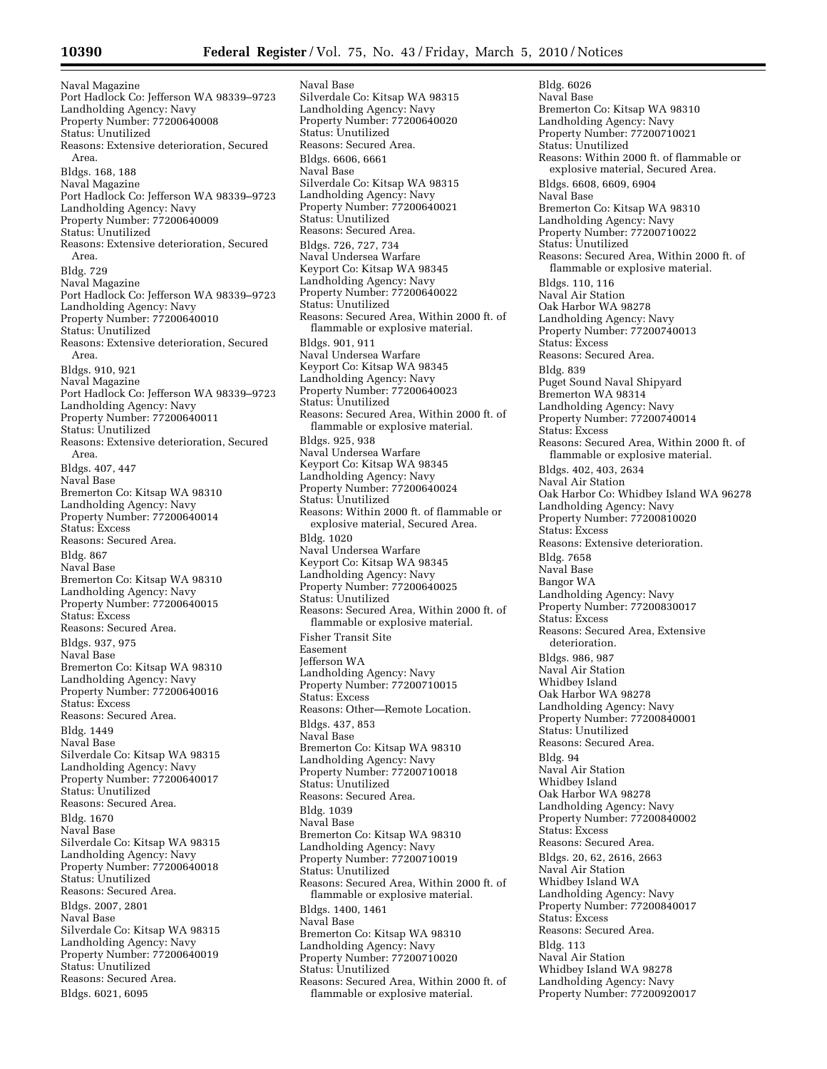Naval Magazine
Port Hadlock Co: Jefferson WA 98339–9723
Landholding Agency: Navy
Property Number: 77200640008
Status: Unutilized
Reasons: Extensive deterioration, Secured Area.

Bldgs. 168, 188
Naval Magazine
Port Hadlock Co: Jefferson WA 98339–9723
Landholding Agency: Navy
Property Number: 77200640009
Status: Unutilized
Reasons: Extensive deterioration, Secured Area.

Bldg. 729
Naval Magazine
Port Hadlock Co: Jefferson WA 98339–9723
Landholding Agency: Navy
Property Number: 77200640010
Status: Unutilized
Reasons: Extensive deterioration, Secured Area.

Bldgs. 910, 921
Naval Magazine
Port Hadlock Co: Jefferson WA 98339–9723
Landholding Agency: Navy
Property Number: 77200640011
Status: Unutilized
Reasons: Extensive deterioration, Secured Area.

Bldgs. 407, 447
Naval Base
Bremerton Co: Kitsap WA 98310
Landholding Agency: Navy
Property Number: 77200640014
Status: Excess
Reasons: Secured Area.

Bldg. 867
Naval Base
Bremerton Co: Kitsap WA 98310
Landholding Agency: Navy
Property Number: 77200640015
Status: Excess
Reasons: Secured Area.

Bldgs. 937, 975
Naval Base
Bremerton Co: Kitsap WA 98310
Landholding Agency: Navy
Property Number: 77200640016
Status: Excess
Reasons: Secured Area.

Bldg. 1449
Naval Base
Silverdale Co: Kitsap WA 98315
Landholding Agency: Navy
Property Number: 77200640017
Status: Unutilized
Reasons: Secured Area.

Bldg. 1670
Naval Base
Silverdale Co: Kitsap WA 98315
Landholding Agency: Navy
Property Number: 77200640018
Status: Unutilized
Reasons: Secured Area.

Bldgs. 2007, 2801
Naval Base
Silverdale Co: Kitsap WA 98315
Landholding Agency: Navy
Property Number: 77200640019
Status: Unutilized
Reasons: Secured Area.

Bldgs. 6021, 6095
Naval Base
Silverdale Co: Kitsap WA 98315
Landholding Agency: Navy
Property Number: 77200640020
Status: Unutilized
Reasons: Secured Area.

Bldgs. 6606, 6661
Naval Base
Silverdale Co: Kitsap WA 98315
Landholding Agency: Navy
Property Number: 77200640021
Status: Unutilized
Reasons: Secured Area.

Bldgs. 726, 727, 734
Naval Undersea Warfare
Keyport Co: Kitsap WA 98345
Landholding Agency: Navy
Property Number: 77200640022
Status: Unutilized
Reasons: Secured Area, Within 2000 ft. of flammable or explosive material.

Bldgs. 901, 911
Naval Undersea Warfare
Keyport Co: Kitsap WA 98345
Landholding Agency: Navy
Property Number: 77200640023
Status: Unutilized
Reasons: Secured Area, Within 2000 ft. of flammable or explosive material.

Bldgs. 925, 938
Naval Undersea Warfare
Keyport Co: Kitsap WA 98345
Landholding Agency: Navy
Property Number: 77200640024
Status: Unutilized
Reasons: Within 2000 ft. of flammable or explosive material, Secured Area.

Bldg. 1020
Naval Undersea Warfare
Keyport Co: Kitsap WA 98345
Landholding Agency: Navy
Property Number: 77200640025
Status: Unutilized
Reasons: Secured Area, Within 2000 ft. of flammable or explosive material.

Fisher Transit Site
Easement
Jefferson WA
Landholding Agency: Navy
Property Number: 77200710015
Status: Excess
Reasons: Other—Remote Location.

Bldgs. 437, 853
Naval Base
Bremerton Co: Kitsap WA 98310
Landholding Agency: Navy
Property Number: 77200710018
Status: Unutilized
Reasons: Secured Area.

Bldg. 1039
Naval Base
Bremerton Co: Kitsap WA 98310
Landholding Agency: Navy
Property Number: 77200710019
Status: Unutilized
Reasons: Secured Area, Within 2000 ft. of flammable or explosive material.

Bldgs. 1400, 1461
Naval Base
Bremerton Co: Kitsap WA 98310
Landholding Agency: Navy
Property Number: 77200710020
Status: Unutilized
Reasons: Secured Area, Within 2000 ft. of flammable or explosive material.

Bldg. 6026
Naval Base
Bremerton Co: Kitsap WA 98310
Landholding Agency: Navy
Property Number: 77200710021
Status: Unutilized
Reasons: Within 2000 ft. of flammable or explosive material, Secured Area.

Bldgs. 6608, 6609, 6904
Naval Base
Bremerton Co: Kitsap WA 98310
Landholding Agency: Navy
Property Number: 77200710022
Status: Unutilized
Reasons: Secured Area, Within 2000 ft. of flammable or explosive material.

Bldgs. 110, 116
Naval Air Station
Oak Harbor WA 98278
Landholding Agency: Navy
Property Number: 77200740013
Status: Excess
Reasons: Secured Area.

Bldg. 839
Puget Sound Naval Shipyard
Bremerton WA 98314
Landholding Agency: Navy
Property Number: 77200740014
Status: Excess
Reasons: Secured Area, Within 2000 ft. of flammable or explosive material.

Bldgs. 402, 403, 2634
Naval Air Station
Oak Harbor Co: Whidbey Island WA 96278
Landholding Agency: Navy
Property Number: 77200810020
Status: Excess
Reasons: Extensive deterioration.

Bldg. 7658
Naval Base
Bangor WA
Landholding Agency: Navy
Property Number: 77200830017
Status: Excess
Reasons: Secured Area, Extensive deterioration.

Bldgs. 986, 987
Naval Air Station
Whidbey Island
Oak Harbor WA 98278
Landholding Agency: Navy
Property Number: 77200840001
Status: Unutilized
Reasons: Secured Area.

Bldg. 94
Naval Air Station
Whidbey Island
Oak Harbor WA 98278
Landholding Agency: Navy
Property Number: 77200840002
Status: Excess
Reasons: Secured Area.

Bldgs. 20, 62, 2616, 2663
Naval Air Station
Whidbey Island WA
Landholding Agency: Navy
Property Number: 77200840017
Status: Excess
Reasons: Secured Area.

Bldg. 113
Naval Air Station
Whidbey Island WA 98278
Landholding Agency: Navy
Property Number: 77200920017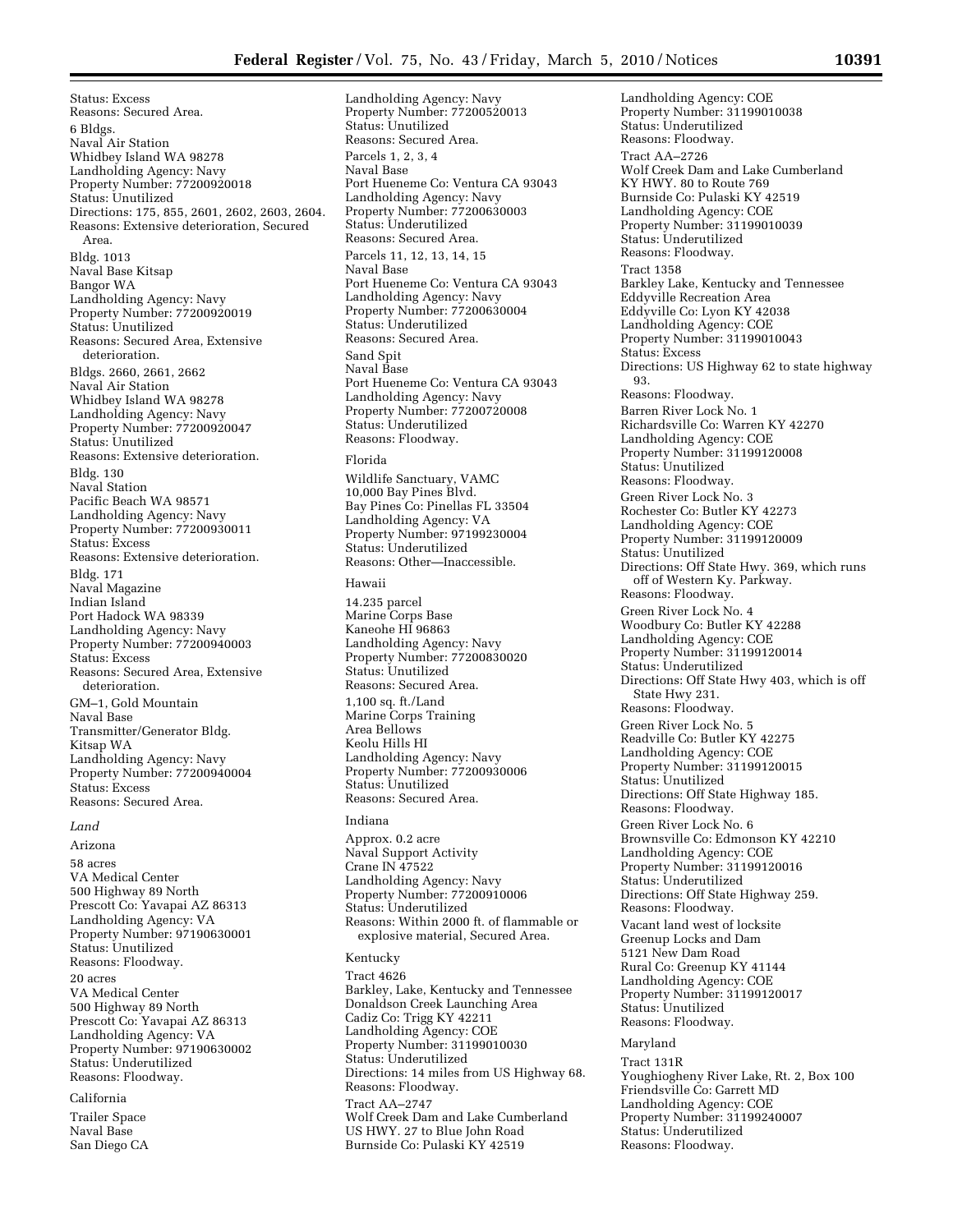Status: Excess
Reasons: Secured Area.

6 Bldgs.
Naval Air Station
Whidbey Island WA 98278
Landholding Agency: Navy
Property Number: 77200920018
Status: Unutilized
Directions: 175, 855, 2601, 2602, 2603, 2604.
Reasons: Extensive deterioration, Secured Area.

Bldg. 1013
Naval Base Kitsap
Bangor WA
Landholding Agency: Navy
Property Number: 77200920019
Status: Unutilized
Reasons: Secured Area, Extensive deterioration.

Bldgs. 2660, 2661, 2662
Naval Air Station
Whidbey Island WA 98278
Landholding Agency: Navy
Property Number: 77200920047
Status: Unutilized
Reasons: Extensive deterioration.

Bldg. 130
Naval Station
Pacific Beach WA 98571
Landholding Agency: Navy
Property Number: 77200930011
Status: Excess
Reasons: Extensive deterioration.

Bldg. 171
Naval Magazine
Indian Island
Port Hadock WA 98339
Landholding Agency: Navy
Property Number: 77200940003
Status: Excess
Reasons: Secured Area, Extensive deterioration.

GM–1, Gold Mountain
Naval Base
Transmitter/Generator Bldg.
Kitsap WA
Landholding Agency: Navy
Property Number: 77200940004
Status: Excess
Reasons: Secured Area.

*Land*

Arizona

58 acres
VA Medical Center
500 Highway 89 North
Prescott Co: Yavapai AZ 86313
Landholding Agency: VA
Property Number: 97190630001
Status: Unutilized
Reasons: Floodway.

20 acres
VA Medical Center
500 Highway 89 North
Prescott Co: Yavapai AZ 86313
Landholding Agency: VA
Property Number: 97190630002
Status: Underutilized
Reasons: Floodway.

California

Trailer Space
Naval Base
San Diego CA
Landholding Agency: Navy
Property Number: 77200520013
Status: Unutilized
Reasons: Secured Area.

Parcels 1, 2, 3, 4
Naval Base
Port Hueneme Co: Ventura CA 93043
Landholding Agency: Navy
Property Number: 77200630003
Status: Underutilized
Reasons: Secured Area.

Parcels 11, 12, 13, 14, 15
Naval Base
Port Hueneme Co: Ventura CA 93043
Landholding Agency: Navy
Property Number: 77200630004
Status: Underutilized
Reasons: Secured Area.

Sand Spit
Naval Base
Port Hueneme Co: Ventura CA 93043
Landholding Agency: Navy
Property Number: 77200720008
Status: Underutilized
Reasons: Floodway.

Florida

Wildlife Sanctuary, VAMC
10,000 Bay Pines Blvd.
Bay Pines Co: Pinellas FL 33504
Landholding Agency: VA
Property Number: 97199230004
Status: Underutilized
Reasons: Other—Inaccessible.

Hawaii

14.235 parcel
Marine Corps Base
Kaneohe HI 96863
Landholding Agency: Navy
Property Number: 77200830020
Status: Unutilized
Reasons: Secured Area.

1,100 sq. ft./Land
Marine Corps Training
Area Bellows
Keolu Hills HI
Landholding Agency: Navy
Property Number: 77200930006
Status: Unutilized
Reasons: Secured Area.

Indiana

Approx. 0.2 acre
Naval Support Activity
Crane IN 47522
Landholding Agency: Navy
Property Number: 77200910006
Status: Underutilized
Reasons: Within 2000 ft. of flammable or explosive material, Secured Area.

Kentucky

Tract 4626
Barkley, Lake, Kentucky and Tennessee
Donaldson Creek Launching Area
Cadiz Co: Trigg KY 42211
Landholding Agency: COE
Property Number: 31199010030
Status: Underutilized
Directions: 14 miles from US Highway 68.
Reasons: Floodway.

Tract AA–2747
Wolf Creek Dam and Lake Cumberland
US HWY. 27 to Blue John Road
Burnside Co: Pulaski KY 42519
Landholding Agency: COE
Property Number: 31199010038
Status: Underutilized
Reasons: Floodway.

Tract AA–2726
Wolf Creek Dam and Lake Cumberland
KY HWY. 80 to Route 769
Burnside Co: Pulaski KY 42519
Landholding Agency: COE
Property Number: 31199010039
Status: Underutilized
Reasons: Floodway.

Tract 1358
Barkley Lake, Kentucky and Tennessee
Eddyville Recreation Area
Eddyville Co: Lyon KY 42038
Landholding Agency: COE
Property Number: 31199010043
Status: Excess
Directions: US Highway 62 to state highway 93.
Reasons: Floodway.

Barren River Lock No. 1
Richardsville Co: Warren KY 42270
Landholding Agency: COE
Property Number: 31199120008
Status: Unutilized
Reasons: Floodway.

Green River Lock No. 3
Rochester Co: Butler KY 42273
Landholding Agency: COE
Property Number: 31199120009
Status: Unutilized
Directions: Off State Hwy. 369, which runs off of Western Ky. Parkway.
Reasons: Floodway.

Green River Lock No. 4
Woodbury Co: Butler KY 42288
Landholding Agency: COE
Property Number: 31199120014
Status: Underutilized
Directions: Off State Hwy 403, which is off State Hwy 231.
Reasons: Floodway.

Green River Lock No. 5
Readville Co: Butler KY 42275
Landholding Agency: COE
Property Number: 31199120015
Status: Unutilized
Directions: Off State Highway 185.
Reasons: Floodway.

Green River Lock No. 6
Brownsville Co: Edmonson KY 42210
Landholding Agency: COE
Property Number: 31199120016
Status: Underutilized
Directions: Off State Highway 259.
Reasons: Floodway.

Vacant land west of locksite
Greenup Locks and Dam
5121 New Dam Road
Rural Co: Greenup KY 41144
Landholding Agency: COE
Property Number: 31199120017
Status: Unutilized
Reasons: Floodway.

Maryland

Tract 131R
Youghiogheny River Lake, Rt. 2, Box 100
Friendsville Co: Garrett MD
Landholding Agency: COE
Property Number: 31199240007
Status: Underutilized
Reasons: Floodway.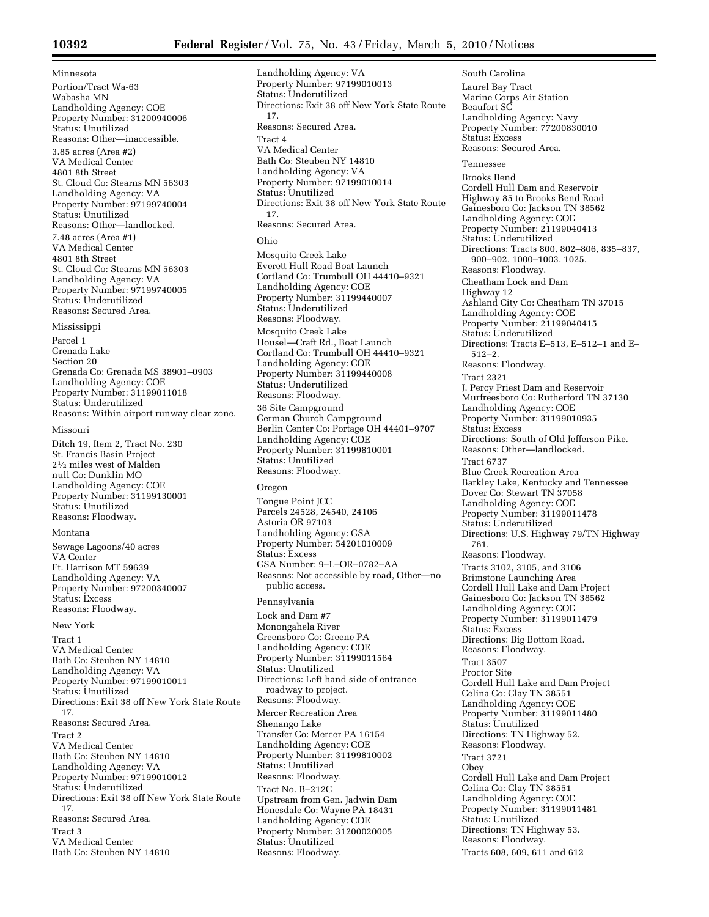Minnesota

Portion/Tract Wa-63
Wabasha MN
Landholding Agency: COE
Property Number: 31200940006
Status: Unutilized
Reasons: Other—inaccessible.

3.85 acres (Area #2)
VA Medical Center
4801 8th Street
St. Cloud Co: Stearns MN 56303
Landholding Agency: VA
Property Number: 97199740004
Status: Unutilized
Reasons: Other—landlocked.

7.48 acres (Area #1)
VA Medical Center
4801 8th Street
St. Cloud Co: Stearns MN 56303
Landholding Agency: VA
Property Number: 97199740005
Status: Underutilized
Reasons: Secured Area.

Mississippi

Parcel 1
Grenada Lake
Section 20
Grenada Co: Grenada MS 38901–0903
Landholding Agency: COE
Property Number: 31199011018
Status: Underutilized
Reasons: Within airport runway clear zone.

Missouri

Ditch 19, Item 2, Tract No. 230
St. Francis Basin Project
2½ miles west of Malden
null Co: Dunklin MO
Landholding Agency: COE
Property Number: 31199130001
Status: Unutilized
Reasons: Floodway.

Montana

Sewage Lagoons/40 acres
VA Center
Ft. Harrison MT 59639
Landholding Agency: VA
Property Number: 97200340007
Status: Excess
Reasons: Floodway.

New York

Tract 1
VA Medical Center
Bath Co: Steuben NY 14810
Landholding Agency: VA
Property Number: 97199010011
Status: Unutilized
Directions: Exit 38 off New York State Route 17.
Reasons: Secured Area.

Tract 2
VA Medical Center
Bath Co: Steuben NY 14810
Landholding Agency: VA
Property Number: 97199010012
Status: Underutilized
Directions: Exit 38 off New York State Route 17.
Reasons: Secured Area.

Tract 3
VA Medical Center
Bath Co: Steuben NY 14810
Landholding Agency: VA
Property Number: 97199010013
Status: Underutilized
Directions: Exit 38 off New York State Route 17.
Reasons: Secured Area.

Tract 4
VA Medical Center
Bath Co: Steuben NY 14810
Landholding Agency: VA
Property Number: 97199010014
Status: Unutilized
Directions: Exit 38 off New York State Route 17.
Reasons: Secured Area.

Ohio

Mosquito Creek Lake
Everett Hull Road Boat Launch
Cortland Co: Trumbull OH 44410–9321
Landholding Agency: COE
Property Number: 31199440007
Status: Underutilized
Reasons: Floodway.

Mosquito Creek Lake
Housel—Craft Rd., Boat Launch
Cortland Co: Trumbull OH 44410–9321
Landholding Agency: COE
Property Number: 31199440008
Status: Underutilized
Reasons: Floodway.

36 Site Campground
German Church Campground
Berlin Center Co: Portage OH 44401–9707
Landholding Agency: COE
Property Number: 31199810001
Status: Unutilized
Reasons: Floodway.

Oregon

Tongue Point JCC
Parcels 24528, 24540, 24106
Astoria OR 97103
Landholding Agency: GSA
Property Number: 54201010009
Status: Excess
GSA Number: 9–L–OR–0782–AA
Reasons: Not accessible by road, Other—no public access.

Pennsylvania

Lock and Dam #7
Monongahela River
Greensboro Co: Greene PA
Landholding Agency: COE
Property Number: 31199011564
Status: Unutilized
Directions: Left hand side of entrance roadway to project.
Reasons: Floodway.

Mercer Recreation Area
Shenango Lake
Transfer Co: Mercer PA 16154
Landholding Agency: COE
Property Number: 31199810002
Status: Unutilized
Reasons: Floodway.

Tract No. B–212C
Upstream from Gen. Jadwin Dam
Honesdale Co: Wayne PA 18431
Landholding Agency: COE
Property Number: 31200020005
Status: Unutilized
Reasons: Floodway.

South Carolina

Laurel Bay Tract
Marine Corps Air Station
Beaufort SC
Landholding Agency: Navy
Property Number: 77200830010
Status: Excess
Reasons: Secured Area.

Tennessee

Brooks Bend
Cordell Hull Dam and Reservoir
Highway 85 to Brooks Bend Road
Gainesboro Co: Jackson TN 38562
Landholding Agency: COE
Property Number: 21199040413
Status: Underutilized
Directions: Tracts 800, 802–806, 835–837, 900–902, 1000–1003, 1025.
Reasons: Floodway.

Cheatham Lock and Dam
Highway 12
Ashland City Co: Cheatham TN 37015
Landholding Agency: COE
Property Number: 21199040415
Status: Underutilized
Directions: Tracts E–513, E–512–1 and E–512–2.
Reasons: Floodway.

Tract 2321
J. Percy Priest Dam and Reservoir
Murfreesboro Co: Rutherford TN 37130
Landholding Agency: COE
Property Number: 31199010935
Status: Excess
Directions: South of Old Jefferson Pike.
Reasons: Other—landlocked.

Tract 6737
Blue Creek Recreation Area
Barkley Lake, Kentucky and Tennessee
Dover Co: Stewart TN 37058
Landholding Agency: COE
Property Number: 31199011478
Status: Underutilized
Directions: U.S. Highway 79/TN Highway 761.
Reasons: Floodway.

Tracts 3102, 3105, and 3106
Brimstone Launching Area
Cordell Hull Lake and Dam Project
Gainesboro Co: Jackson TN 38562
Landholding Agency: COE
Property Number: 31199011479
Status: Excess
Directions: Big Bottom Road.
Reasons: Floodway.

Tract 3507
Proctor Site
Cordell Hull Lake and Dam Project
Celina Co: Clay TN 38551
Landholding Agency: COE
Property Number: 31199011480
Status: Unutilized
Directions: TN Highway 52.
Reasons: Floodway.

Tract 3721
Obey
Cordell Hull Lake and Dam Project
Celina Co: Clay TN 38551
Landholding Agency: COE
Property Number: 31199011481
Status: Unutilized
Directions: TN Highway 53.
Reasons: Floodway.

Tracts 608, 609, 611 and 612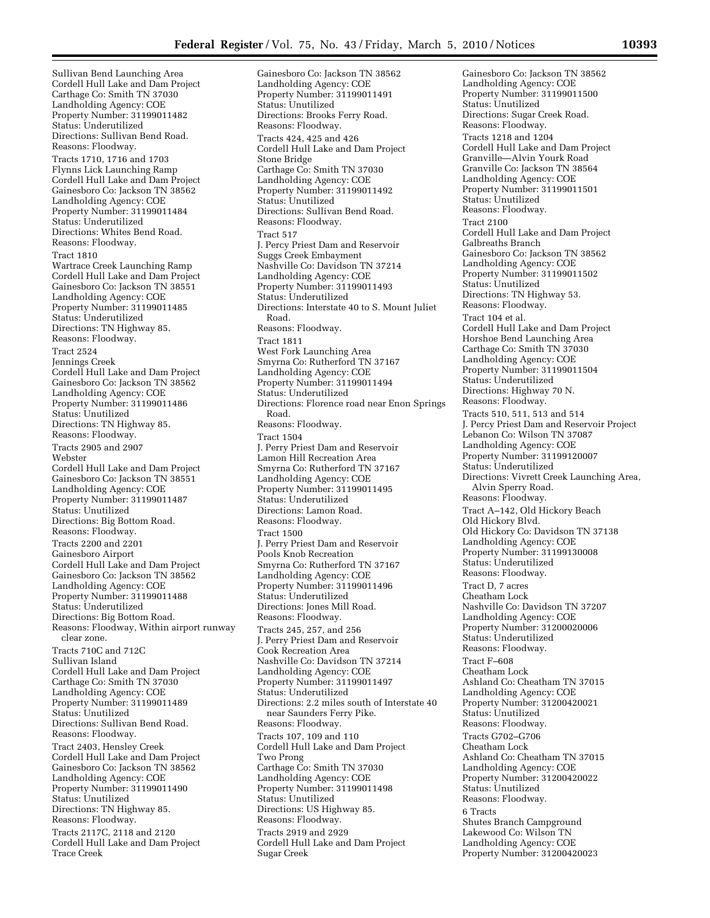Sullivan Bend Launching Area
Cordell Hull Lake and Dam Project
Carthage Co: Smith TN 37030
Landholding Agency: COE
Property Number: 31199011482
Status: Underutilized
Directions: Sullivan Bend Road.
Reasons: Floodway.

Tracts 1710, 1716 and 1703
Flynns Lick Launching Ramp
Cordell Hull Lake and Dam Project
Gainesboro Co: Jackson TN 38562
Landholding Agency: COE
Property Number: 31199011484
Status: Underutilized
Directions: Whites Bend Road.
Reasons: Floodway.

Tract 1810
Wartrace Creek Launching Ramp
Cordell Hull Lake and Dam Project
Gainesboro Co: Jackson TN 38551
Landholding Agency: COE
Property Number: 31199011485
Status: Underutilized
Directions: TN Highway 85.
Reasons: Floodway.

Tract 2524
Jennings Creek
Cordell Hull Lake and Dam Project
Gainesboro Co: Jackson TN 38562
Landholding Agency: COE
Property Number: 31199011486
Status: Unutilized
Directions: TN Highway 85.
Reasons: Floodway.

Tracts 2905 and 2907
Webster
Cordell Hull Lake and Dam Project
Gainesboro Co: Jackson TN 38551
Landholding Agency: COE
Property Number: 31199011487
Status: Unutilized
Directions: Big Bottom Road.
Reasons: Floodway.

Tracts 2200 and 2201
Gainesboro Airport
Cordell Hull Lake and Dam Project
Gainesboro Co: Jackson TN 38562
Landholding Agency: COE
Property Number: 31199011488
Status: Underutilized
Directions: Big Bottom Road.
Reasons: Floodway, Within airport runway clear zone.

Tracts 710C and 712C
Sullivan Island
Cordell Hull Lake and Dam Project
Carthage Co: Smith TN 37030
Landholding Agency: COE
Property Number: 31199011489
Status: Unutilized
Directions: Sullivan Bend Road.
Reasons: Floodway.

Tract 2403, Hensley Creek
Cordell Hull Lake and Dam Project
Gainesboro Co: Jackson TN 38562
Landholding Agency: COE
Property Number: 31199011490
Status: Unutilized
Directions: TN Highway 85.
Reasons: Floodway.

Tracts 2117C, 2118 and 2120
Cordell Hull Lake and Dam Project
Trace Creek
Gainesboro Co: Jackson TN 38562
Landholding Agency: COE
Property Number: 31199011491
Status: Unutilized
Directions: Brooks Ferry Road.
Reasons: Floodway.

Tracts 424, 425 and 426
Cordell Hull Lake and Dam Project
Stone Bridge
Carthage Co: Smith TN 37030
Landholding Agency: COE
Property Number: 31199011492
Status: Unutilized
Directions: Sullivan Bend Road.
Reasons: Floodway.

Tract 517
J. Percy Priest Dam and Reservoir
Suggs Creek Embayment
Nashville Co: Davidson TN 37214
Landholding Agency: COE
Property Number: 31199011493
Status: Underutilized
Directions: Interstate 40 to S. Mount Juliet Road.
Reasons: Floodway.

Tract 1811
West Fork Launching Area
Smyrna Co: Rutherford TN 37167
Landholding Agency: COE
Property Number: 31199011494
Status: Underutilized
Directions: Florence road near Enon Springs Road.
Reasons: Floodway.

Tract 1504
J. Perry Priest Dam and Reservoir
Lamon Hill Recreation Area
Smyrna Co: Rutherford TN 37167
Landholding Agency: COE
Property Number: 31199011495
Status: Underutilized
Directions: Lamon Road.
Reasons: Floodway.

Tract 1500
J. Perry Priest Dam and Reservoir
Pools Knob Recreation
Smyrna Co: Rutherford TN 37167
Landholding Agency: COE
Property Number: 31199011496
Status: Underutilized
Directions: Jones Mill Road.
Reasons: Floodway.

Tracts 245, 257, and 256
J. Perry Priest Dam and Reservoir
Cook Recreation Area
Nashville Co: Davidson TN 37214
Landholding Agency: COE
Property Number: 31199011497
Status: Underutilized
Directions: 2.2 miles south of Interstate 40 near Saunders Ferry Pike.
Reasons: Floodway.

Tracts 107, 109 and 110
Cordell Hull Lake and Dam Project
Two Prong
Carthage Co: Smith TN 37030
Landholding Agency: COE
Property Number: 31199011498
Status: Unutilized
Directions: US Highway 85.
Reasons: Floodway.

Tracts 2919 and 2929
Cordell Hull Lake and Dam Project
Sugar Creek
Gainesboro Co: Jackson TN 38562
Landholding Agency: COE
Property Number: 31199011500
Status: Unutilized
Directions: Sugar Creek Road.
Reasons: Floodway.

Tracts 1218 and 1204
Cordell Hull Lake and Dam Project
Granville—Alvin Yourk Road
Granville Co: Jackson TN 38564
Landholding Agency: COE
Property Number: 31199011501
Status: Unutilized
Reasons: Floodway.

Tract 2100
Cordell Hull Lake and Dam Project
Galbreaths Branch
Gainesboro Co: Jackson TN 38562
Landholding Agency: COE
Property Number: 31199011502
Status: Unutilized
Directions: TN Highway 53.
Reasons: Floodway.

Tract 104 et al.
Cordell Hull Lake and Dam Project
Horshoe Bend Launching Area
Carthage Co: Smith TN 37030
Landholding Agency: COE
Property Number: 31199011504
Status: Underutilized
Directions: Highway 70 N.
Reasons: Floodway.

Tracts 510, 511, 513 and 514
J. Percy Priest Dam and Reservoir Project
Lebanon Co: Wilson TN 37087
Landholding Agency: COE
Property Number: 31199120007
Status: Underutilized
Directions: Vivrett Creek Launching Area, Alvin Sperry Road.
Reasons: Floodway.

Tract A–142, Old Hickory Beach
Old Hickory Blvd.
Old Hickory Co: Davidson TN 37138
Landholding Agency: COE
Property Number: 31199130008
Status: Underutilized
Reasons: Floodway.

Tract D, 7 acres
Cheatham Lock
Nashville Co: Davidson TN 37207
Landholding Agency: COE
Property Number: 31200020006
Status: Underutilized
Reasons: Floodway.

Tract F–608
Cheatham Lock
Ashland Co: Cheatham TN 37015
Landholding Agency: COE
Property Number: 31200420021
Status: Unutilized
Reasons: Floodway.

Tracts G702–G706
Cheatham Lock
Ashland Co: Cheatham TN 37015
Landholding Agency: COE
Property Number: 31200420022
Status: Unutilized
Reasons: Floodway.

6 Tracts
Shutes Branch Campground
Lakewood Co: Wilson TN
Landholding Agency: COE
Property Number: 31200420023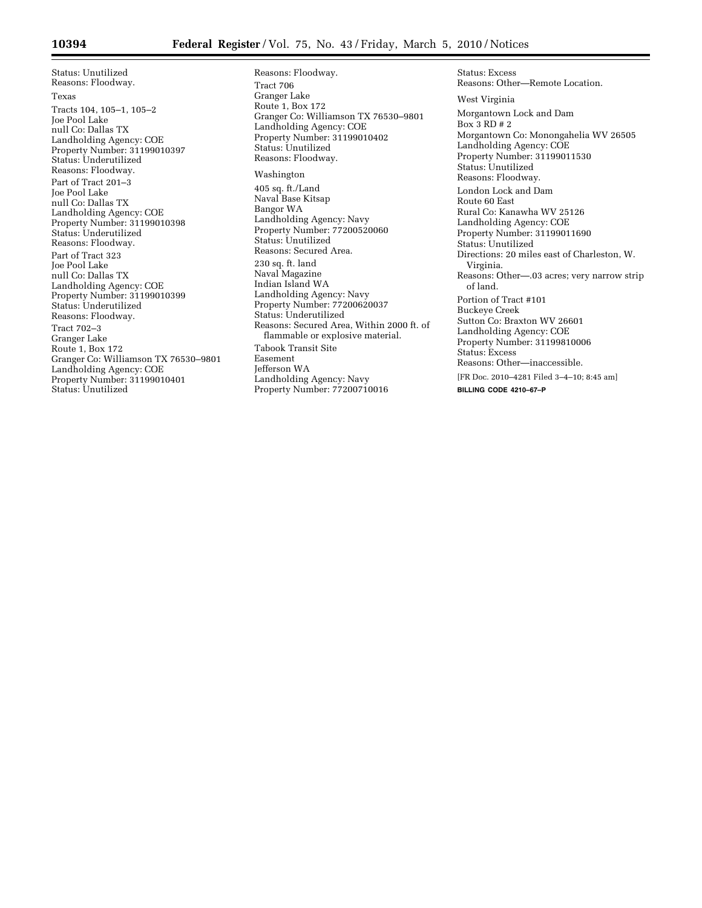Status: Unutilized
Reasons: Floodway.

Texas

Tracts 104, 105–1, 105–2
Joe Pool Lake
null Co: Dallas TX
Landholding Agency: COE
Property Number: 31199010397
Status: Underutilized
Reasons: Floodway.

Part of Tract 201–3
Joe Pool Lake
null Co: Dallas TX
Landholding Agency: COE
Property Number: 31199010398
Status: Underutilized
Reasons: Floodway.

Part of Tract 323
Joe Pool Lake
null Co: Dallas TX
Landholding Agency: COE
Property Number: 31199010399
Status: Underutilized
Reasons: Floodway.

Tract 702–3
Granger Lake
Route 1, Box 172
Granger Co: Williamson TX 76530–9801
Landholding Agency: COE
Property Number: 31199010401
Status: Unutilized
Reasons: Floodway.

Tract 706
Granger Lake
Route 1, Box 172
Granger Co: Williamson TX 76530–9801
Landholding Agency: COE
Property Number: 31199010402
Status: Unutilized
Reasons: Floodway.

Washington

405 sq. ft./Land
Naval Base Kitsap
Bangor WA
Landholding Agency: Navy
Property Number: 77200520060
Status: Unutilized
Reasons: Secured Area.

230 sq. ft. land
Naval Magazine
Indian Island WA
Landholding Agency: Navy
Property Number: 77200620037
Status: Underutilized
Reasons: Secured Area, Within 2000 ft. of flammable or explosive material.

Tabook Transit Site
Easement
Jefferson WA
Landholding Agency: Navy
Property Number: 77200710016
Status: Excess
Reasons: Other—Remote Location.

West Virginia

Morgantown Lock and Dam
Box 3 RD # 2
Morgantown Co: Monongahelia WV 26505
Landholding Agency: COE
Property Number: 31199011530
Status: Unutilized
Reasons: Floodway.

London Lock and Dam
Route 60 East
Rural Co: Kanawha WV 25126
Landholding Agency: COE
Property Number: 31199011690
Status: Unutilized
Directions: 20 miles east of Charleston, W. Virginia.
Reasons: Other—.03 acres; very narrow strip of land.

Portion of Tract #101
Buckeye Creek
Sutton Co: Braxton WV 26601
Landholding Agency: COE
Property Number: 31199810006
Status: Excess
Reasons: Other—inaccessible.

[FR Doc. 2010–4281 Filed 3–4–10; 8:45 am]

**BILLING CODE 4210–67–P**